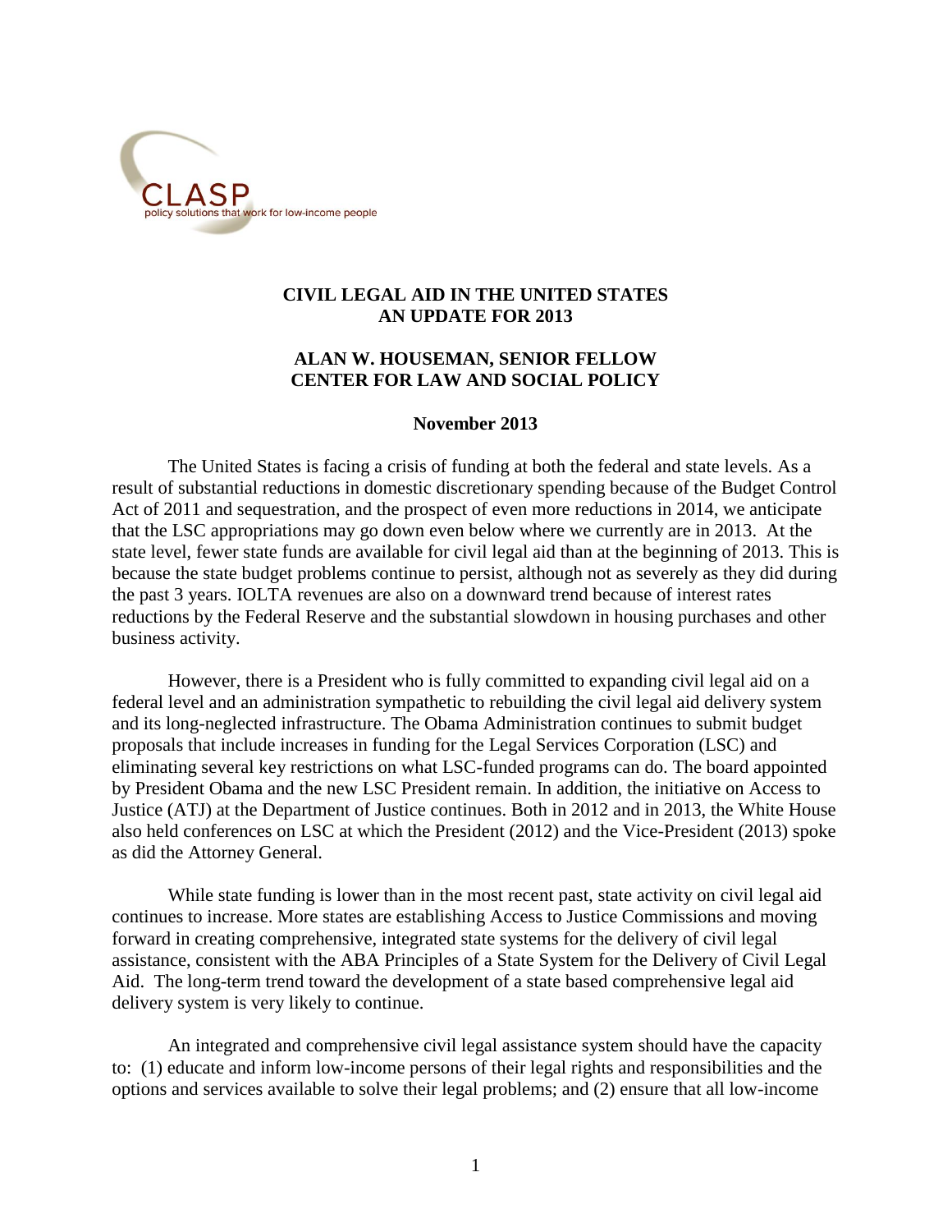CLASP
policy solutions that work for low-income people

# CIVIL LEGAL AID IN THE UNITED STATES
# AN UPDATE FOR 2013

**ALAN W. HOUSEMAN, SENIOR FELLOW**
**CENTER FOR LAW AND SOCIAL POLICY**

**November 2013**

The United States is facing a crisis of funding at both the federal and state levels. As a result of substantial reductions in domestic discretionary spending because of the Budget Control Act of 2011 and sequestration, and the prospect of even more reductions in 2014, we anticipate that the LSC appropriations may go down even below where we currently are in 2013. At the state level, fewer state funds are available for civil legal aid than at the beginning of 2013. This is because the state budget problems continue to persist, although not as severely as they did during the past 3 years. IOLTA revenues are also on a downward trend because of interest rates reductions by the Federal Reserve and the substantial slowdown in housing purchases and other business activity.

However, there is a President who is fully committed to expanding civil legal aid on a federal level and an administration sympathetic to rebuilding the civil legal aid delivery system and its long-neglected infrastructure. The Obama Administration continues to submit budget proposals that include increases in funding for the Legal Services Corporation (LSC) and eliminating several key restrictions on what LSC-funded programs can do. The board appointed by President Obama and the new LSC President remain. In addition, the initiative on Access to Justice (ATJ) at the Department of Justice continues. Both in 2012 and in 2013, the White House also held conferences on LSC at which the President (2012) and the Vice-President (2013) spoke as did the Attorney General.

While state funding is lower than in the most recent past, state activity on civil legal aid continues to increase. More states are establishing Access to Justice Commissions and moving forward in creating comprehensive, integrated state systems for the delivery of civil legal assistance, consistent with the ABA Principles of a State System for the Delivery of Civil Legal Aid. The long-term trend toward the development of a state based comprehensive legal aid delivery system is very likely to continue.

An integrated and comprehensive civil legal assistance system should have the capacity to: (1) educate and inform low-income persons of their legal rights and responsibilities and the options and services available to solve their legal problems; and (2) ensure that all low-income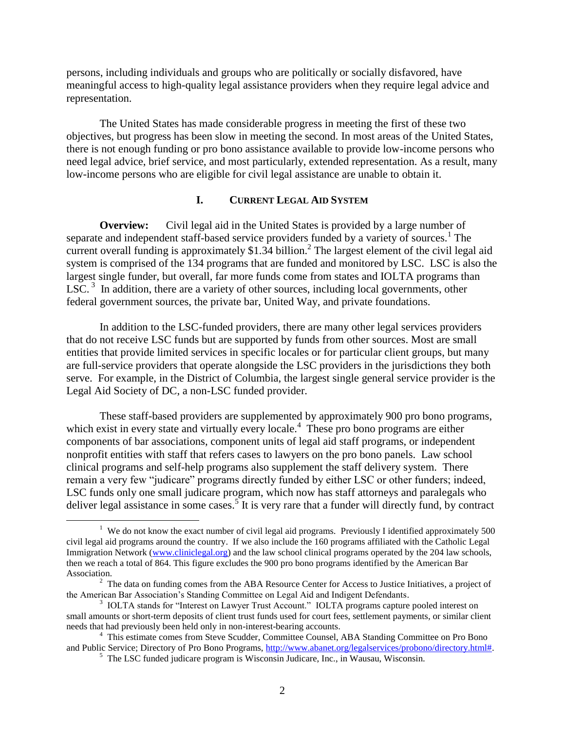persons, including individuals and groups who are politically or socially disfavored, have meaningful access to high-quality legal assistance providers when they require legal advice and representation.

The United States has made considerable progress in meeting the first of these two objectives, but progress has been slow in meeting the second. In most areas of the United States, there is not enough funding or pro bono assistance available to provide low-income persons who need legal advice, brief service, and most particularly, extended representation. As a result, many low-income persons who are eligible for civil legal assistance are unable to obtain it.

## I. CURRENT LEGAL AID SYSTEM

**Overview:** Civil legal aid in the United States is provided by a large number of separate and independent staff-based service providers funded by a variety of sources.[1] The current overall funding is approximately $1.34 billion.[2] The largest element of the civil legal aid system is comprised of the 134 programs that are funded and monitored by LSC. LSC is also the largest single funder, but overall, far more funds come from states and IOLTA programs than LSC.[3] In addition, there are a variety of other sources, including local governments, other federal government sources, the private bar, United Way, and private foundations.

In addition to the LSC-funded providers, there are many other legal services providers that do not receive LSC funds but are supported by funds from other sources. Most are small entities that provide limited services in specific locales or for particular client groups, but many are full-service providers that operate alongside the LSC providers in the jurisdictions they both serve. For example, in the District of Columbia, the largest single general service provider is the Legal Aid Society of DC, a non-LSC funded provider.

These staff-based providers are supplemented by approximately 900 pro bono programs, which exist in every state and virtually every locale.[4] These pro bono programs are either components of bar associations, component units of legal aid staff programs, or independent nonprofit entities with staff that refers cases to lawyers on the pro bono panels. Law school clinical programs and self-help programs also supplement the staff delivery system. There remain a very few "judicare" programs directly funded by either LSC or other funders; indeed, LSC funds only one small judicare program, which now has staff attorneys and paralegals who deliver legal assistance in some cases.[5] It is very rare that a funder will directly fund, by contract

---

[1] We do not know the exact number of civil legal aid programs. Previously I identified approximately 500 civil legal aid programs around the country. If we also include the 160 programs affiliated with the Catholic Legal Immigration Network (www.cliniclegal.org) and the law school clinical programs operated by the 204 law schools, then we reach a total of 864. This figure excludes the 900 pro bono programs identified by the American Bar Association.

[2] The data on funding comes from the ABA Resource Center for Access to Justice Initiatives, a project of the American Bar Association's Standing Committee on Legal Aid and Indigent Defendants.

[3] IOLTA stands for "Interest on Lawyer Trust Account." IOLTA programs capture pooled interest on small amounts or short-term deposits of client trust funds used for court fees, settlement payments, or similar client needs that had previously been held only in non-interest-bearing accounts.

[4] This estimate comes from Steve Scudder, Committee Counsel, ABA Standing Committee on Pro Bono and Public Service; Directory of Pro Bono Programs, http://www.abanet.org/legalservices/probono/directory.html#.

[5] The LSC funded judicare program is Wisconsin Judicare, Inc., in Wausau, Wisconsin.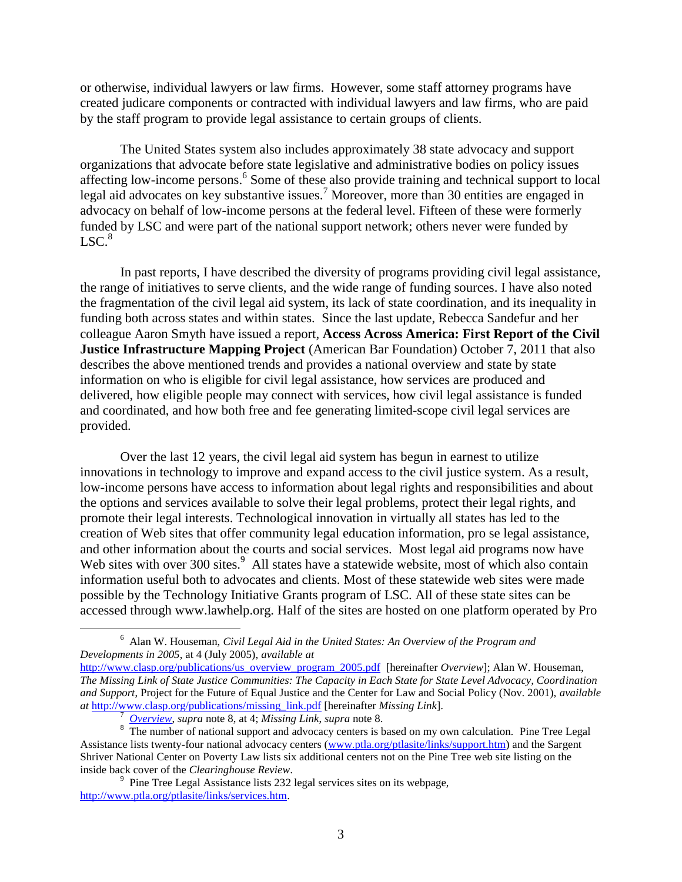or otherwise, individual lawyers or law firms. However, some staff attorney programs have created judicare components or contracted with individual lawyers and law firms, who are paid by the staff program to provide legal assistance to certain groups of clients.

The United States system also includes approximately 38 state advocacy and support organizations that advocate before state legislative and administrative bodies on policy issues affecting low-income persons.[6] Some of these also provide training and technical support to local legal aid advocates on key substantive issues.[7] Moreover, more than 30 entities are engaged in advocacy on behalf of low-income persons at the federal level. Fifteen of these were formerly funded by LSC and were part of the national support network; others never were funded by LSC.[8]

In past reports, I have described the diversity of programs providing civil legal assistance, the range of initiatives to serve clients, and the wide range of funding sources. I have also noted the fragmentation of the civil legal aid system, its lack of state coordination, and its inequality in funding both across states and within states. Since the last update, Rebecca Sandefur and her colleague Aaron Smyth have issued a report, **Access Across America: First Report of the Civil Justice Infrastructure Mapping Project** (American Bar Foundation) October 7, 2011 that also describes the above mentioned trends and provides a national overview and state by state information on who is eligible for civil legal assistance, how services are produced and delivered, how eligible people may connect with services, how civil legal assistance is funded and coordinated, and how both free and fee generating limited-scope civil legal services are provided.

Over the last 12 years, the civil legal aid system has begun in earnest to utilize innovations in technology to improve and expand access to the civil justice system. As a result, low-income persons have access to information about legal rights and responsibilities and about the options and services available to solve their legal problems, protect their legal rights, and promote their legal interests. Technological innovation in virtually all states has led to the creation of Web sites that offer community legal education information, pro se legal assistance, and other information about the courts and social services. Most legal aid programs now have Web sites with over 300 sites.[9] All states have a statewide website, most of which also contain information useful both to advocates and clients. Most of these statewide web sites were made possible by the Technology Initiative Grants program of LSC. All of these state sites can be accessed through www.lawhelp.org. Half of the sites are hosted on one platform operated by Pro

---

[6] Alan W. Houseman, *Civil Legal Aid in the United States: An Overview of the Program and Developments in 2005*, at 4 (July 2005), *available at* http://www.clasp.org/publications/us_overview_program_2005.pdf [hereinafter *Overview*]; Alan W. Houseman, *The Missing Link of State Justice Communities: The Capacity in Each State for State Level Advocacy, Coordination and Support*, Project for the Future of Equal Justice and the Center for Law and Social Policy (Nov. 2001), *available at* http://www.clasp.org/publications/missing_link.pdf [hereinafter *Missing Link*].

[7] *Overview*, *supra* note 8, at 4; *Missing Link*, *supra* note 8.

[8] The number of national support and advocacy centers is based on my own calculation. Pine Tree Legal Assistance lists twenty-four national advocacy centers (www.ptla.org/ptlasite/links/support.htm) and the Sargent Shriver National Center on Poverty Law lists six additional centers not on the Pine Tree web site listing on the inside back cover of the *Clearinghouse Review*.

[9] Pine Tree Legal Assistance lists 232 legal services sites on its webpage, http://www.ptla.org/ptlasite/links/services.htm.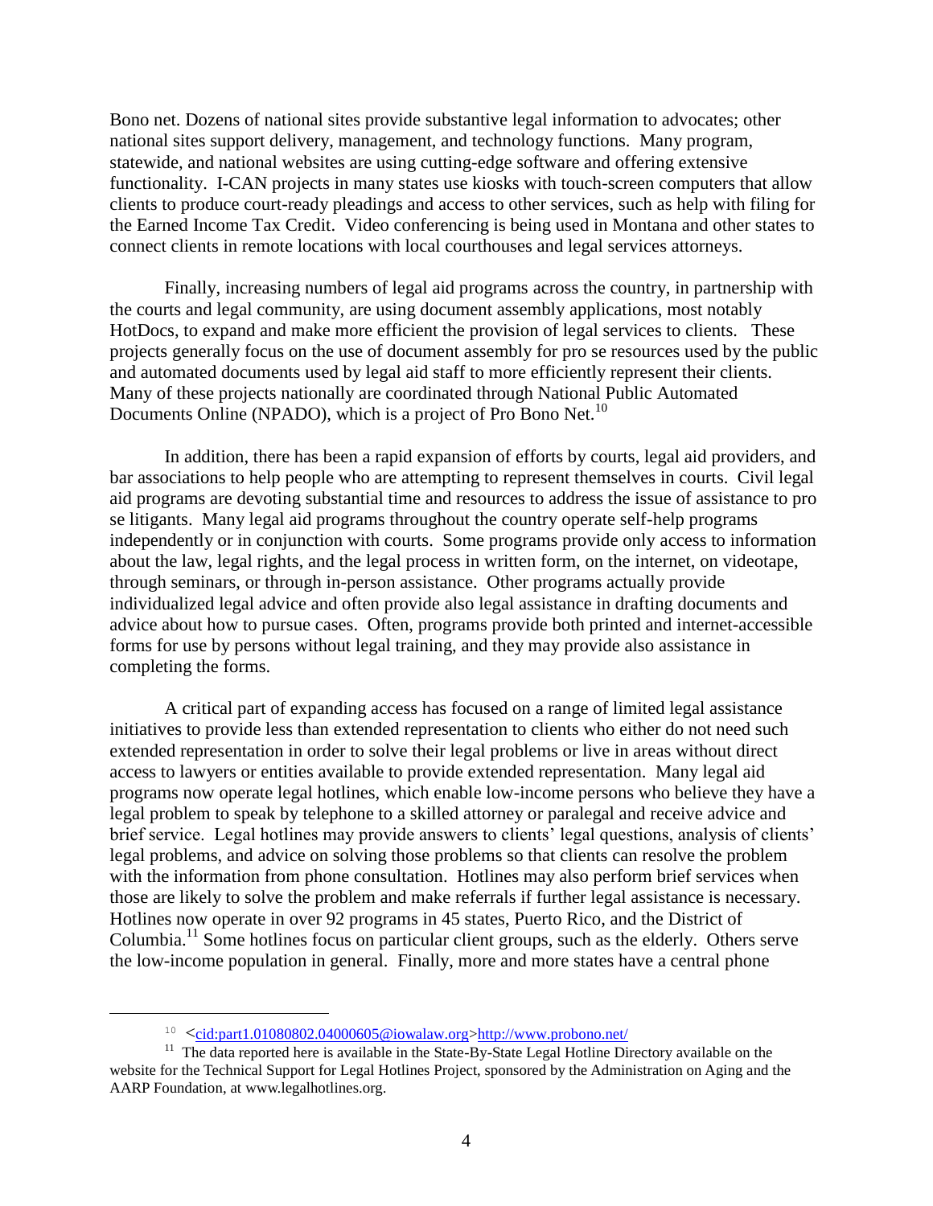Bono net. Dozens of national sites provide substantive legal information to advocates; other national sites support delivery, management, and technology functions. Many program, statewide, and national websites are using cutting-edge software and offering extensive functionality. I-CAN projects in many states use kiosks with touch-screen computers that allow clients to produce court-ready pleadings and access to other services, such as help with filing for the Earned Income Tax Credit. Video conferencing is being used in Montana and other states to connect clients in remote locations with local courthouses and legal services attorneys.

Finally, increasing numbers of legal aid programs across the country, in partnership with the courts and legal community, are using document assembly applications, most notably HotDocs, to expand and make more efficient the provision of legal services to clients. These projects generally focus on the use of document assembly for pro se resources used by the public and automated documents used by legal aid staff to more efficiently represent their clients. Many of these projects nationally are coordinated through National Public Automated Documents Online (NPADO), which is a project of Pro Bono Net.[10]

In addition, there has been a rapid expansion of efforts by courts, legal aid providers, and bar associations to help people who are attempting to represent themselves in courts. Civil legal aid programs are devoting substantial time and resources to address the issue of assistance to pro se litigants. Many legal aid programs throughout the country operate self-help programs independently or in conjunction with courts. Some programs provide only access to information about the law, legal rights, and the legal process in written form, on the internet, on videotape, through seminars, or through in-person assistance. Other programs actually provide individualized legal advice and often provide also legal assistance in drafting documents and advice about how to pursue cases. Often, programs provide both printed and internet-accessible forms for use by persons without legal training, and they may provide also assistance in completing the forms.

A critical part of expanding access has focused on a range of limited legal assistance initiatives to provide less than extended representation to clients who either do not need such extended representation in order to solve their legal problems or live in areas without direct access to lawyers or entities available to provide extended representation. Many legal aid programs now operate legal hotlines, which enable low-income persons who believe they have a legal problem to speak by telephone to a skilled attorney or paralegal and receive advice and brief service. Legal hotlines may provide answers to clients' legal questions, analysis of clients' legal problems, and advice on solving those problems so that clients can resolve the problem with the information from phone consultation. Hotlines may also perform brief services when those are likely to solve the problem and make referrals if further legal assistance is necessary. Hotlines now operate in over 92 programs in 45 states, Puerto Rico, and the District of Columbia.[11] Some hotlines focus on particular client groups, such as the elderly. Others serve the low-income population in general. Finally, more and more states have a central phone

---

[10] <cid:part1.01080802.04000605@iowalaw.org>http://www.probono.net/

[11] The data reported here is available in the State-By-State Legal Hotline Directory available on the website for the Technical Support for Legal Hotlines Project, sponsored by the Administration on Aging and the AARP Foundation, at www.legalhotlines.org.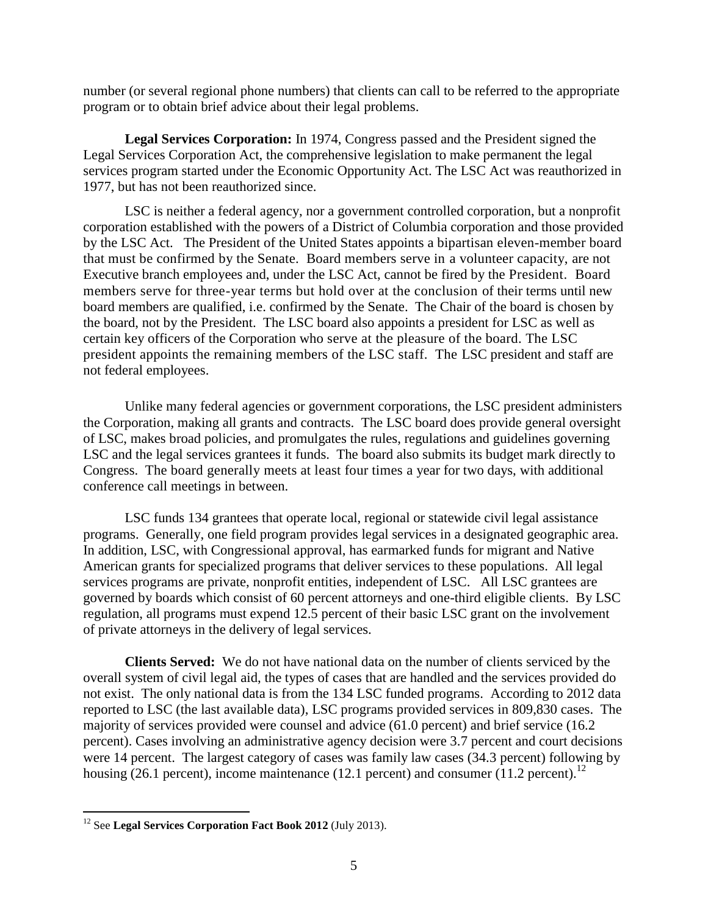number (or several regional phone numbers) that clients can call to be referred to the appropriate program or to obtain brief advice about their legal problems.

**Legal Services Corporation:** In 1974, Congress passed and the President signed the Legal Services Corporation Act, the comprehensive legislation to make permanent the legal services program started under the Economic Opportunity Act. The LSC Act was reauthorized in 1977, but has not been reauthorized since.

LSC is neither a federal agency, nor a government controlled corporation, but a nonprofit corporation established with the powers of a District of Columbia corporation and those provided by the LSC Act. The President of the United States appoints a bipartisan eleven-member board that must be confirmed by the Senate. Board members serve in a volunteer capacity, are not Executive branch employees and, under the LSC Act, cannot be fired by the President. Board members serve for three-year terms but hold over at the conclusion of their terms until new board members are qualified, i.e. confirmed by the Senate. The Chair of the board is chosen by the board, not by the President. The LSC board also appoints a president for LSC as well as certain key officers of the Corporation who serve at the pleasure of the board. The LSC president appoints the remaining members of the LSC staff. The LSC president and staff are not federal employees.

Unlike many federal agencies or government corporations, the LSC president administers the Corporation, making all grants and contracts. The LSC board does provide general oversight of LSC, makes broad policies, and promulgates the rules, regulations and guidelines governing LSC and the legal services grantees it funds. The board also submits its budget mark directly to Congress. The board generally meets at least four times a year for two days, with additional conference call meetings in between.

LSC funds 134 grantees that operate local, regional or statewide civil legal assistance programs. Generally, one field program provides legal services in a designated geographic area. In addition, LSC, with Congressional approval, has earmarked funds for migrant and Native American grants for specialized programs that deliver services to these populations. All legal services programs are private, nonprofit entities, independent of LSC. All LSC grantees are governed by boards which consist of 60 percent attorneys and one-third eligible clients. By LSC regulation, all programs must expend 12.5 percent of their basic LSC grant on the involvement of private attorneys in the delivery of legal services.

**Clients Served:** We do not have national data on the number of clients serviced by the overall system of civil legal aid, the types of cases that are handled and the services provided do not exist. The only national data is from the 134 LSC funded programs. According to 2012 data reported to LSC (the last available data), LSC programs provided services in 809,830 cases. The majority of services provided were counsel and advice (61.0 percent) and brief service (16.2 percent). Cases involving an administrative agency decision were 3.7 percent and court decisions were 14 percent. The largest category of cases was family law cases (34.3 percent) following by housing (26.1 percent), income maintenance (12.1 percent) and consumer (11.2 percent).[12]

---

[12] See **Legal Services Corporation Fact Book 2012** (July 2013).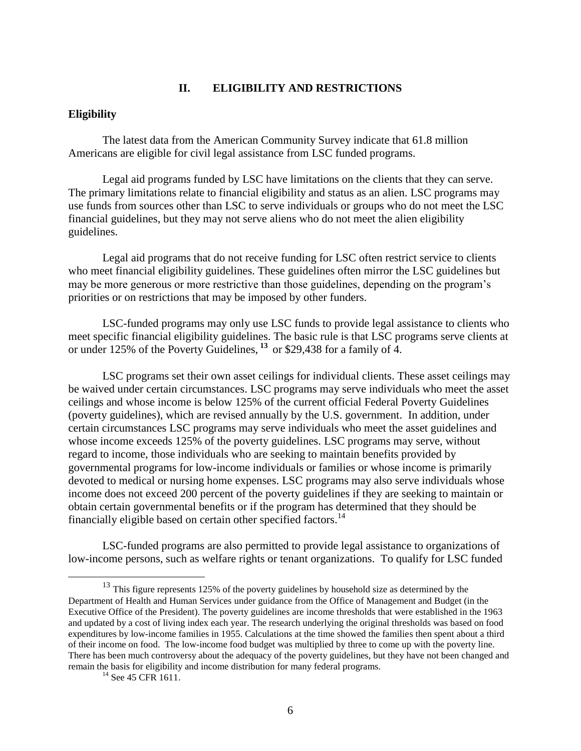## II. ELIGIBILITY AND RESTRICTIONS

### Eligibility

The latest data from the American Community Survey indicate that 61.8 million Americans are eligible for civil legal assistance from LSC funded programs.

Legal aid programs funded by LSC have limitations on the clients that they can serve. The primary limitations relate to financial eligibility and status as an alien. LSC programs may use funds from sources other than LSC to serve individuals or groups who do not meet the LSC financial guidelines, but they may not serve aliens who do not meet the alien eligibility guidelines.

Legal aid programs that do not receive funding for LSC often restrict service to clients who meet financial eligibility guidelines. These guidelines often mirror the LSC guidelines but may be more generous or more restrictive than those guidelines, depending on the program's priorities or on restrictions that may be imposed by other funders.

LSC-funded programs may only use LSC funds to provide legal assistance to clients who meet specific financial eligibility guidelines. The basic rule is that LSC programs serve clients at or under 125% of the Poverty Guidelines,[13] or $29,438 for a family of 4.

LSC programs set their own asset ceilings for individual clients. These asset ceilings may be waived under certain circumstances. LSC programs may serve individuals who meet the asset ceilings and whose income is below 125% of the current official Federal Poverty Guidelines (poverty guidelines), which are revised annually by the U.S. government. In addition, under certain circumstances LSC programs may serve individuals who meet the asset guidelines and whose income exceeds 125% of the poverty guidelines. LSC programs may serve, without regard to income, those individuals who are seeking to maintain benefits provided by governmental programs for low-income individuals or families or whose income is primarily devoted to medical or nursing home expenses. LSC programs may also serve individuals whose income does not exceed 200 percent of the poverty guidelines if they are seeking to maintain or obtain certain governmental benefits or if the program has determined that they should be financially eligible based on certain other specified factors.[14]

LSC-funded programs are also permitted to provide legal assistance to organizations of low-income persons, such as welfare rights or tenant organizations. To qualify for LSC funded

---

[13] This figure represents 125% of the poverty guidelines by household size as determined by the Department of Health and Human Services under guidance from the Office of Management and Budget (in the Executive Office of the President). The poverty guidelines are income thresholds that were established in the 1963 and updated by a cost of living index each year. The research underlying the original thresholds was based on food expenditures by low-income families in 1955. Calculations at the time showed the families then spent about a third of their income on food. The low-income food budget was multiplied by three to come up with the poverty line. There has been much controversy about the adequacy of the poverty guidelines, but they have not been changed and remain the basis for eligibility and income distribution for many federal programs.

[14] See 45 CFR 1611.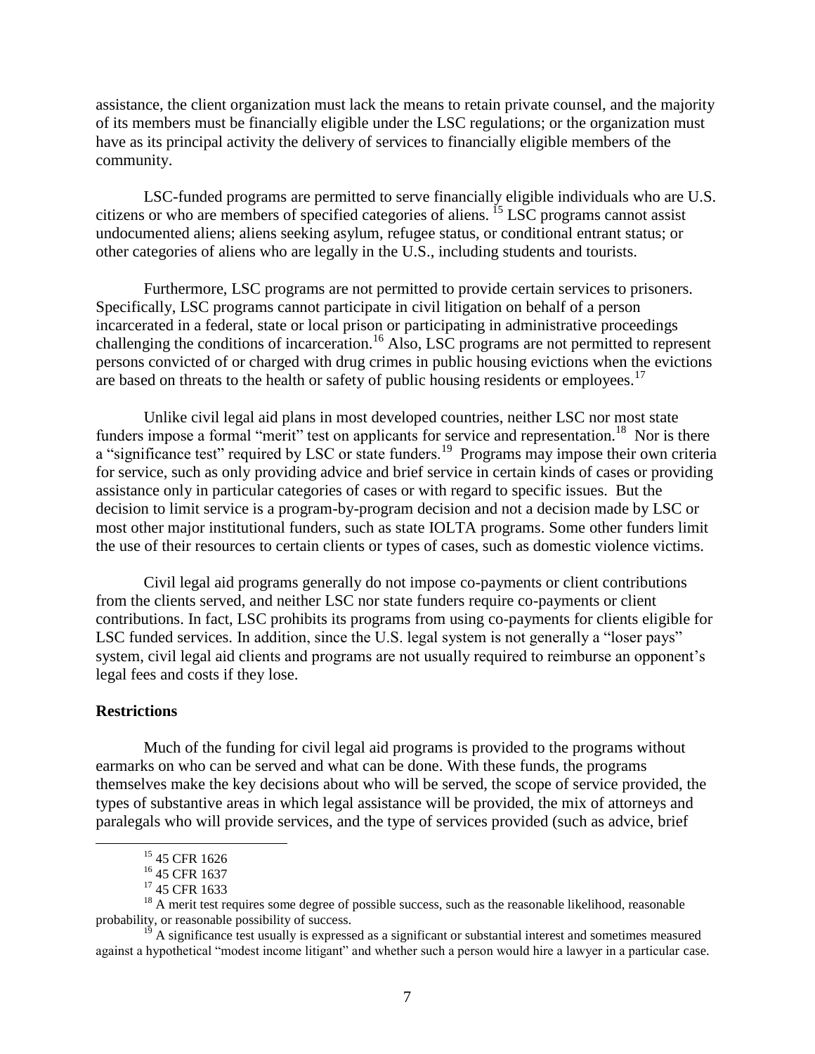assistance, the client organization must lack the means to retain private counsel, and the majority of its members must be financially eligible under the LSC regulations; or the organization must have as its principal activity the delivery of services to financially eligible members of the community.

LSC-funded programs are permitted to serve financially eligible individuals who are U.S. citizens or who are members of specified categories of aliens.[15] LSC programs cannot assist undocumented aliens; aliens seeking asylum, refugee status, or conditional entrant status; or other categories of aliens who are legally in the U.S., including students and tourists.

Furthermore, LSC programs are not permitted to provide certain services to prisoners. Specifically, LSC programs cannot participate in civil litigation on behalf of a person incarcerated in a federal, state or local prison or participating in administrative proceedings challenging the conditions of incarceration.[16] Also, LSC programs are not permitted to represent persons convicted of or charged with drug crimes in public housing evictions when the evictions are based on threats to the health or safety of public housing residents or employees.[17]

Unlike civil legal aid plans in most developed countries, neither LSC nor most state funders impose a formal "merit" test on applicants for service and representation.[18] Nor is there a "significance test" required by LSC or state funders.[19] Programs may impose their own criteria for service, such as only providing advice and brief service in certain kinds of cases or providing assistance only in particular categories of cases or with regard to specific issues. But the decision to limit service is a program-by-program decision and not a decision made by LSC or most other major institutional funders, such as state IOLTA programs. Some other funders limit the use of their resources to certain clients or types of cases, such as domestic violence victims.

Civil legal aid programs generally do not impose co-payments or client contributions from the clients served, and neither LSC nor state funders require co-payments or client contributions. In fact, LSC prohibits its programs from using co-payments for clients eligible for LSC funded services. In addition, since the U.S. legal system is not generally a "loser pays" system, civil legal aid clients and programs are not usually required to reimburse an opponent's legal fees and costs if they lose.

**Restrictions**

Much of the funding for civil legal aid programs is provided to the programs without earmarks on who can be served and what can be done. With these funds, the programs themselves make the key decisions about who will be served, the scope of service provided, the types of substantive areas in which legal assistance will be provided, the mix of attorneys and paralegals who will provide services, and the type of services provided (such as advice, brief

---

[15] 45 CFR 1626

[16] 45 CFR 1637

[17] 45 CFR 1633

[18] A merit test requires some degree of possible success, such as the reasonable likelihood, reasonable probability, or reasonable possibility of success.

[19] A significance test usually is expressed as a significant or substantial interest and sometimes measured against a hypothetical "modest income litigant" and whether such a person would hire a lawyer in a particular case.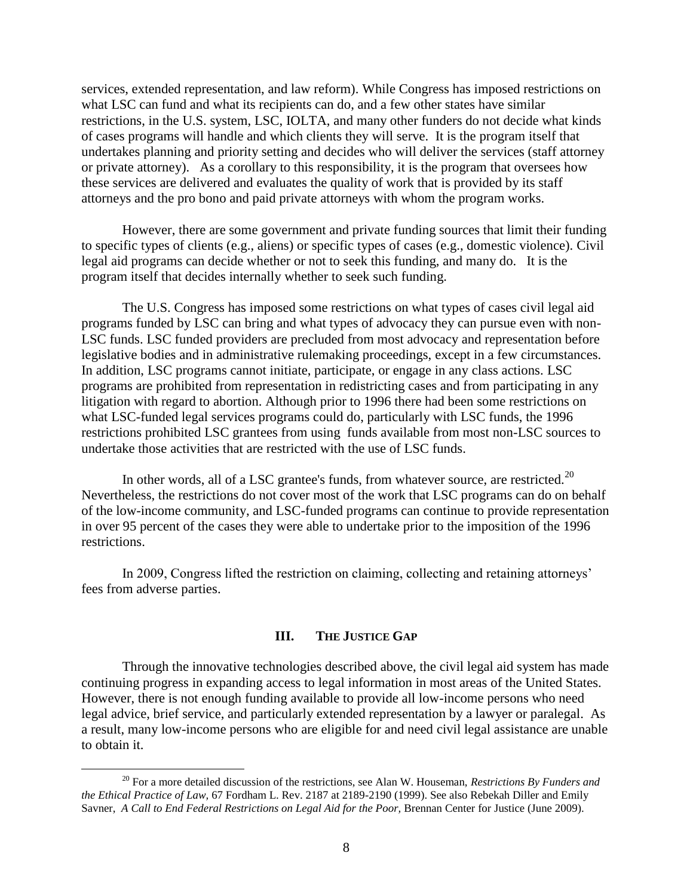services, extended representation, and law reform). While Congress has imposed restrictions on what LSC can fund and what its recipients can do, and a few other states have similar restrictions, in the U.S. system, LSC, IOLTA, and many other funders do not decide what kinds of cases programs will handle and which clients they will serve. It is the program itself that undertakes planning and priority setting and decides who will deliver the services (staff attorney or private attorney). As a corollary to this responsibility, it is the program that oversees how these services are delivered and evaluates the quality of work that is provided by its staff attorneys and the pro bono and paid private attorneys with whom the program works.

However, there are some government and private funding sources that limit their funding to specific types of clients (e.g., aliens) or specific types of cases (e.g., domestic violence). Civil legal aid programs can decide whether or not to seek this funding, and many do. It is the program itself that decides internally whether to seek such funding.

The U.S. Congress has imposed some restrictions on what types of cases civil legal aid programs funded by LSC can bring and what types of advocacy they can pursue even with non-LSC funds. LSC funded providers are precluded from most advocacy and representation before legislative bodies and in administrative rulemaking proceedings, except in a few circumstances. In addition, LSC programs cannot initiate, participate, or engage in any class actions. LSC programs are prohibited from representation in redistricting cases and from participating in any litigation with regard to abortion. Although prior to 1996 there had been some restrictions on what LSC-funded legal services programs could do, particularly with LSC funds, the 1996 restrictions prohibited LSC grantees from using funds available from most non-LSC sources to undertake those activities that are restricted with the use of LSC funds.

In other words, all of a LSC grantee's funds, from whatever source, are restricted.[20] Nevertheless, the restrictions do not cover most of the work that LSC programs can do on behalf of the low-income community, and LSC-funded programs can continue to provide representation in over 95 percent of the cases they were able to undertake prior to the imposition of the 1996 restrictions.

In 2009, Congress lifted the restriction on claiming, collecting and retaining attorneys' fees from adverse parties.

## III. THE JUSTICE GAP

Through the innovative technologies described above, the civil legal aid system has made continuing progress in expanding access to legal information in most areas of the United States. However, there is not enough funding available to provide all low-income persons who need legal advice, brief service, and particularly extended representation by a lawyer or paralegal. As a result, many low-income persons who are eligible for and need civil legal assistance are unable to obtain it.

[20] For a more detailed discussion of the restrictions, see Alan W. Houseman, *Restrictions By Funders and the Ethical Practice of Law,* 67 Fordham L. Rev. 2187 at 2189-2190 (1999). See also Rebekah Diller and Emily Savner, *A Call to End Federal Restrictions on Legal Aid for the Poor,* Brennan Center for Justice (June 2009).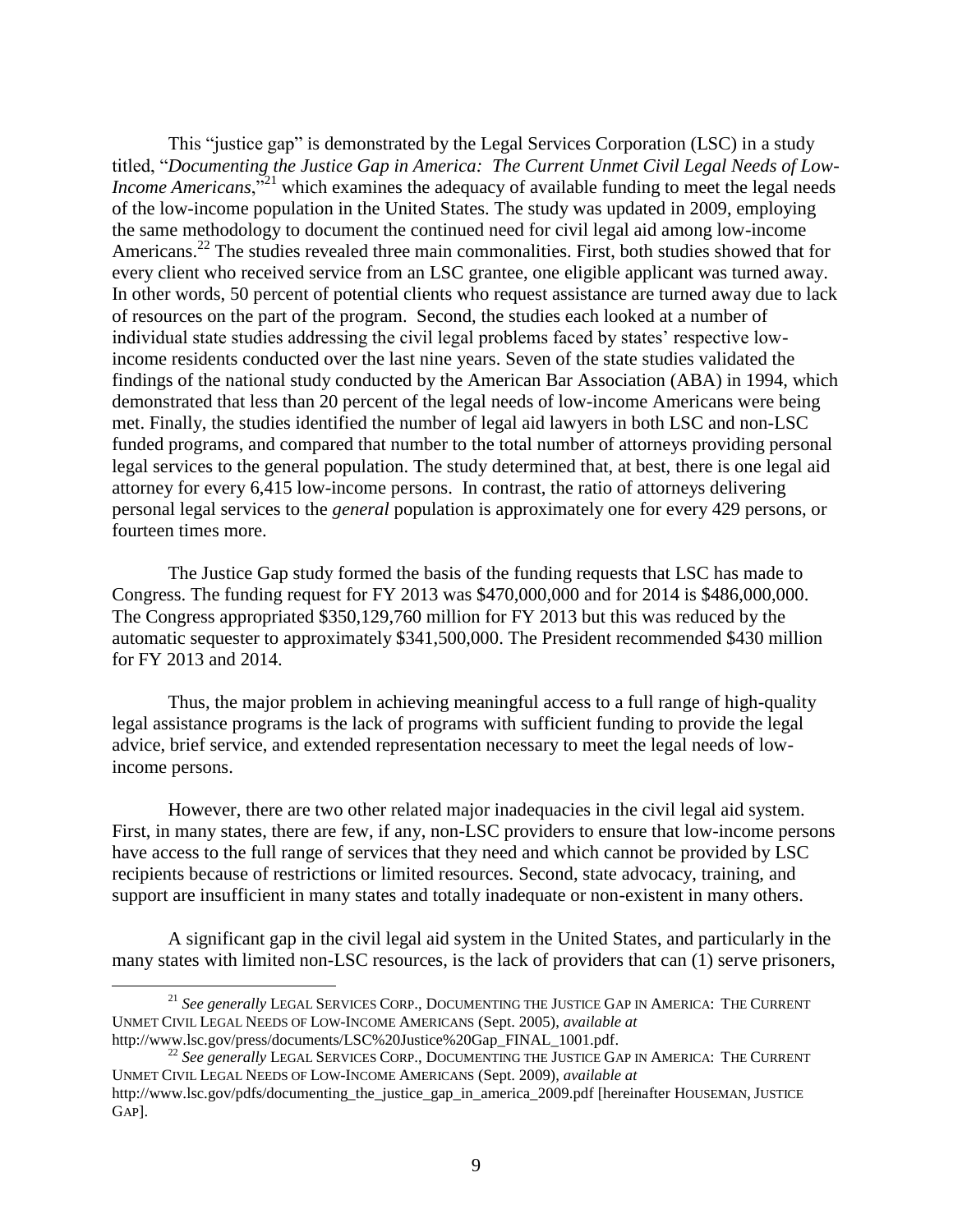This "justice gap" is demonstrated by the Legal Services Corporation (LSC) in a study titled, "*Documenting the Justice Gap in America: The Current Unmet Civil Legal Needs of Low-Income Americans*,"[21] which examines the adequacy of available funding to meet the legal needs of the low-income population in the United States. The study was updated in 2009, employing the same methodology to document the continued need for civil legal aid among low-income Americans.[22] The studies revealed three main commonalities. First, both studies showed that for every client who received service from an LSC grantee, one eligible applicant was turned away. In other words, 50 percent of potential clients who request assistance are turned away due to lack of resources on the part of the program. Second, the studies each looked at a number of individual state studies addressing the civil legal problems faced by states' respective low-income residents conducted over the last nine years. Seven of the state studies validated the findings of the national study conducted by the American Bar Association (ABA) in 1994, which demonstrated that less than 20 percent of the legal needs of low-income Americans were being met. Finally, the studies identified the number of legal aid lawyers in both LSC and non-LSC funded programs, and compared that number to the total number of attorneys providing personal legal services to the general population. The study determined that, at best, there is one legal aid attorney for every 6,415 low-income persons. In contrast, the ratio of attorneys delivering personal legal services to the *general* population is approximately one for every 429 persons, or fourteen times more.

The Justice Gap study formed the basis of the funding requests that LSC has made to Congress. The funding request for FY 2013 was $470,000,000 and for 2014 is $486,000,000. The Congress appropriated $350,129,760 million for FY 2013 but this was reduced by the automatic sequester to approximately $341,500,000. The President recommended $430 million for FY 2013 and 2014.

Thus, the major problem in achieving meaningful access to a full range of high-quality legal assistance programs is the lack of programs with sufficient funding to provide the legal advice, brief service, and extended representation necessary to meet the legal needs of low-income persons.

However, there are two other related major inadequacies in the civil legal aid system. First, in many states, there are few, if any, non-LSC providers to ensure that low-income persons have access to the full range of services that they need and which cannot be provided by LSC recipients because of restrictions or limited resources. Second, state advocacy, training, and support are insufficient in many states and totally inadequate or non-existent in many others.

A significant gap in the civil legal aid system in the United States, and particularly in the many states with limited non-LSC resources, is the lack of providers that can (1) serve prisoners,

---

[21] *See generally* LEGAL SERVICES CORP., DOCUMENTING THE JUSTICE GAP IN AMERICA: THE CURRENT UNMET CIVIL LEGAL NEEDS OF LOW-INCOME AMERICANS (Sept. 2005), *available at* http://www.lsc.gov/press/documents/LSC%20Justice%20Gap_FINAL_1001.pdf.

[22] *See generally* LEGAL SERVICES CORP., DOCUMENTING THE JUSTICE GAP IN AMERICA: THE CURRENT UNMET CIVIL LEGAL NEEDS OF LOW-INCOME AMERICANS (Sept. 2009), *available at* http://www.lsc.gov/pdfs/documenting_the_justice_gap_in_america_2009.pdf [hereinafter HOUSEMAN, JUSTICE GAP].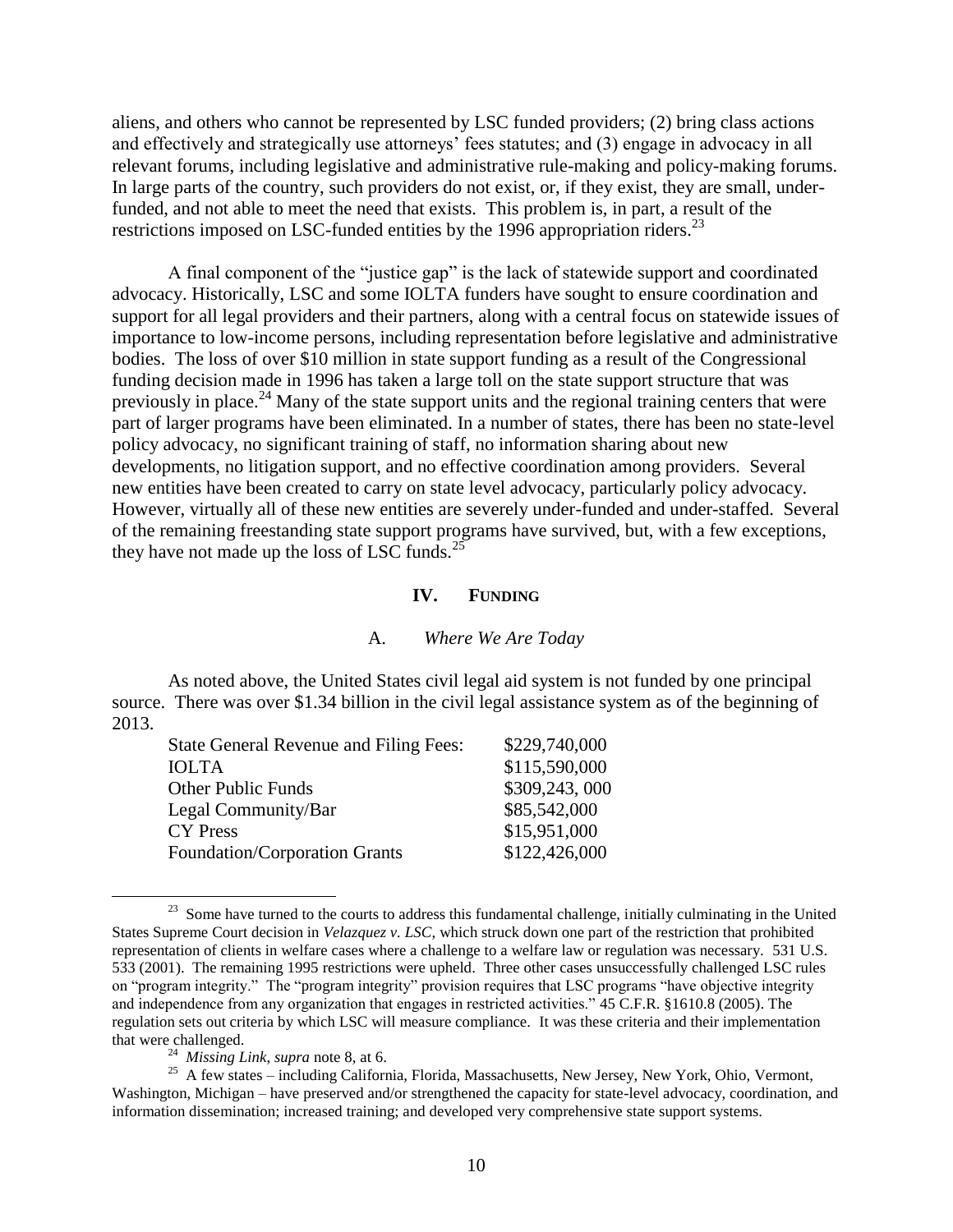aliens, and others who cannot be represented by LSC funded providers; (2) bring class actions and effectively and strategically use attorneys' fees statutes; and (3) engage in advocacy in all relevant forums, including legislative and administrative rule-making and policy-making forums. In large parts of the country, such providers do not exist, or, if they exist, they are small, under-funded, and not able to meet the need that exists. This problem is, in part, a result of the restrictions imposed on LSC-funded entities by the 1996 appropriation riders.[23]

A final component of the "justice gap" is the lack of statewide support and coordinated advocacy. Historically, LSC and some IOLTA funders have sought to ensure coordination and support for all legal providers and their partners, along with a central focus on statewide issues of importance to low-income persons, including representation before legislative and administrative bodies. The loss of over $10 million in state support funding as a result of the Congressional funding decision made in 1996 has taken a large toll on the state support structure that was previously in place.[24] Many of the state support units and the regional training centers that were part of larger programs have been eliminated. In a number of states, there has been no state-level policy advocacy, no significant training of staff, no information sharing about new developments, no litigation support, and no effective coordination among providers. Several new entities have been created to carry on state level advocacy, particularly policy advocacy. However, virtually all of these new entities are severely under-funded and under-staffed. Several of the remaining freestanding state support programs have survived, but, with a few exceptions, they have not made up the loss of LSC funds.[25]

## IV. Funding

### A. *Where We Are Today*

As noted above, the United States civil legal aid system is not funded by one principal source. There was over $1.34 billion in the civil legal assistance system as of the beginning of 2013.

| | |
|---|---|
| State General Revenue and Filing Fees: | $229,740,000 |
| IOLTA | $115,590,000 |
| Other Public Funds | $309,243, 000 |
| Legal Community/Bar | $85,542,000 |
| CY Press | $15,951,000 |
| Foundation/Corporation Grants | $122,426,000 |

---

[23] Some have turned to the courts to address this fundamental challenge, initially culminating in the United States Supreme Court decision in *Velazquez v. LSC*, which struck down one part of the restriction that prohibited representation of clients in welfare cases where a challenge to a welfare law or regulation was necessary. 531 U.S. 533 (2001). The remaining 1995 restrictions were upheld. Three other cases unsuccessfully challenged LSC rules on "program integrity." The "program integrity" provision requires that LSC programs "have objective integrity and independence from any organization that engages in restricted activities." 45 C.F.R. §1610.8 (2005). The regulation sets out criteria by which LSC will measure compliance. It was these criteria and their implementation that were challenged.

[24] *Missing Link*, *supra* note 8, at 6.

[25] A few states – including California, Florida, Massachusetts, New Jersey, New York, Ohio, Vermont, Washington, Michigan – have preserved and/or strengthened the capacity for state-level advocacy, coordination, and information dissemination; increased training; and developed very comprehensive state support systems.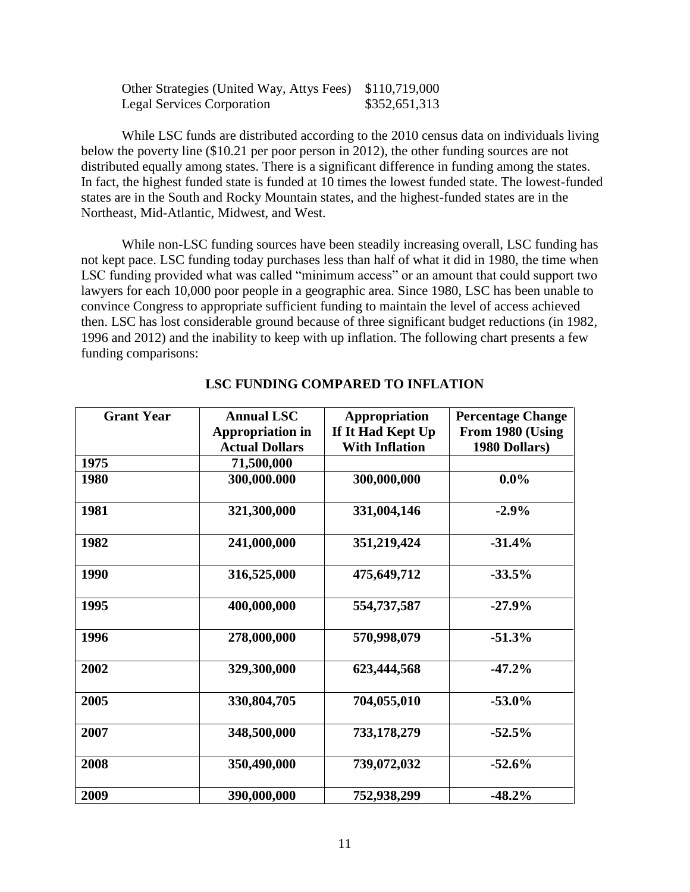| | |
|---|---|
| Other Strategies (United Way, Attys Fees) | $110,719,000 |
| Legal Services Corporation | $352,651,313 |

While LSC funds are distributed according to the 2010 census data on individuals living below the poverty line ($10.21 per poor person in 2012), the other funding sources are not distributed equally among states. There is a significant difference in funding among the states. In fact, the highest funded state is funded at 10 times the lowest funded state. The lowest-funded states are in the South and Rocky Mountain states, and the highest-funded states are in the Northeast, Mid-Atlantic, Midwest, and West.

While non-LSC funding sources have been steadily increasing overall, LSC funding has not kept pace. LSC funding today purchases less than half of what it did in 1980, the time when LSC funding provided what was called "minimum access" or an amount that could support two lawyers for each 10,000 poor people in a geographic area. Since 1980, LSC has been unable to convince Congress to appropriate sufficient funding to maintain the level of access achieved then. LSC has lost considerable ground because of three significant budget reductions (in 1982, 1996 and 2012) and the inability to keep with up inflation. The following chart presents a few funding comparisons:

**LSC FUNDING COMPARED TO INFLATION**

| Grant Year | Annual LSC Appropriation in Actual Dollars | Appropriation If It Had Kept Up With Inflation | Percentage Change From 1980 (Using 1980 Dollars) |
|---|---|---|---|
| 1975 | 71,500,000 | | |
| 1980 | 300,000.000 | 300,000,000 | 0.0% |
| 1981 | 321,300,000 | 331,004,146 | -2.9% |
| 1982 | 241,000,000 | 351,219,424 | -31.4% |
| 1990 | 316,525,000 | 475,649,712 | -33.5% |
| 1995 | 400,000,000 | 554,737,587 | -27.9% |
| 1996 | 278,000,000 | 570,998,079 | -51.3% |
| 2002 | 329,300,000 | 623,444,568 | -47.2% |
| 2005 | 330,804,705 | 704,055,010 | -53.0% |
| 2007 | 348,500,000 | 733,178,279 | -52.5% |
| 2008 | 350,490,000 | 739,072,032 | -52.6% |
| 2009 | 390,000,000 | 752,938,299 | -48.2% |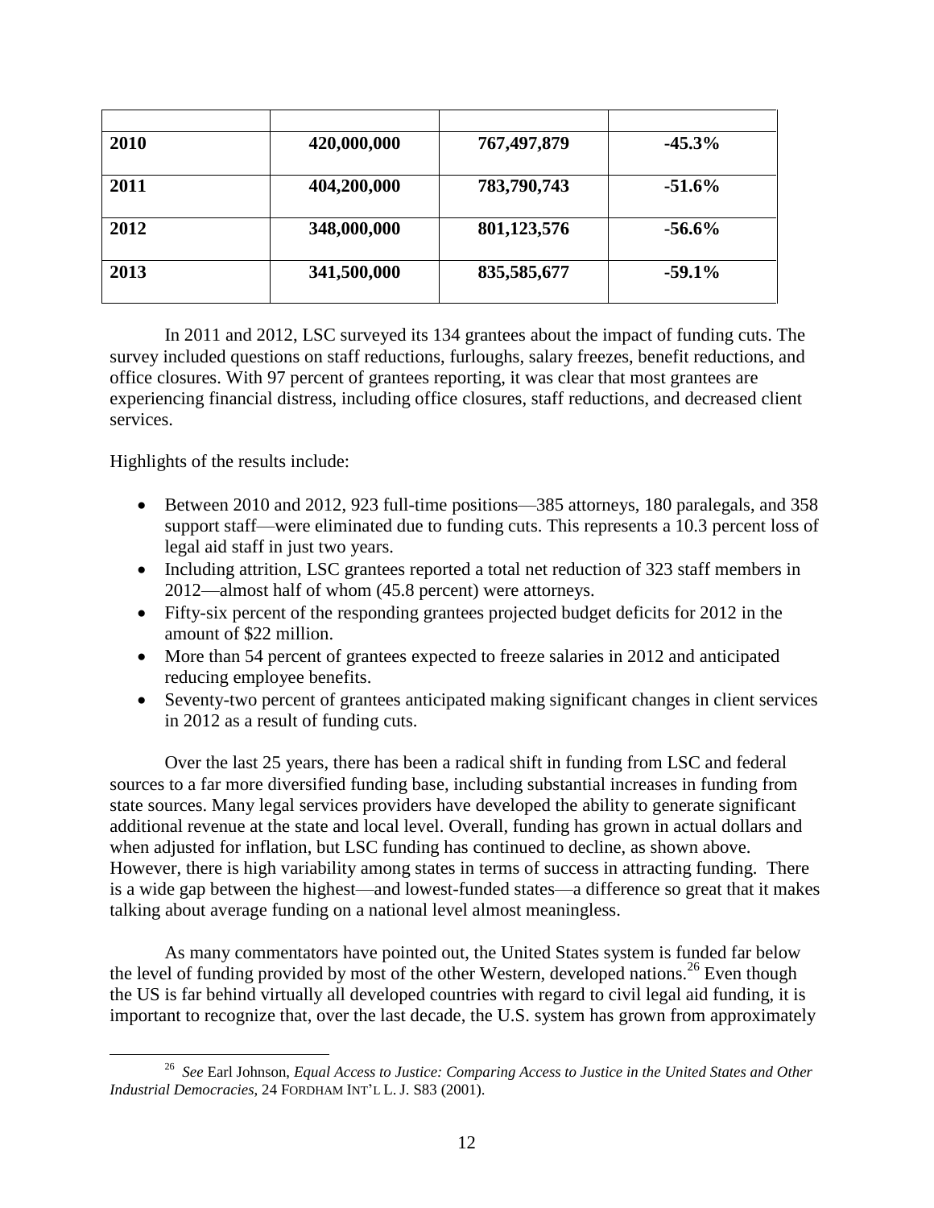| | | | |
|---|---|---|---|
| **2010** | **420,000,000** | **767,497,879** | **-45.3%** |
| **2011** | **404,200,000** | **783,790,743** | **-51.6%** |
| **2012** | **348,000,000** | **801,123,576** | **-56.6%** |
| **2013** | **341,500,000** | **835,585,677** | **-59.1%** |

In 2011 and 2012, LSC surveyed its 134 grantees about the impact of funding cuts. The survey included questions on staff reductions, furloughs, salary freezes, benefit reductions, and office closures. With 97 percent of grantees reporting, it was clear that most grantees are experiencing financial distress, including office closures, staff reductions, and decreased client services.

Highlights of the results include:

- Between 2010 and 2012, 923 full-time positions—385 attorneys, 180 paralegals, and 358 support staff—were eliminated due to funding cuts. This represents a 10.3 percent loss of legal aid staff in just two years.
- Including attrition, LSC grantees reported a total net reduction of 323 staff members in 2012—almost half of whom (45.8 percent) were attorneys.
- Fifty-six percent of the responding grantees projected budget deficits for 2012 in the amount of $22 million.
- More than 54 percent of grantees expected to freeze salaries in 2012 and anticipated reducing employee benefits.
- Seventy-two percent of grantees anticipated making significant changes in client services in 2012 as a result of funding cuts.

Over the last 25 years, there has been a radical shift in funding from LSC and federal sources to a far more diversified funding base, including substantial increases in funding from state sources. Many legal services providers have developed the ability to generate significant additional revenue at the state and local level. Overall, funding has grown in actual dollars and when adjusted for inflation, but LSC funding has continued to decline, as shown above. However, there is high variability among states in terms of success in attracting funding. There is a wide gap between the highest—and lowest-funded states—a difference so great that it makes talking about average funding on a national level almost meaningless.

As many commentators have pointed out, the United States system is funded far below the level of funding provided by most of the other Western, developed nations.[26] Even though the US is far behind virtually all developed countries with regard to civil legal aid funding, it is important to recognize that, over the last decade, the U.S. system has grown from approximately

[26] *See* Earl Johnson, *Equal Access to Justice: Comparing Access to Justice in the United States and Other Industrial Democracies*, 24 FORDHAM INT'L L. J. S83 (2001).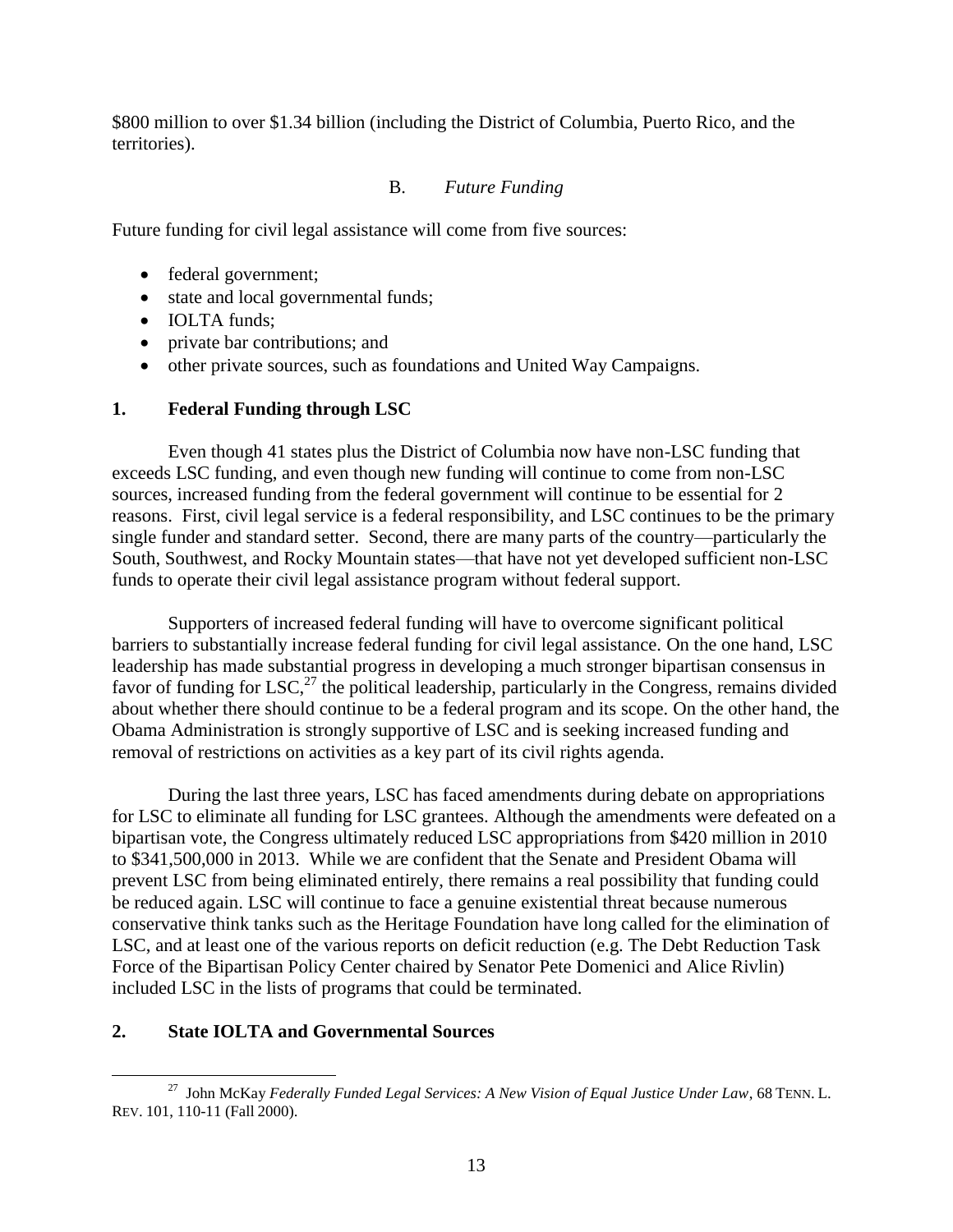$800 million to over $1.34 billion (including the District of Columbia, Puerto Rico, and the territories).

## B. *Future Funding*

Future funding for civil legal assistance will come from five sources:

- federal government;
- state and local governmental funds;
- IOLTA funds;
- private bar contributions; and
- other private sources, such as foundations and United Way Campaigns.

### 1. Federal Funding through LSC

Even though 41 states plus the District of Columbia now have non-LSC funding that exceeds LSC funding, and even though new funding will continue to come from non-LSC sources, increased funding from the federal government will continue to be essential for 2 reasons. First, civil legal service is a federal responsibility, and LSC continues to be the primary single funder and standard setter. Second, there are many parts of the country—particularly the South, Southwest, and Rocky Mountain states—that have not yet developed sufficient non-LSC funds to operate their civil legal assistance program without federal support.

Supporters of increased federal funding will have to overcome significant political barriers to substantially increase federal funding for civil legal assistance. On the one hand, LSC leadership has made substantial progress in developing a much stronger bipartisan consensus in favor of funding for LSC,[27] the political leadership, particularly in the Congress, remains divided about whether there should continue to be a federal program and its scope. On the other hand, the Obama Administration is strongly supportive of LSC and is seeking increased funding and removal of restrictions on activities as a key part of its civil rights agenda.

During the last three years, LSC has faced amendments during debate on appropriations for LSC to eliminate all funding for LSC grantees. Although the amendments were defeated on a bipartisan vote, the Congress ultimately reduced LSC appropriations from $420 million in 2010 to $341,500,000 in 2013. While we are confident that the Senate and President Obama will prevent LSC from being eliminated entirely, there remains a real possibility that funding could be reduced again. LSC will continue to face a genuine existential threat because numerous conservative think tanks such as the Heritage Foundation have long called for the elimination of LSC, and at least one of the various reports on deficit reduction (e.g. The Debt Reduction Task Force of the Bipartisan Policy Center chaired by Senator Pete Domenici and Alice Rivlin) included LSC in the lists of programs that could be terminated.

### 2. State IOLTA and Governmental Sources

[27] John McKay *Federally Funded Legal Services: A New Vision of Equal Justice Under Law*, 68 TENN. L. REV. 101, 110-11 (Fall 2000).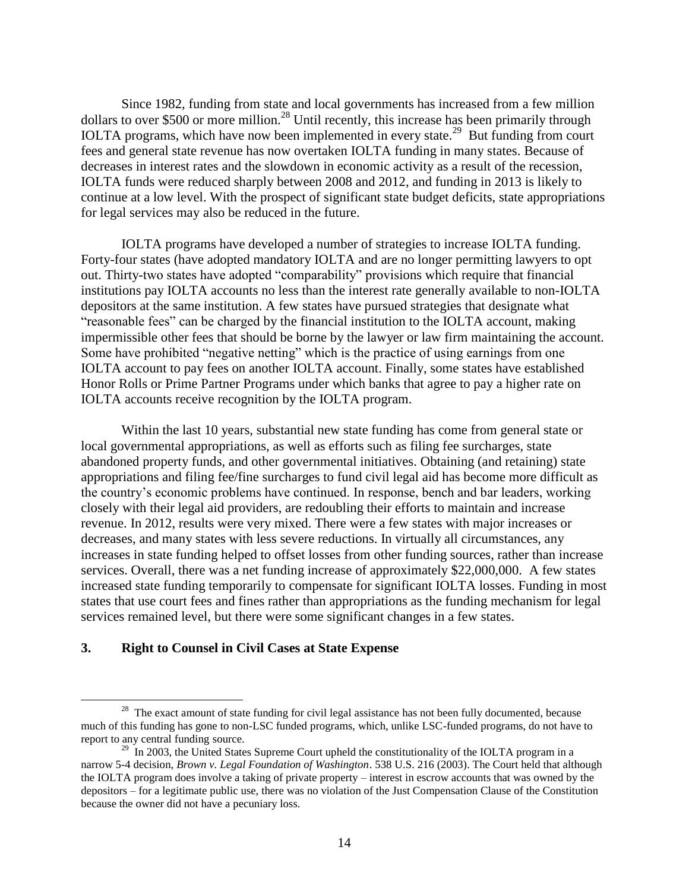Since 1982, funding from state and local governments has increased from a few million dollars to over $500 or more million.[28] Until recently, this increase has been primarily through IOLTA programs, which have now been implemented in every state.[29] But funding from court fees and general state revenue has now overtaken IOLTA funding in many states. Because of decreases in interest rates and the slowdown in economic activity as a result of the recession, IOLTA funds were reduced sharply between 2008 and 2012, and funding in 2013 is likely to continue at a low level. With the prospect of significant state budget deficits, state appropriations for legal services may also be reduced in the future.

IOLTA programs have developed a number of strategies to increase IOLTA funding. Forty-four states (have adopted mandatory IOLTA and are no longer permitting lawyers to opt out. Thirty-two states have adopted "comparability" provisions which require that financial institutions pay IOLTA accounts no less than the interest rate generally available to non-IOLTA depositors at the same institution. A few states have pursued strategies that designate what "reasonable fees" can be charged by the financial institution to the IOLTA account, making impermissible other fees that should be borne by the lawyer or law firm maintaining the account. Some have prohibited "negative netting" which is the practice of using earnings from one IOLTA account to pay fees on another IOLTA account. Finally, some states have established Honor Rolls or Prime Partner Programs under which banks that agree to pay a higher rate on IOLTA accounts receive recognition by the IOLTA program.

Within the last 10 years, substantial new state funding has come from general state or local governmental appropriations, as well as efforts such as filing fee surcharges, state abandoned property funds, and other governmental initiatives. Obtaining (and retaining) state appropriations and filing fee/fine surcharges to fund civil legal aid has become more difficult as the country's economic problems have continued. In response, bench and bar leaders, working closely with their legal aid providers, are redoubling their efforts to maintain and increase revenue. In 2012, results were very mixed. There were a few states with major increases or decreases, and many states with less severe reductions. In virtually all circumstances, any increases in state funding helped to offset losses from other funding sources, rather than increase services. Overall, there was a net funding increase of approximately $22,000,000. A few states increased state funding temporarily to compensate for significant IOLTA losses. Funding in most states that use court fees and fines rather than appropriations as the funding mechanism for legal services remained level, but there were some significant changes in a few states.

### 3. Right to Counsel in Civil Cases at State Expense

---

[28] The exact amount of state funding for civil legal assistance has not been fully documented, because much of this funding has gone to non-LSC funded programs, which, unlike LSC-funded programs, do not have to report to any central funding source.

[29] In 2003, the United States Supreme Court upheld the constitutionality of the IOLTA program in a narrow 5-4 decision, *Brown v. Legal Foundation of Washington*. 538 U.S. 216 (2003). The Court held that although the IOLTA program does involve a taking of private property – interest in escrow accounts that was owned by the depositors – for a legitimate public use, there was no violation of the Just Compensation Clause of the Constitution because the owner did not have a pecuniary loss.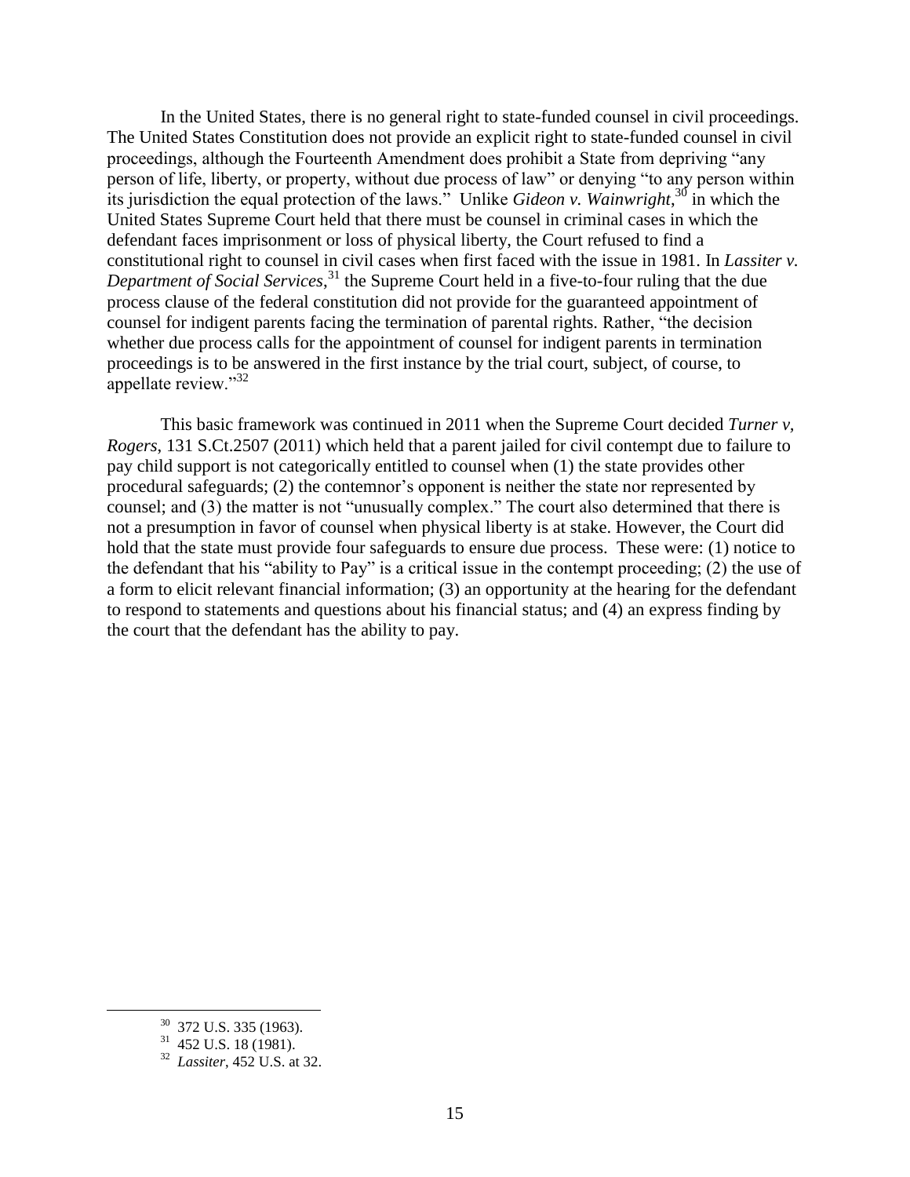In the United States, there is no general right to state-funded counsel in civil proceedings. The United States Constitution does not provide an explicit right to state-funded counsel in civil proceedings, although the Fourteenth Amendment does prohibit a State from depriving "any person of life, liberty, or property, without due process of law" or denying "to any person within its jurisdiction the equal protection of the laws." Unlike *Gideon v. Wainwright*,[30] in which the United States Supreme Court held that there must be counsel in criminal cases in which the defendant faces imprisonment or loss of physical liberty, the Court refused to find a constitutional right to counsel in civil cases when first faced with the issue in 1981. In *Lassiter v. Department of Social Services*,[31] the Supreme Court held in a five-to-four ruling that the due process clause of the federal constitution did not provide for the guaranteed appointment of counsel for indigent parents facing the termination of parental rights. Rather, "the decision whether due process calls for the appointment of counsel for indigent parents in termination proceedings is to be answered in the first instance by the trial court, subject, of course, to appellate review."[32]

This basic framework was continued in 2011 when the Supreme Court decided *Turner v, Rogers*, 131 S.Ct.2507 (2011) which held that a parent jailed for civil contempt due to failure to pay child support is not categorically entitled to counsel when (1) the state provides other procedural safeguards; (2) the contemnor's opponent is neither the state nor represented by counsel; and (3) the matter is not "unusually complex." The court also determined that there is not a presumption in favor of counsel when physical liberty is at stake. However, the Court did hold that the state must provide four safeguards to ensure due process. These were: (1) notice to the defendant that his "ability to Pay" is a critical issue in the contempt proceeding; (2) the use of a form to elicit relevant financial information; (3) an opportunity at the hearing for the defendant to respond to statements and questions about his financial status; and (4) an express finding by the court that the defendant has the ability to pay.

[30] 372 U.S. 335 (1963).

[31] 452 U.S. 18 (1981).

[32] *Lassiter*, 452 U.S. at 32.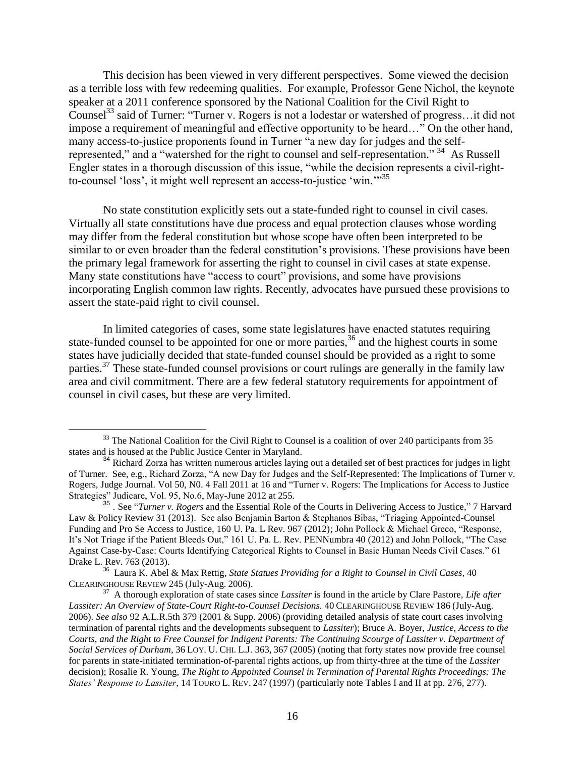This decision has been viewed in very different perspectives. Some viewed the decision as a terrible loss with few redeeming qualities. For example, Professor Gene Nichol, the keynote speaker at a 2011 conference sponsored by the National Coalition for the Civil Right to Counsel[33] said of Turner: "Turner v. Rogers is not a lodestar or watershed of progress…it did not impose a requirement of meaningful and effective opportunity to be heard…" On the other hand, many access-to-justice proponents found in Turner "a new day for judges and the self-represented," and a "watershed for the right to counsel and self-representation." [34] As Russell Engler states in a thorough discussion of this issue, "while the decision represents a civil-right-to-counsel 'loss', it might well represent an access-to-justice 'win.'"[35]

No state constitution explicitly sets out a state-funded right to counsel in civil cases. Virtually all state constitutions have due process and equal protection clauses whose wording may differ from the federal constitution but whose scope have often been interpreted to be similar to or even broader than the federal constitution's provisions. These provisions have been the primary legal framework for asserting the right to counsel in civil cases at state expense. Many state constitutions have "access to court" provisions, and some have provisions incorporating English common law rights. Recently, advocates have pursued these provisions to assert the state-paid right to civil counsel.

In limited categories of cases, some state legislatures have enacted statutes requiring state-funded counsel to be appointed for one or more parties,[36] and the highest courts in some states have judicially decided that state-funded counsel should be provided as a right to some parties.[37] These state-funded counsel provisions or court rulings are generally in the family law area and civil commitment. There are a few federal statutory requirements for appointment of counsel in civil cases, but these are very limited.

---

[33] The National Coalition for the Civil Right to Counsel is a coalition of over 240 participants from 35 states and is housed at the Public Justice Center in Maryland.

[34] Richard Zorza has written numerous articles laying out a detailed set of best practices for judges in light of Turner. See, e.g., Richard Zorza, "A new Day for Judges and the Self-Represented: The Implications of Turner v. Rogers, Judge Journal. Vol 50, N0. 4 Fall 2011 at 16 and "Turner v. Rogers: The Implications for Access to Justice Strategies" Judicare, Vol. 95, No.6, May-June 2012 at 255.

[35] . See "*Turner v. Rogers* and the Essential Role of the Courts in Delivering Access to Justice," 7 Harvard Law & Policy Review 31 (2013). See also Benjamin Barton & Stephanos Bibas, "Triaging Appointed-Counsel Funding and Pro Se Access to Justice, 160 U. Pa. L Rev. 967 (2012); John Pollock & Michael Greco, "Response, It's Not Triage if the Patient Bleeds Out," 161 U. Pa. L. Rev. PENNumbra 40 (2012) and John Pollock, "The Case Against Case-by-Case: Courts Identifying Categorical Rights to Counsel in Basic Human Needs Civil Cases." 61 Drake L. Rev. 763 (2013).

[36] Laura K. Abel & Max Rettig, *State Statues Providing for a Right to Counsel in Civil Cases*, 40 CLEARINGHOUSE REVIEW 245 (July-Aug. 2006).

[37] A thorough exploration of state cases since *Lassiter* is found in the article by Clare Pastore, *Life after Lassiter: An Overview of State-Court Right-to-Counsel Decisions*. 40 CLEARINGHOUSE REVIEW 186 (July-Aug. 2006). *See also* 92 A.L.R.5th 379 (2001 & Supp. 2006) (providing detailed analysis of state court cases involving termination of parental rights and the developments subsequent to *Lassiter*); Bruce A. Boyer, *Justice, Access to the Courts, and the Right to Free Counsel for Indigent Parents: The Continuing Scourge of Lassiter v. Department of Social Services of Durham*, 36 LOY. U. CHI. L.J. 363, 367 (2005) (noting that forty states now provide free counsel for parents in state-initiated termination-of-parental rights actions, up from thirty-three at the time of the *Lassiter* decision); Rosalie R. Young, *The Right to Appointed Counsel in Termination of Parental Rights Proceedings: The States' Response to Lassiter*, 14 TOURO L. REV. 247 (1997) (particularly note Tables I and II at pp. 276, 277).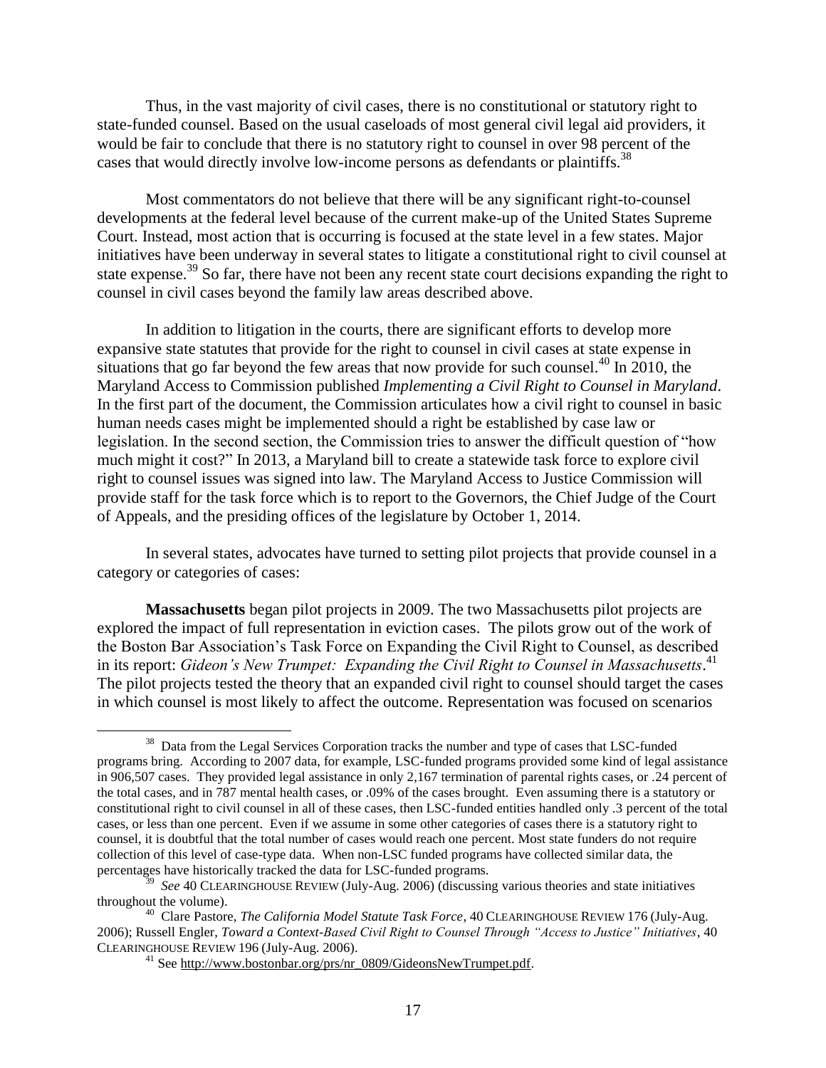Thus, in the vast majority of civil cases, there is no constitutional or statutory right to state-funded counsel. Based on the usual caseloads of most general civil legal aid providers, it would be fair to conclude that there is no statutory right to counsel in over 98 percent of the cases that would directly involve low-income persons as defendants or plaintiffs.[38]

Most commentators do not believe that there will be any significant right-to-counsel developments at the federal level because of the current make-up of the United States Supreme Court. Instead, most action that is occurring is focused at the state level in a few states. Major initiatives have been underway in several states to litigate a constitutional right to civil counsel at state expense.[39] So far, there have not been any recent state court decisions expanding the right to counsel in civil cases beyond the family law areas described above.

In addition to litigation in the courts, there are significant efforts to develop more expansive state statutes that provide for the right to counsel in civil cases at state expense in situations that go far beyond the few areas that now provide for such counsel.[40] In 2010, the Maryland Access to Commission published *Implementing a Civil Right to Counsel in Maryland*. In the first part of the document, the Commission articulates how a civil right to counsel in basic human needs cases might be implemented should a right be established by case law or legislation. In the second section, the Commission tries to answer the difficult question of "how much might it cost?" In 2013, a Maryland bill to create a statewide task force to explore civil right to counsel issues was signed into law. The Maryland Access to Justice Commission will provide staff for the task force which is to report to the Governors, the Chief Judge of the Court of Appeals, and the presiding offices of the legislature by October 1, 2014.

In several states, advocates have turned to setting pilot projects that provide counsel in a category or categories of cases:

**Massachusetts** began pilot projects in 2009. The two Massachusetts pilot projects are explored the impact of full representation in eviction cases. The pilots grow out of the work of the Boston Bar Association's Task Force on Expanding the Civil Right to Counsel, as described in its report: *Gideon's New Trumpet: Expanding the Civil Right to Counsel in Massachusetts*.[41] The pilot projects tested the theory that an expanded civil right to counsel should target the cases in which counsel is most likely to affect the outcome. Representation was focused on scenarios

---

[38] Data from the Legal Services Corporation tracks the number and type of cases that LSC-funded programs bring. According to 2007 data, for example, LSC-funded programs provided some kind of legal assistance in 906,507 cases. They provided legal assistance in only 2,167 termination of parental rights cases, or .24 percent of the total cases, and in 787 mental health cases, or .09% of the cases brought. Even assuming there is a statutory or constitutional right to civil counsel in all of these cases, then LSC-funded entities handled only .3 percent of the total cases, or less than one percent. Even if we assume in some other categories of cases there is a statutory right to counsel, it is doubtful that the total number of cases would reach one percent. Most state funders do not require collection of this level of case-type data. When non-LSC funded programs have collected similar data, the percentages have historically tracked the data for LSC-funded programs.

[39] *See* 40 CLEARINGHOUSE REVIEW (July-Aug. 2006) (discussing various theories and state initiatives throughout the volume).

[40] Clare Pastore, *The California Model Statute Task Force*, 40 CLEARINGHOUSE REVIEW 176 (July-Aug. 2006); Russell Engler, *Toward a Context-Based Civil Right to Counsel Through "Access to Justice" Initiatives*, 40 CLEARINGHOUSE REVIEW 196 (July-Aug. 2006).

[41] See http://www.bostonbar.org/prs/nr_0809/GideonsNewTrumpet.pdf.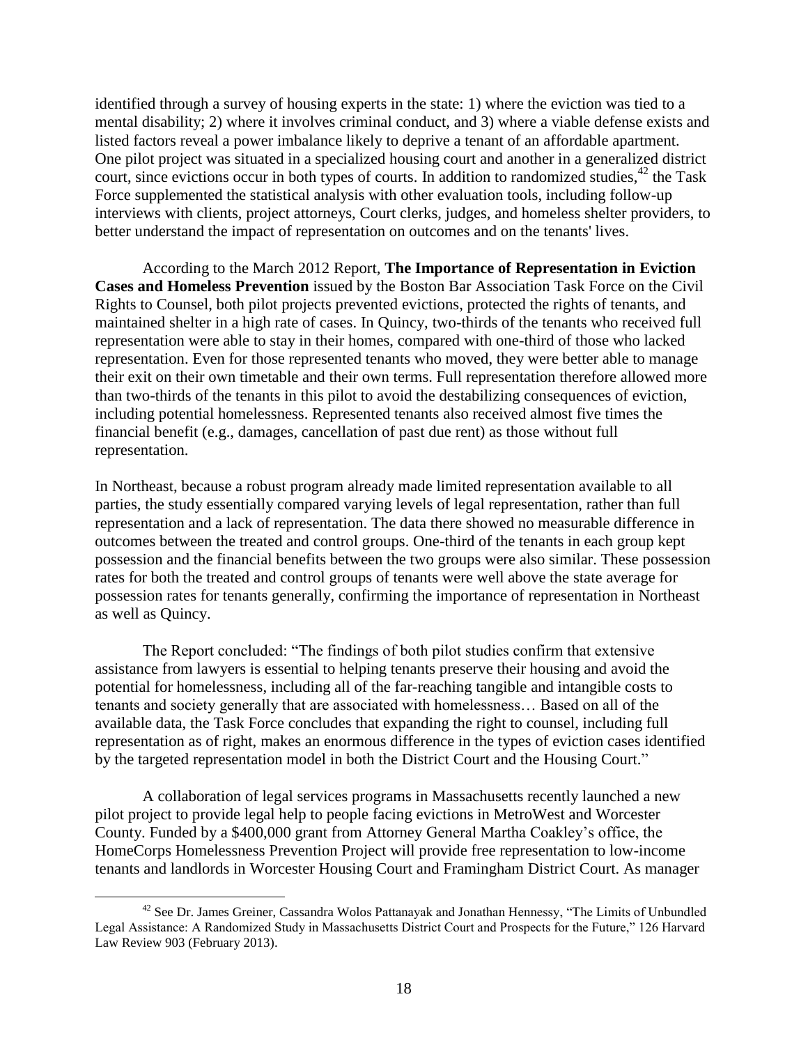identified through a survey of housing experts in the state: 1) where the eviction was tied to a mental disability; 2) where it involves criminal conduct, and 3) where a viable defense exists and listed factors reveal a power imbalance likely to deprive a tenant of an affordable apartment. One pilot project was situated in a specialized housing court and another in a generalized district court, since evictions occur in both types of courts. In addition to randomized studies,[42] the Task Force supplemented the statistical analysis with other evaluation tools, including follow-up interviews with clients, project attorneys, Court clerks, judges, and homeless shelter providers, to better understand the impact of representation on outcomes and on the tenants' lives.

According to the March 2012 Report, **The Importance of Representation in Eviction Cases and Homeless Prevention** issued by the Boston Bar Association Task Force on the Civil Rights to Counsel, both pilot projects prevented evictions, protected the rights of tenants, and maintained shelter in a high rate of cases. In Quincy, two-thirds of the tenants who received full representation were able to stay in their homes, compared with one-third of those who lacked representation. Even for those represented tenants who moved, they were better able to manage their exit on their own timetable and their own terms. Full representation therefore allowed more than two-thirds of the tenants in this pilot to avoid the destabilizing consequences of eviction, including potential homelessness. Represented tenants also received almost five times the financial benefit (e.g., damages, cancellation of past due rent) as those without full representation.

In Northeast, because a robust program already made limited representation available to all parties, the study essentially compared varying levels of legal representation, rather than full representation and a lack of representation. The data there showed no measurable difference in outcomes between the treated and control groups. One-third of the tenants in each group kept possession and the financial benefits between the two groups were also similar. These possession rates for both the treated and control groups of tenants were well above the state average for possession rates for tenants generally, confirming the importance of representation in Northeast as well as Quincy.

The Report concluded: "The findings of both pilot studies confirm that extensive assistance from lawyers is essential to helping tenants preserve their housing and avoid the potential for homelessness, including all of the far-reaching tangible and intangible costs to tenants and society generally that are associated with homelessness… Based on all of the available data, the Task Force concludes that expanding the right to counsel, including full representation as of right, makes an enormous difference in the types of eviction cases identified by the targeted representation model in both the District Court and the Housing Court."

A collaboration of legal services programs in Massachusetts recently launched a new pilot project to provide legal help to people facing evictions in MetroWest and Worcester County. Funded by a $400,000 grant from Attorney General Martha Coakley's office, the HomeCorps Homelessness Prevention Project will provide free representation to low-income tenants and landlords in Worcester Housing Court and Framingham District Court. As manager

[42] See Dr. James Greiner, Cassandra Wolos Pattanayak and Jonathan Hennessy, "The Limits of Unbundled Legal Assistance: A Randomized Study in Massachusetts District Court and Prospects for the Future," 126 Harvard Law Review 903 (February 2013).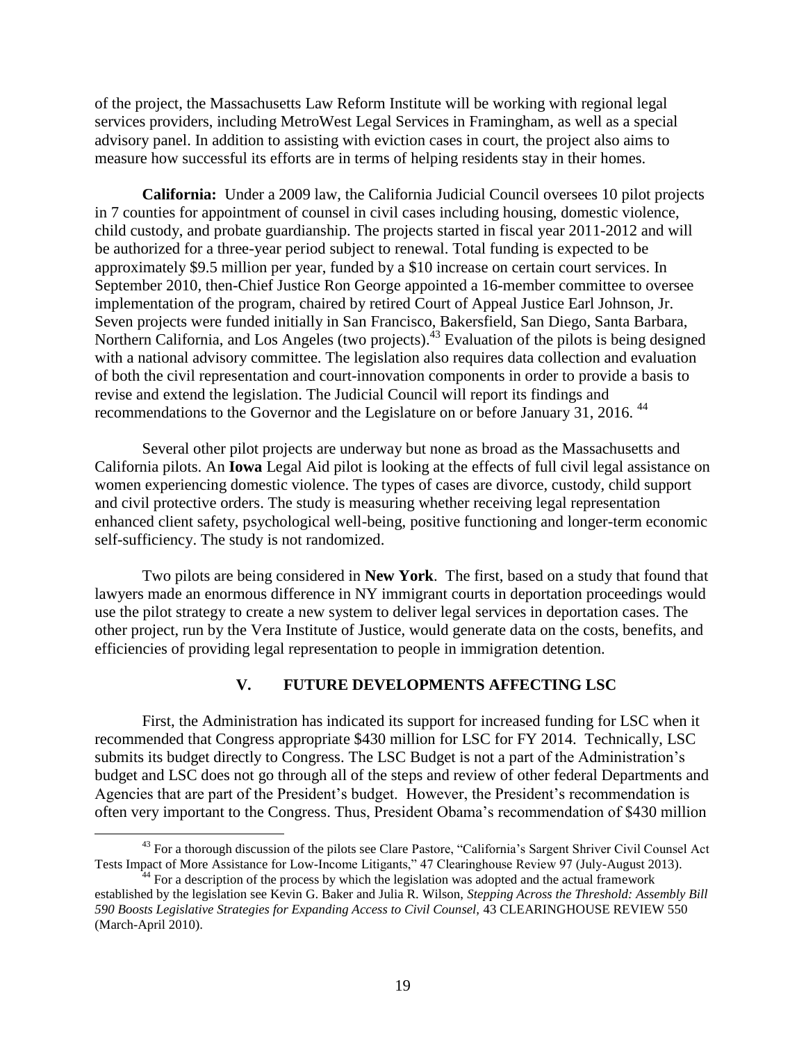of the project, the Massachusetts Law Reform Institute will be working with regional legal services providers, including MetroWest Legal Services in Framingham, as well as a special advisory panel. In addition to assisting with eviction cases in court, the project also aims to measure how successful its efforts are in terms of helping residents stay in their homes.

**California:** Under a 2009 law, the California Judicial Council oversees 10 pilot projects in 7 counties for appointment of counsel in civil cases including housing, domestic violence, child custody, and probate guardianship. The projects started in fiscal year 2011-2012 and will be authorized for a three-year period subject to renewal. Total funding is expected to be approximately \$9.5 million per year, funded by a \$10 increase on certain court services. In September 2010, then-Chief Justice Ron George appointed a 16-member committee to oversee implementation of the program, chaired by retired Court of Appeal Justice Earl Johnson, Jr. Seven projects were funded initially in San Francisco, Bakersfield, San Diego, Santa Barbara, Northern California, and Los Angeles (two projects).[43] Evaluation of the pilots is being designed with a national advisory committee. The legislation also requires data collection and evaluation of both the civil representation and court-innovation components in order to provide a basis to revise and extend the legislation. The Judicial Council will report its findings and recommendations to the Governor and the Legislature on or before January 31, 2016. [44]

Several other pilot projects are underway but none as broad as the Massachusetts and California pilots. An **Iowa** Legal Aid pilot is looking at the effects of full civil legal assistance on women experiencing domestic violence. The types of cases are divorce, custody, child support and civil protective orders. The study is measuring whether receiving legal representation enhanced client safety, psychological well-being, positive functioning and longer-term economic self-sufficiency. The study is not randomized.

Two pilots are being considered in **New York**. The first, based on a study that found that lawyers made an enormous difference in NY immigrant courts in deportation proceedings would use the pilot strategy to create a new system to deliver legal services in deportation cases. The other project, run by the Vera Institute of Justice, would generate data on the costs, benefits, and efficiencies of providing legal representation to people in immigration detention.

## V. FUTURE DEVELOPMENTS AFFECTING LSC

First, the Administration has indicated its support for increased funding for LSC when it recommended that Congress appropriate \$430 million for LSC for FY 2014. Technically, LSC submits its budget directly to Congress. The LSC Budget is not a part of the Administration's budget and LSC does not go through all of the steps and review of other federal Departments and Agencies that are part of the President's budget. However, the President's recommendation is often very important to the Congress. Thus, President Obama's recommendation of \$430 million

---

[43] For a thorough discussion of the pilots see Clare Pastore, "California's Sargent Shriver Civil Counsel Act Tests Impact of More Assistance for Low-Income Litigants," 47 Clearinghouse Review 97 (July-August 2013).

[44] For a description of the process by which the legislation was adopted and the actual framework established by the legislation see Kevin G. Baker and Julia R. Wilson, *Stepping Across the Threshold: Assembly Bill 590 Boosts Legislative Strategies for Expanding Access to Civil Counsel*, 43 CLEARINGHOUSE REVIEW 550 (March-April 2010).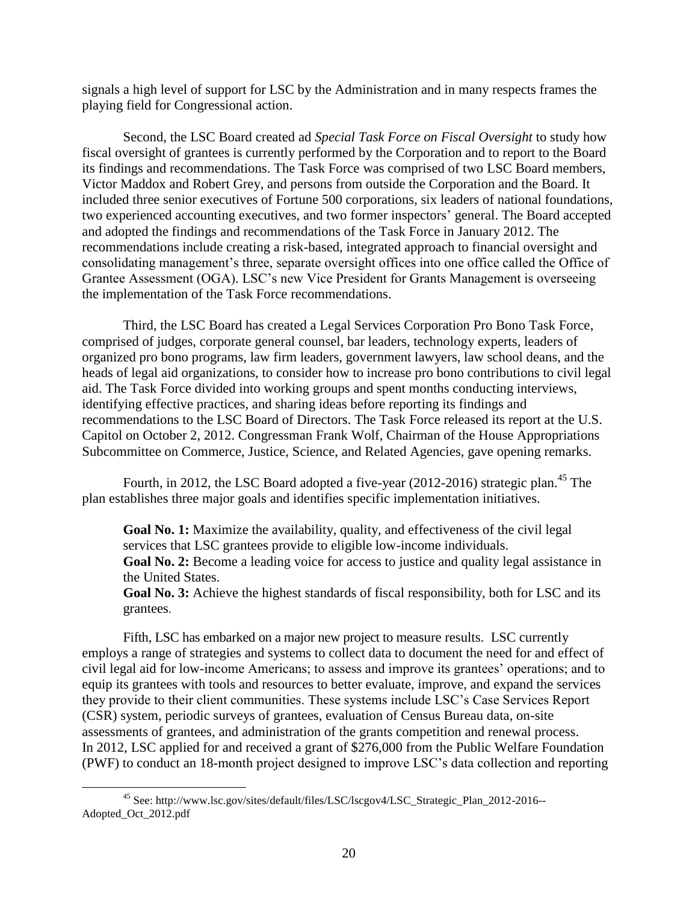signals a high level of support for LSC by the Administration and in many respects frames the playing field for Congressional action.

Second, the LSC Board created ad *Special Task Force on Fiscal Oversight* to study how fiscal oversight of grantees is currently performed by the Corporation and to report to the Board its findings and recommendations. The Task Force was comprised of two LSC Board members, Victor Maddox and Robert Grey, and persons from outside the Corporation and the Board. It included three senior executives of Fortune 500 corporations, six leaders of national foundations, two experienced accounting executives, and two former inspectors' general. The Board accepted and adopted the findings and recommendations of the Task Force in January 2012. The recommendations include creating a risk-based, integrated approach to financial oversight and consolidating management's three, separate oversight offices into one office called the Office of Grantee Assessment (OGA). LSC's new Vice President for Grants Management is overseeing the implementation of the Task Force recommendations.

Third, the LSC Board has created a Legal Services Corporation Pro Bono Task Force, comprised of judges, corporate general counsel, bar leaders, technology experts, leaders of organized pro bono programs, law firm leaders, government lawyers, law school deans, and the heads of legal aid organizations, to consider how to increase pro bono contributions to civil legal aid. The Task Force divided into working groups and spent months conducting interviews, identifying effective practices, and sharing ideas before reporting its findings and recommendations to the LSC Board of Directors. The Task Force released its report at the U.S. Capitol on October 2, 2012. Congressman Frank Wolf, Chairman of the House Appropriations Subcommittee on Commerce, Justice, Science, and Related Agencies, gave opening remarks.

Fourth, in 2012, the LSC Board adopted a five-year (2012-2016) strategic plan.[45] The plan establishes three major goals and identifies specific implementation initiatives.

> **Goal No. 1:** Maximize the availability, quality, and effectiveness of the civil legal services that LSC grantees provide to eligible low-income individuals.
> **Goal No. 2:** Become a leading voice for access to justice and quality legal assistance in the United States.
> **Goal No. 3:** Achieve the highest standards of fiscal responsibility, both for LSC and its grantees.

Fifth, LSC has embarked on a major new project to measure results. LSC currently employs a range of strategies and systems to collect data to document the need for and effect of civil legal aid for low-income Americans; to assess and improve its grantees' operations; and to equip its grantees with tools and resources to better evaluate, improve, and expand the services they provide to their client communities. These systems include LSC's Case Services Report (CSR) system, periodic surveys of grantees, evaluation of Census Bureau data, on-site assessments of grantees, and administration of the grants competition and renewal process. In 2012, LSC applied for and received a grant of $276,000 from the Public Welfare Foundation (PWF) to conduct an 18-month project designed to improve LSC's data collection and reporting

---

[45] See: http://www.lsc.gov/sites/default/files/LSC/lscgov4/LSC_Strategic_Plan_2012-2016--Adopted_Oct_2012.pdf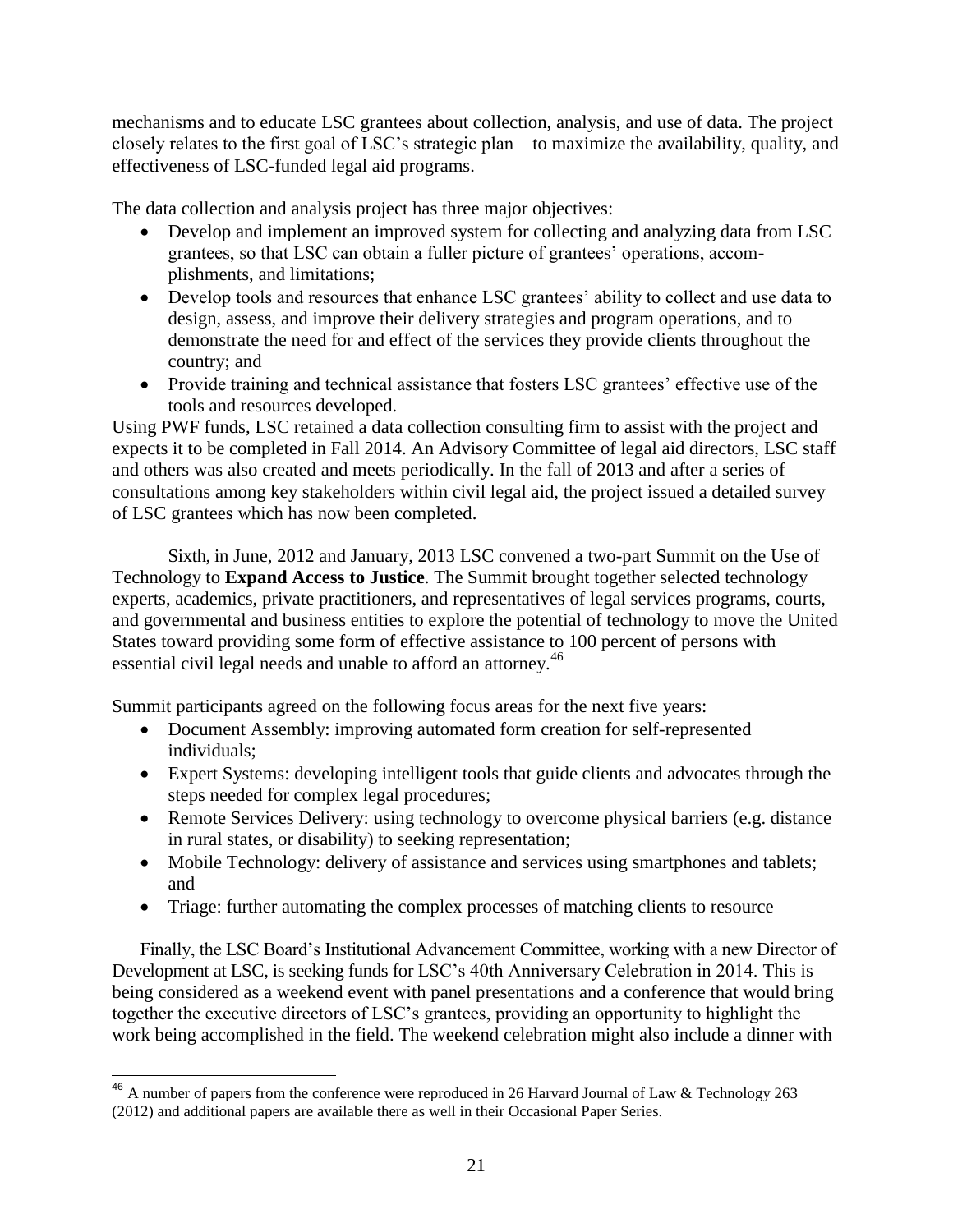mechanisms and to educate LSC grantees about collection, analysis, and use of data. The project closely relates to the first goal of LSC's strategic plan—to maximize the availability, quality, and effectiveness of LSC-funded legal aid programs.

The data collection and analysis project has three major objectives:

- Develop and implement an improved system for collecting and analyzing data from LSC grantees, so that LSC can obtain a fuller picture of grantees' operations, accomplishments, and limitations;
- Develop tools and resources that enhance LSC grantees' ability to collect and use data to design, assess, and improve their delivery strategies and program operations, and to demonstrate the need for and effect of the services they provide clients throughout the country; and
- Provide training and technical assistance that fosters LSC grantees' effective use of the tools and resources developed.

Using PWF funds, LSC retained a data collection consulting firm to assist with the project and expects it to be completed in Fall 2014. An Advisory Committee of legal aid directors, LSC staff and others was also created and meets periodically. In the fall of 2013 and after a series of consultations among key stakeholders within civil legal aid, the project issued a detailed survey of LSC grantees which has now been completed.

Sixth, in June, 2012 and January, 2013 LSC convened a two-part Summit on the Use of Technology to **Expand Access to Justice**. The Summit brought together selected technology experts, academics, private practitioners, and representatives of legal services programs, courts, and governmental and business entities to explore the potential of technology to move the United States toward providing some form of effective assistance to 100 percent of persons with essential civil legal needs and unable to afford an attorney.[46]

Summit participants agreed on the following focus areas for the next five years:

- Document Assembly: improving automated form creation for self-represented individuals;
- Expert Systems: developing intelligent tools that guide clients and advocates through the steps needed for complex legal procedures;
- Remote Services Delivery: using technology to overcome physical barriers (e.g. distance in rural states, or disability) to seeking representation;
- Mobile Technology: delivery of assistance and services using smartphones and tablets; and
- Triage: further automating the complex processes of matching clients to resource

Finally, the LSC Board's Institutional Advancement Committee, working with a new Director of Development at LSC, is seeking funds for LSC's 40th Anniversary Celebration in 2014. This is being considered as a weekend event with panel presentations and a conference that would bring together the executive directors of LSC's grantees, providing an opportunity to highlight the work being accomplished in the field. The weekend celebration might also include a dinner with

---

[46] A number of papers from the conference were reproduced in 26 Harvard Journal of Law & Technology 263 (2012) and additional papers are available there as well in their Occasional Paper Series.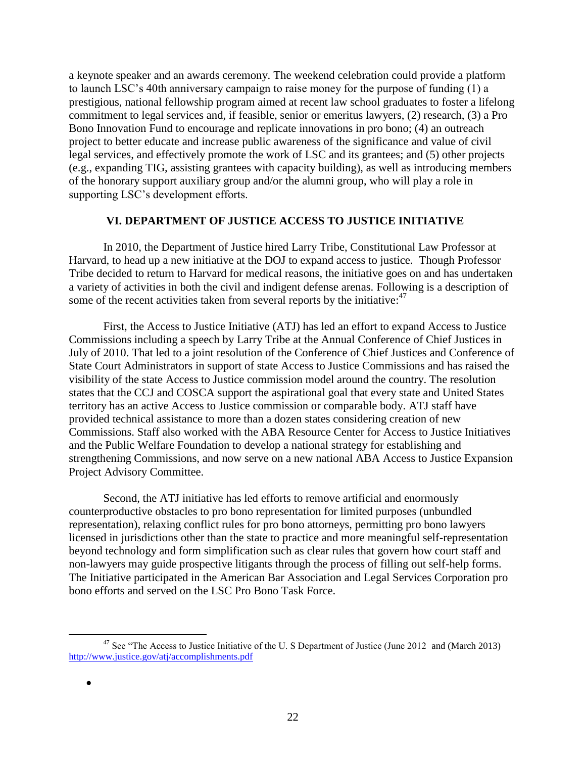a keynote speaker and an awards ceremony. The weekend celebration could provide a platform to launch LSC's 40th anniversary campaign to raise money for the purpose of funding (1) a prestigious, national fellowship program aimed at recent law school graduates to foster a lifelong commitment to legal services and, if feasible, senior or emeritus lawyers, (2) research, (3) a Pro Bono Innovation Fund to encourage and replicate innovations in pro bono; (4) an outreach project to better educate and increase public awareness of the significance and value of civil legal services, and effectively promote the work of LSC and its grantees; and (5) other projects (e.g., expanding TIG, assisting grantees with capacity building), as well as introducing members of the honorary support auxiliary group and/or the alumni group, who will play a role in supporting LSC's development efforts.

## VI. DEPARTMENT OF JUSTICE ACCESS TO JUSTICE INITIATIVE

In 2010, the Department of Justice hired Larry Tribe, Constitutional Law Professor at Harvard, to head up a new initiative at the DOJ to expand access to justice. Though Professor Tribe decided to return to Harvard for medical reasons, the initiative goes on and has undertaken a variety of activities in both the civil and indigent defense arenas. Following is a description of some of the recent activities taken from several reports by the initiative:[47]

First, the Access to Justice Initiative (ATJ) has led an effort to expand Access to Justice Commissions including a speech by Larry Tribe at the Annual Conference of Chief Justices in July of 2010. That led to a joint resolution of the Conference of Chief Justices and Conference of State Court Administrators in support of state Access to Justice Commissions and has raised the visibility of the state Access to Justice commission model around the country. The resolution states that the CCJ and COSCA support the aspirational goal that every state and United States territory has an active Access to Justice commission or comparable body. ATJ staff have provided technical assistance to more than a dozen states considering creation of new Commissions. Staff also worked with the ABA Resource Center for Access to Justice Initiatives and the Public Welfare Foundation to develop a national strategy for establishing and strengthening Commissions, and now serve on a new national ABA Access to Justice Expansion Project Advisory Committee.

Second, the ATJ initiative has led efforts to remove artificial and enormously counterproductive obstacles to pro bono representation for limited purposes (unbundled representation), relaxing conflict rules for pro bono attorneys, permitting pro bono lawyers licensed in jurisdictions other than the state to practice and more meaningful self-representation beyond technology and form simplification such as clear rules that govern how court staff and non-lawyers may guide prospective litigants through the process of filling out self-help forms. The Initiative participated in the American Bar Association and Legal Services Corporation pro bono efforts and served on the LSC Pro Bono Task Force.

---

[47] See "The Access to Justice Initiative of the U. S Department of Justice (June 2012 and (March 2013) http://www.justice.gov/atj/accomplishments.pdf

-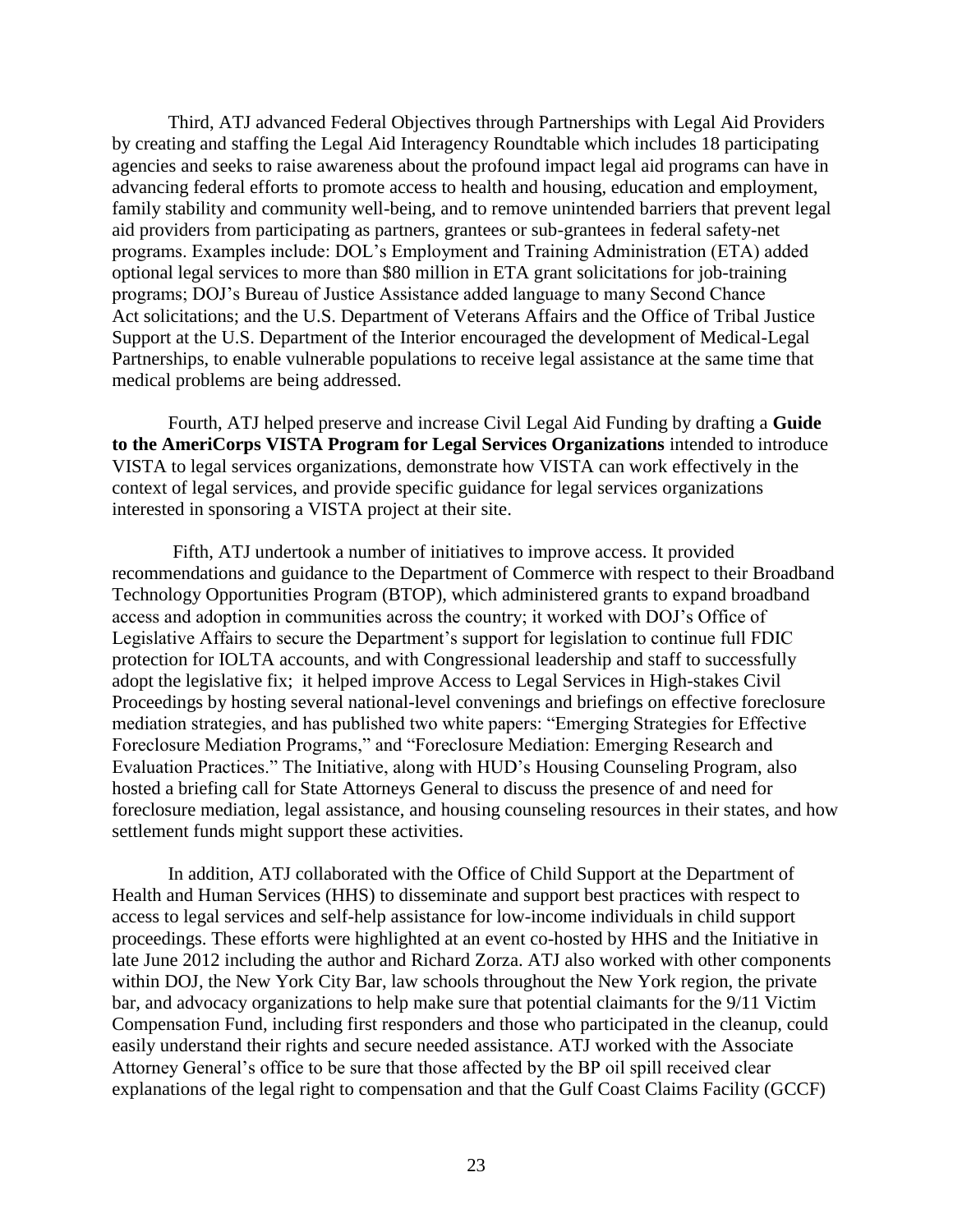Third, ATJ advanced Federal Objectives through Partnerships with Legal Aid Providers by creating and staffing the Legal Aid Interagency Roundtable which includes 18 participating agencies and seeks to raise awareness about the profound impact legal aid programs can have in advancing federal efforts to promote access to health and housing, education and employment, family stability and community well-being, and to remove unintended barriers that prevent legal aid providers from participating as partners, grantees or sub-grantees in federal safety-net programs. Examples include: DOL's Employment and Training Administration (ETA) added optional legal services to more than $80 million in ETA grant solicitations for job-training programs; DOJ's Bureau of Justice Assistance added language to many Second Chance Act solicitations; and the U.S. Department of Veterans Affairs and the Office of Tribal Justice Support at the U.S. Department of the Interior encouraged the development of Medical-Legal Partnerships, to enable vulnerable populations to receive legal assistance at the same time that medical problems are being addressed.

Fourth, ATJ helped preserve and increase Civil Legal Aid Funding by drafting a **Guide to the AmeriCorps VISTA Program for Legal Services Organizations** intended to introduce VISTA to legal services organizations, demonstrate how VISTA can work effectively in the context of legal services, and provide specific guidance for legal services organizations interested in sponsoring a VISTA project at their site.

Fifth, ATJ undertook a number of initiatives to improve access. It provided recommendations and guidance to the Department of Commerce with respect to their Broadband Technology Opportunities Program (BTOP), which administered grants to expand broadband access and adoption in communities across the country; it worked with DOJ's Office of Legislative Affairs to secure the Department's support for legislation to continue full FDIC protection for IOLTA accounts, and with Congressional leadership and staff to successfully adopt the legislative fix; it helped improve Access to Legal Services in High-stakes Civil Proceedings by hosting several national-level convenings and briefings on effective foreclosure mediation strategies, and has published two white papers: "Emerging Strategies for Effective Foreclosure Mediation Programs," and "Foreclosure Mediation: Emerging Research and Evaluation Practices." The Initiative, along with HUD's Housing Counseling Program, also hosted a briefing call for State Attorneys General to discuss the presence of and need for foreclosure mediation, legal assistance, and housing counseling resources in their states, and how settlement funds might support these activities.

In addition, ATJ collaborated with the Office of Child Support at the Department of Health and Human Services (HHS) to disseminate and support best practices with respect to access to legal services and self-help assistance for low-income individuals in child support proceedings. These efforts were highlighted at an event co-hosted by HHS and the Initiative in late June 2012 including the author and Richard Zorza. ATJ also worked with other components within DOJ, the New York City Bar, law schools throughout the New York region, the private bar, and advocacy organizations to help make sure that potential claimants for the 9/11 Victim Compensation Fund, including first responders and those who participated in the cleanup, could easily understand their rights and secure needed assistance. ATJ worked with the Associate Attorney General's office to be sure that those affected by the BP oil spill received clear explanations of the legal right to compensation and that the Gulf Coast Claims Facility (GCCF)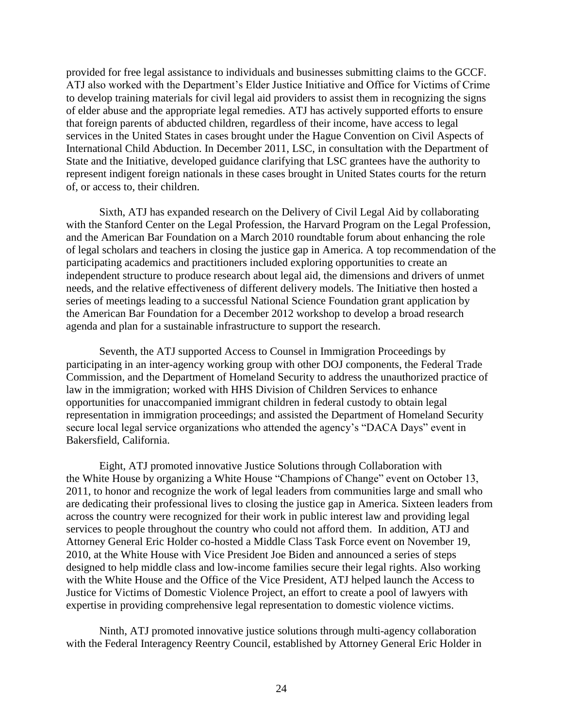provided for free legal assistance to individuals and businesses submitting claims to the GCCF. ATJ also worked with the Department's Elder Justice Initiative and Office for Victims of Crime to develop training materials for civil legal aid providers to assist them in recognizing the signs of elder abuse and the appropriate legal remedies. ATJ has actively supported efforts to ensure that foreign parents of abducted children, regardless of their income, have access to legal services in the United States in cases brought under the Hague Convention on Civil Aspects of International Child Abduction. In December 2011, LSC, in consultation with the Department of State and the Initiative, developed guidance clarifying that LSC grantees have the authority to represent indigent foreign nationals in these cases brought in United States courts for the return of, or access to, their children.

Sixth, ATJ has expanded research on the Delivery of Civil Legal Aid by collaborating with the Stanford Center on the Legal Profession, the Harvard Program on the Legal Profession, and the American Bar Foundation on a March 2010 roundtable forum about enhancing the role of legal scholars and teachers in closing the justice gap in America. A top recommendation of the participating academics and practitioners included exploring opportunities to create an independent structure to produce research about legal aid, the dimensions and drivers of unmet needs, and the relative effectiveness of different delivery models. The Initiative then hosted a series of meetings leading to a successful National Science Foundation grant application by the American Bar Foundation for a December 2012 workshop to develop a broad research agenda and plan for a sustainable infrastructure to support the research.

Seventh, the ATJ supported Access to Counsel in Immigration Proceedings by participating in an inter-agency working group with other DOJ components, the Federal Trade Commission, and the Department of Homeland Security to address the unauthorized practice of law in the immigration; worked with HHS Division of Children Services to enhance opportunities for unaccompanied immigrant children in federal custody to obtain legal representation in immigration proceedings; and assisted the Department of Homeland Security secure local legal service organizations who attended the agency's "DACA Days" event in Bakersfield, California.

Eight, ATJ promoted innovative Justice Solutions through Collaboration with the White House by organizing a White House "Champions of Change" event on October 13, 2011, to honor and recognize the work of legal leaders from communities large and small who are dedicating their professional lives to closing the justice gap in America. Sixteen leaders from across the country were recognized for their work in public interest law and providing legal services to people throughout the country who could not afford them. In addition, ATJ and Attorney General Eric Holder co-hosted a Middle Class Task Force event on November 19, 2010, at the White House with Vice President Joe Biden and announced a series of steps designed to help middle class and low-income families secure their legal rights. Also working with the White House and the Office of the Vice President, ATJ helped launch the Access to Justice for Victims of Domestic Violence Project, an effort to create a pool of lawyers with expertise in providing comprehensive legal representation to domestic violence victims.

Ninth, ATJ promoted innovative justice solutions through multi-agency collaboration with the Federal Interagency Reentry Council, established by Attorney General Eric Holder in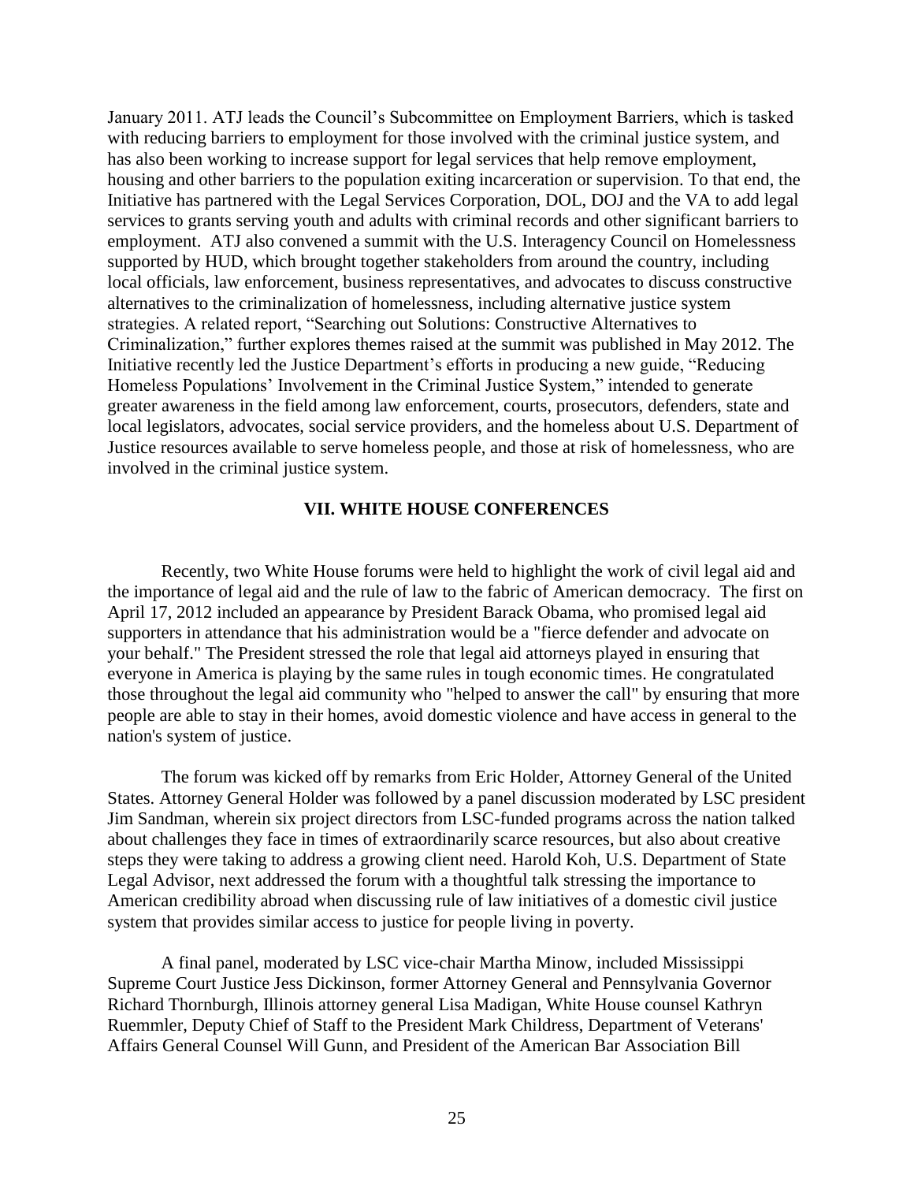January 2011. ATJ leads the Council's Subcommittee on Employment Barriers, which is tasked with reducing barriers to employment for those involved with the criminal justice system, and has also been working to increase support for legal services that help remove employment, housing and other barriers to the population exiting incarceration or supervision. To that end, the Initiative has partnered with the Legal Services Corporation, DOL, DOJ and the VA to add legal services to grants serving youth and adults with criminal records and other significant barriers to employment. ATJ also convened a summit with the U.S. Interagency Council on Homelessness supported by HUD, which brought together stakeholders from around the country, including local officials, law enforcement, business representatives, and advocates to discuss constructive alternatives to the criminalization of homelessness, including alternative justice system strategies. A related report, "Searching out Solutions: Constructive Alternatives to Criminalization," further explores themes raised at the summit was published in May 2012. The Initiative recently led the Justice Department's efforts in producing a new guide, "Reducing Homeless Populations' Involvement in the Criminal Justice System," intended to generate greater awareness in the field among law enforcement, courts, prosecutors, defenders, state and local legislators, advocates, social service providers, and the homeless about U.S. Department of Justice resources available to serve homeless people, and those at risk of homelessness, who are involved in the criminal justice system.

## VII. WHITE HOUSE CONFERENCES

Recently, two White House forums were held to highlight the work of civil legal aid and the importance of legal aid and the rule of law to the fabric of American democracy. The first on April 17, 2012 included an appearance by President Barack Obama, who promised legal aid supporters in attendance that his administration would be a "fierce defender and advocate on your behalf." The President stressed the role that legal aid attorneys played in ensuring that everyone in America is playing by the same rules in tough economic times. He congratulated those throughout the legal aid community who "helped to answer the call" by ensuring that more people are able to stay in their homes, avoid domestic violence and have access in general to the nation's system of justice.

The forum was kicked off by remarks from Eric Holder, Attorney General of the United States. Attorney General Holder was followed by a panel discussion moderated by LSC president Jim Sandman, wherein six project directors from LSC-funded programs across the nation talked about challenges they face in times of extraordinarily scarce resources, but also about creative steps they were taking to address a growing client need. Harold Koh, U.S. Department of State Legal Advisor, next addressed the forum with a thoughtful talk stressing the importance to American credibility abroad when discussing rule of law initiatives of a domestic civil justice system that provides similar access to justice for people living in poverty.

A final panel, moderated by LSC vice-chair Martha Minow, included Mississippi Supreme Court Justice Jess Dickinson, former Attorney General and Pennsylvania Governor Richard Thornburgh, Illinois attorney general Lisa Madigan, White House counsel Kathryn Ruemmler, Deputy Chief of Staff to the President Mark Childress, Department of Veterans' Affairs General Counsel Will Gunn, and President of the American Bar Association Bill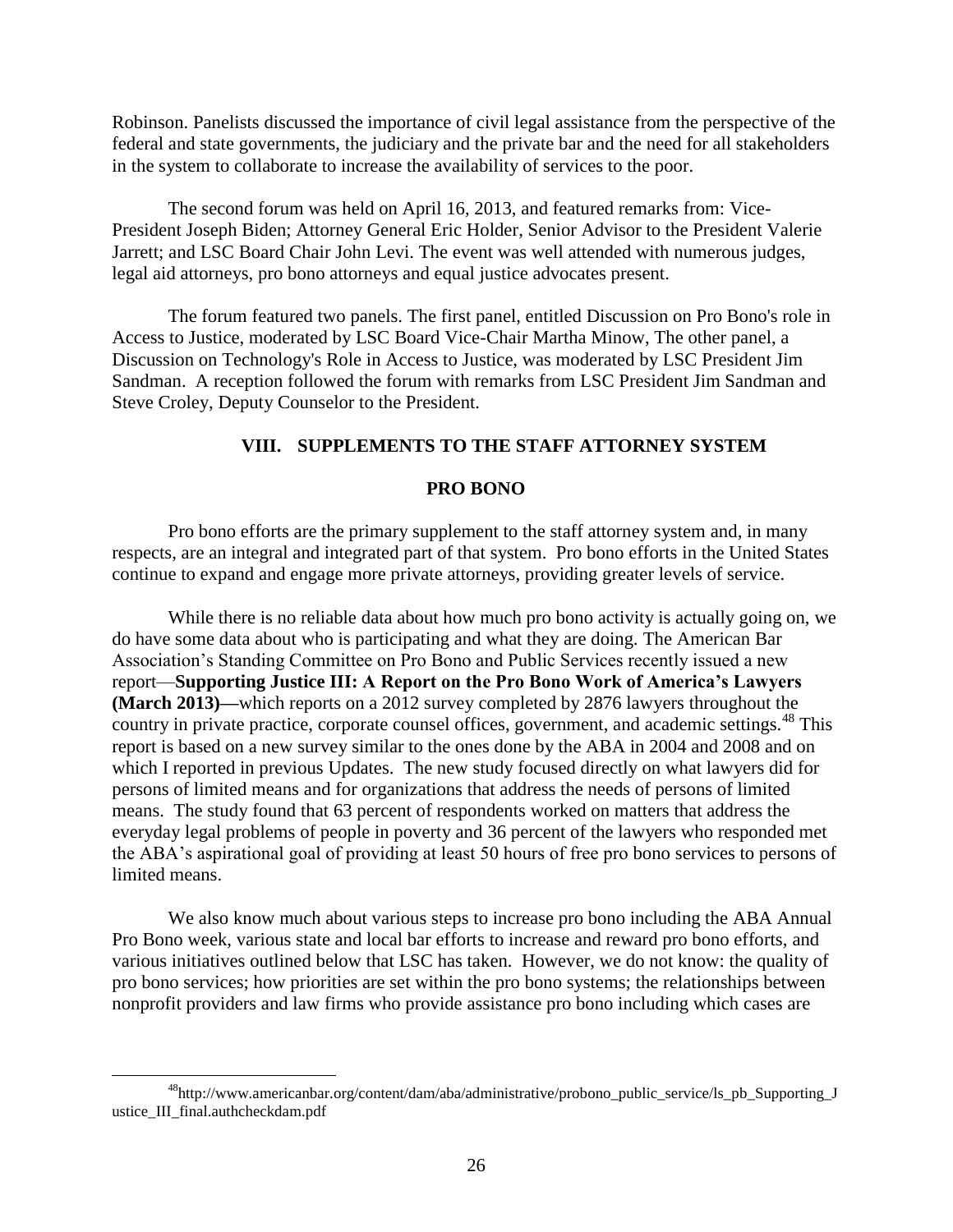Robinson. Panelists discussed the importance of civil legal assistance from the perspective of the federal and state governments, the judiciary and the private bar and the need for all stakeholders in the system to collaborate to increase the availability of services to the poor.

The second forum was held on April 16, 2013, and featured remarks from: Vice-President Joseph Biden; Attorney General Eric Holder, Senior Advisor to the President Valerie Jarrett; and LSC Board Chair John Levi. The event was well attended with numerous judges, legal aid attorneys, pro bono attorneys and equal justice advocates present.

The forum featured two panels. The first panel, entitled Discussion on Pro Bono's role in Access to Justice, moderated by LSC Board Vice-Chair Martha Minow, The other panel, a Discussion on Technology's Role in Access to Justice, was moderated by LSC President Jim Sandman. A reception followed the forum with remarks from LSC President Jim Sandman and Steve Croley, Deputy Counselor to the President.

## VIII. SUPPLEMENTS TO THE STAFF ATTORNEY SYSTEM

### PRO BONO

Pro bono efforts are the primary supplement to the staff attorney system and, in many respects, are an integral and integrated part of that system. Pro bono efforts in the United States continue to expand and engage more private attorneys, providing greater levels of service.

While there is no reliable data about how much pro bono activity is actually going on, we do have some data about who is participating and what they are doing. The American Bar Association's Standing Committee on Pro Bono and Public Services recently issued a new report—**Supporting Justice III: A Report on the Pro Bono Work of America's Lawyers (March 2013)—**which reports on a 2012 survey completed by 2876 lawyers throughout the country in private practice, corporate counsel offices, government, and academic settings.[48] This report is based on a new survey similar to the ones done by the ABA in 2004 and 2008 and on which I reported in previous Updates. The new study focused directly on what lawyers did for persons of limited means and for organizations that address the needs of persons of limited means. The study found that 63 percent of respondents worked on matters that address the everyday legal problems of people in poverty and 36 percent of the lawyers who responded met the ABA's aspirational goal of providing at least 50 hours of free pro bono services to persons of limited means.

We also know much about various steps to increase pro bono including the ABA Annual Pro Bono week, various state and local bar efforts to increase and reward pro bono efforts, and various initiatives outlined below that LSC has taken. However, we do not know: the quality of pro bono services; how priorities are set within the pro bono systems; the relationships between nonprofit providers and law firms who provide assistance pro bono including which cases are

---

[48] http://www.americanbar.org/content/dam/aba/administrative/probono_public_service/ls_pb_Supporting_Justice_III_final.authcheckdam.pdf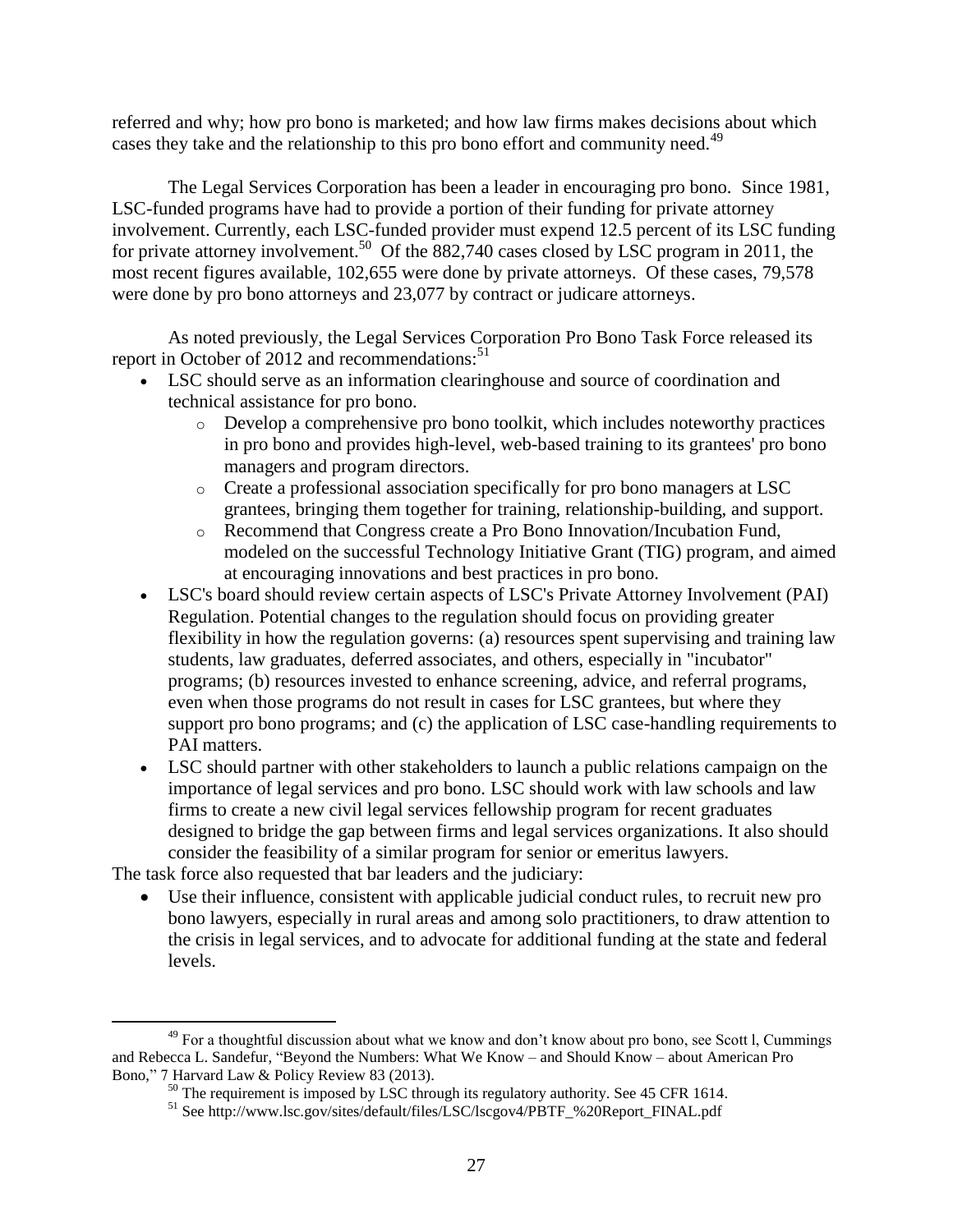referred and why; how pro bono is marketed; and how law firms makes decisions about which cases they take and the relationship to this pro bono effort and community need.[49]

The Legal Services Corporation has been a leader in encouraging pro bono. Since 1981, LSC-funded programs have had to provide a portion of their funding for private attorney involvement. Currently, each LSC-funded provider must expend 12.5 percent of its LSC funding for private attorney involvement.[50] Of the 882,740 cases closed by LSC program in 2011, the most recent figures available, 102,655 were done by private attorneys. Of these cases, 79,578 were done by pro bono attorneys and 23,077 by contract or judicare attorneys.

As noted previously, the Legal Services Corporation Pro Bono Task Force released its report in October of 2012 and recommendations:[51]

- LSC should serve as an information clearinghouse and source of coordination and technical assistance for pro bono.
    - Develop a comprehensive pro bono toolkit, which includes noteworthy practices in pro bono and provides high-level, web-based training to its grantees' pro bono managers and program directors.
    - Create a professional association specifically for pro bono managers at LSC grantees, bringing them together for training, relationship-building, and support.
    - Recommend that Congress create a Pro Bono Innovation/Incubation Fund, modeled on the successful Technology Initiative Grant (TIG) program, and aimed at encouraging innovations and best practices in pro bono.
- LSC's board should review certain aspects of LSC's Private Attorney Involvement (PAI) Regulation. Potential changes to the regulation should focus on providing greater flexibility in how the regulation governs: (a) resources spent supervising and training law students, law graduates, deferred associates, and others, especially in "incubator" programs; (b) resources invested to enhance screening, advice, and referral programs, even when those programs do not result in cases for LSC grantees, but where they support pro bono programs; and (c) the application of LSC case-handling requirements to PAI matters.
- LSC should partner with other stakeholders to launch a public relations campaign on the importance of legal services and pro bono. LSC should work with law schools and law firms to create a new civil legal services fellowship program for recent graduates designed to bridge the gap between firms and legal services organizations. It also should consider the feasibility of a similar program for senior or emeritus lawyers.

The task force also requested that bar leaders and the judiciary:

- Use their influence, consistent with applicable judicial conduct rules, to recruit new pro bono lawyers, especially in rural areas and among solo practitioners, to draw attention to the crisis in legal services, and to advocate for additional funding at the state and federal levels.

---

[49] For a thoughtful discussion about what we know and don't know about pro bono, see Scott l, Cummings and Rebecca L. Sandefur, "Beyond the Numbers: What We Know – and Should Know – about American Pro Bono," 7 Harvard Law & Policy Review 83 (2013).

[50] The requirement is imposed by LSC through its regulatory authority. See 45 CFR 1614.

[51] See http://www.lsc.gov/sites/default/files/LSC/lscgov4/PBTF_%20Report_FINAL.pdf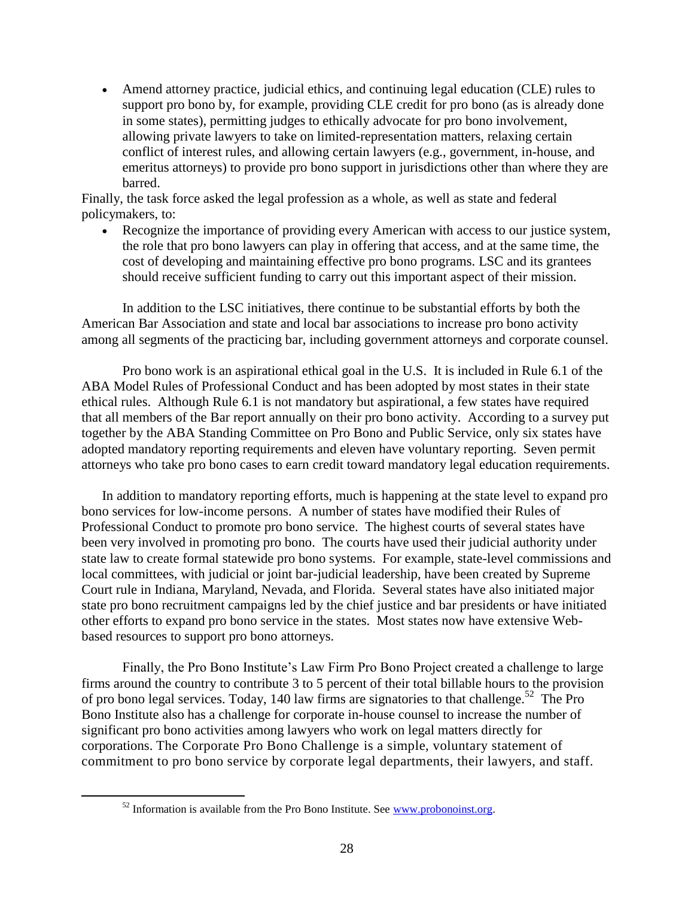- Amend attorney practice, judicial ethics, and continuing legal education (CLE) rules to support pro bono by, for example, providing CLE credit for pro bono (as is already done in some states), permitting judges to ethically advocate for pro bono involvement, allowing private lawyers to take on limited-representation matters, relaxing certain conflict of interest rules, and allowing certain lawyers (e.g., government, in-house, and emeritus attorneys) to provide pro bono support in jurisdictions other than where they are barred.

Finally, the task force asked the legal profession as a whole, as well as state and federal policymakers, to:

- Recognize the importance of providing every American with access to our justice system, the role that pro bono lawyers can play in offering that access, and at the same time, the cost of developing and maintaining effective pro bono programs. LSC and its grantees should receive sufficient funding to carry out this important aspect of their mission.

In addition to the LSC initiatives, there continue to be substantial efforts by both the American Bar Association and state and local bar associations to increase pro bono activity among all segments of the practicing bar, including government attorneys and corporate counsel.

Pro bono work is an aspirational ethical goal in the U.S. It is included in Rule 6.1 of the ABA Model Rules of Professional Conduct and has been adopted by most states in their state ethical rules. Although Rule 6.1 is not mandatory but aspirational, a few states have required that all members of the Bar report annually on their pro bono activity. According to a survey put together by the ABA Standing Committee on Pro Bono and Public Service, only six states have adopted mandatory reporting requirements and eleven have voluntary reporting. Seven permit attorneys who take pro bono cases to earn credit toward mandatory legal education requirements.

In addition to mandatory reporting efforts, much is happening at the state level to expand pro bono services for low-income persons. A number of states have modified their Rules of Professional Conduct to promote pro bono service. The highest courts of several states have been very involved in promoting pro bono. The courts have used their judicial authority under state law to create formal statewide pro bono systems. For example, state-level commissions and local committees, with judicial or joint bar-judicial leadership, have been created by Supreme Court rule in Indiana, Maryland, Nevada, and Florida. Several states have also initiated major state pro bono recruitment campaigns led by the chief justice and bar presidents or have initiated other efforts to expand pro bono service in the states. Most states now have extensive Web-based resources to support pro bono attorneys.

Finally, the Pro Bono Institute's Law Firm Pro Bono Project created a challenge to large firms around the country to contribute 3 to 5 percent of their total billable hours to the provision of pro bono legal services. Today, 140 law firms are signatories to that challenge.[52] The Pro Bono Institute also has a challenge for corporate in-house counsel to increase the number of significant pro bono activities among lawyers who work on legal matters directly for corporations. The Corporate Pro Bono Challenge is a simple, voluntary statement of commitment to pro bono service by corporate legal departments, their lawyers, and staff.

[52] Information is available from the Pro Bono Institute. See www.probonoinst.org.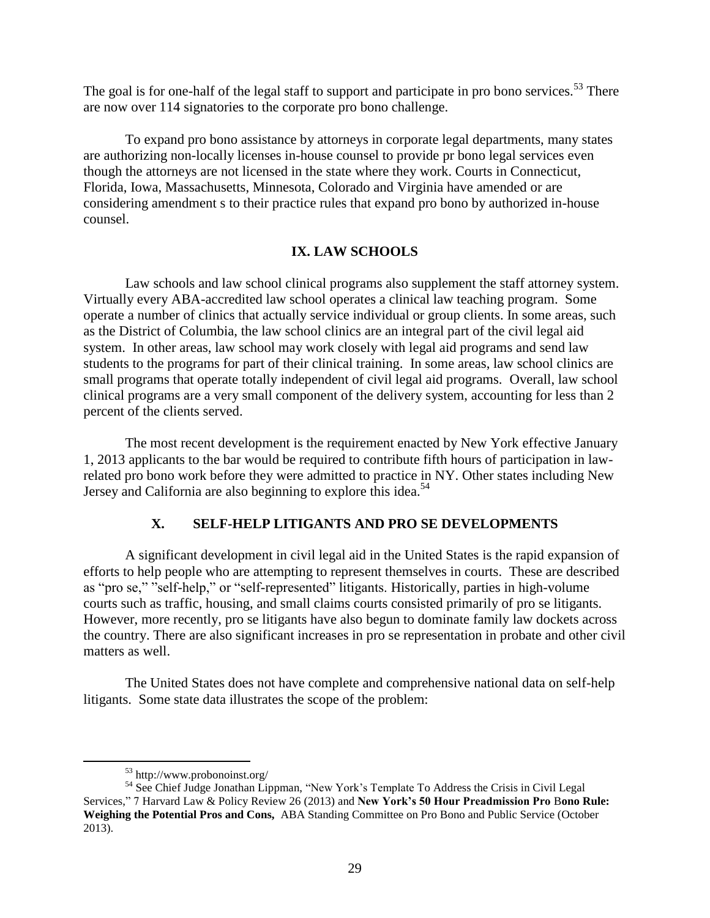The goal is for one-half of the legal staff to support and participate in pro bono services.[53] There are now over 114 signatories to the corporate pro bono challenge.

To expand pro bono assistance by attorneys in corporate legal departments, many states are authorizing non-locally licenses in-house counsel to provide pr bono legal services even though the attorneys are not licensed in the state where they work. Courts in Connecticut, Florida, Iowa, Massachusetts, Minnesota, Colorado and Virginia have amended or are considering amendment s to their practice rules that expand pro bono by authorized in-house counsel.

## IX. LAW SCHOOLS

Law schools and law school clinical programs also supplement the staff attorney system. Virtually every ABA-accredited law school operates a clinical law teaching program. Some operate a number of clinics that actually service individual or group clients. In some areas, such as the District of Columbia, the law school clinics are an integral part of the civil legal aid system. In other areas, law school may work closely with legal aid programs and send law students to the programs for part of their clinical training. In some areas, law school clinics are small programs that operate totally independent of civil legal aid programs. Overall, law school clinical programs are a very small component of the delivery system, accounting for less than 2 percent of the clients served.

The most recent development is the requirement enacted by New York effective January 1, 2013 applicants to the bar would be required to contribute fifth hours of participation in law-related pro bono work before they were admitted to practice in NY. Other states including New Jersey and California are also beginning to explore this idea.[54]

## X. SELF-HELP LITIGANTS AND PRO SE DEVELOPMENTS

A significant development in civil legal aid in the United States is the rapid expansion of efforts to help people who are attempting to represent themselves in courts. These are described as "pro se," "self-help," or "self-represented" litigants. Historically, parties in high-volume courts such as traffic, housing, and small claims courts consisted primarily of pro se litigants. However, more recently, pro se litigants have also begun to dominate family law dockets across the country. There are also significant increases in pro se representation in probate and other civil matters as well.

The United States does not have complete and comprehensive national data on self-help litigants. Some state data illustrates the scope of the problem:

---

[53] http://www.probonoinst.org/

[54] See Chief Judge Jonathan Lippman, "New York's Template To Address the Crisis in Civil Legal Services," 7 Harvard Law & Policy Review 26 (2013) and **New York's 50 Hour Preadmission Pro Bono Rule: Weighing the Potential Pros and Cons,** ABA Standing Committee on Pro Bono and Public Service (October 2013).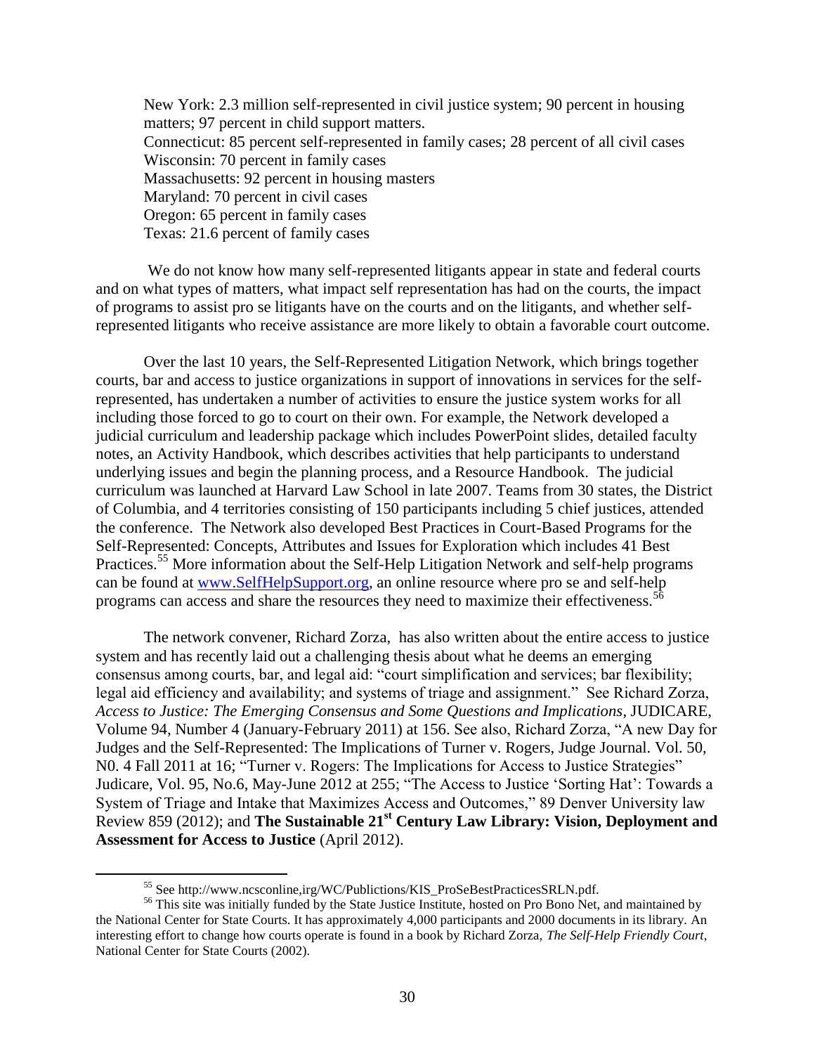New York: 2.3 million self-represented in civil justice system; 90 percent in housing matters; 97 percent in child support matters.
Connecticut: 85 percent self-represented in family cases; 28 percent of all civil cases
Wisconsin: 70 percent in family cases
Massachusetts: 92 percent in housing masters
Maryland: 70 percent in civil cases
Oregon: 65 percent in family cases
Texas: 21.6 percent of family cases

We do not know how many self-represented litigants appear in state and federal courts and on what types of matters, what impact self representation has had on the courts, the impact of programs to assist pro se litigants have on the courts and on the litigants, and whether self-represented litigants who receive assistance are more likely to obtain a favorable court outcome.

Over the last 10 years, the Self-Represented Litigation Network, which brings together courts, bar and access to justice organizations in support of innovations in services for the self-represented, has undertaken a number of activities to ensure the justice system works for all including those forced to go to court on their own. For example, the Network developed a judicial curriculum and leadership package which includes PowerPoint slides, detailed faculty notes, an Activity Handbook, which describes activities that help participants to understand underlying issues and begin the planning process, and a Resource Handbook. The judicial curriculum was launched at Harvard Law School in late 2007. Teams from 30 states, the District of Columbia, and 4 territories consisting of 150 participants including 5 chief justices, attended the conference. The Network also developed Best Practices in Court-Based Programs for the Self-Represented: Concepts, Attributes and Issues for Exploration which includes 41 Best Practices.[55] More information about the Self-Help Litigation Network and self-help programs can be found at [www.SelfHelpSupport.org](http://www.SelfHelpSupport.org), an online resource where pro se and self-help programs can access and share the resources they need to maximize their effectiveness.[56]

The network convener, Richard Zorza, has also written about the entire access to justice system and has recently laid out a challenging thesis about what he deems an emerging consensus among courts, bar, and legal aid: "court simplification and services; bar flexibility; legal aid efficiency and availability; and systems of triage and assignment." See Richard Zorza, *Access to Justice: The Emerging Consensus and Some Questions and Implications*, JUDICARE, Volume 94, Number 4 (January-February 2011) at 156. See also, Richard Zorza, "A new Day for Judges and the Self-Represented: The Implications of Turner v. Rogers, Judge Journal. Vol. 50, N0. 4 Fall 2011 at 16; "Turner v. Rogers: The Implications for Access to Justice Strategies" Judicare, Vol. 95, No.6, May-June 2012 at 255; "The Access to Justice 'Sorting Hat': Towards a System of Triage and Intake that Maximizes Access and Outcomes," 89 Denver University law Review 859 (2012); and **The Sustainable 21st Century Law Library: Vision, Deployment and Assessment for Access to Justice** (April 2012).

---

[55] See http://www.ncsconline,irg/WC/Publictions/KIS_ProSeBestPracticesSRLN.pdf.

[56] This site was initially funded by the State Justice Institute, hosted on Pro Bono Net, and maintained by the National Center for State Courts. It has approximately 4,000 participants and 2000 documents in its library. An interesting effort to change how courts operate is found in a book by Richard Zorza, *The Self-Help Friendly Court*, National Center for State Courts (2002).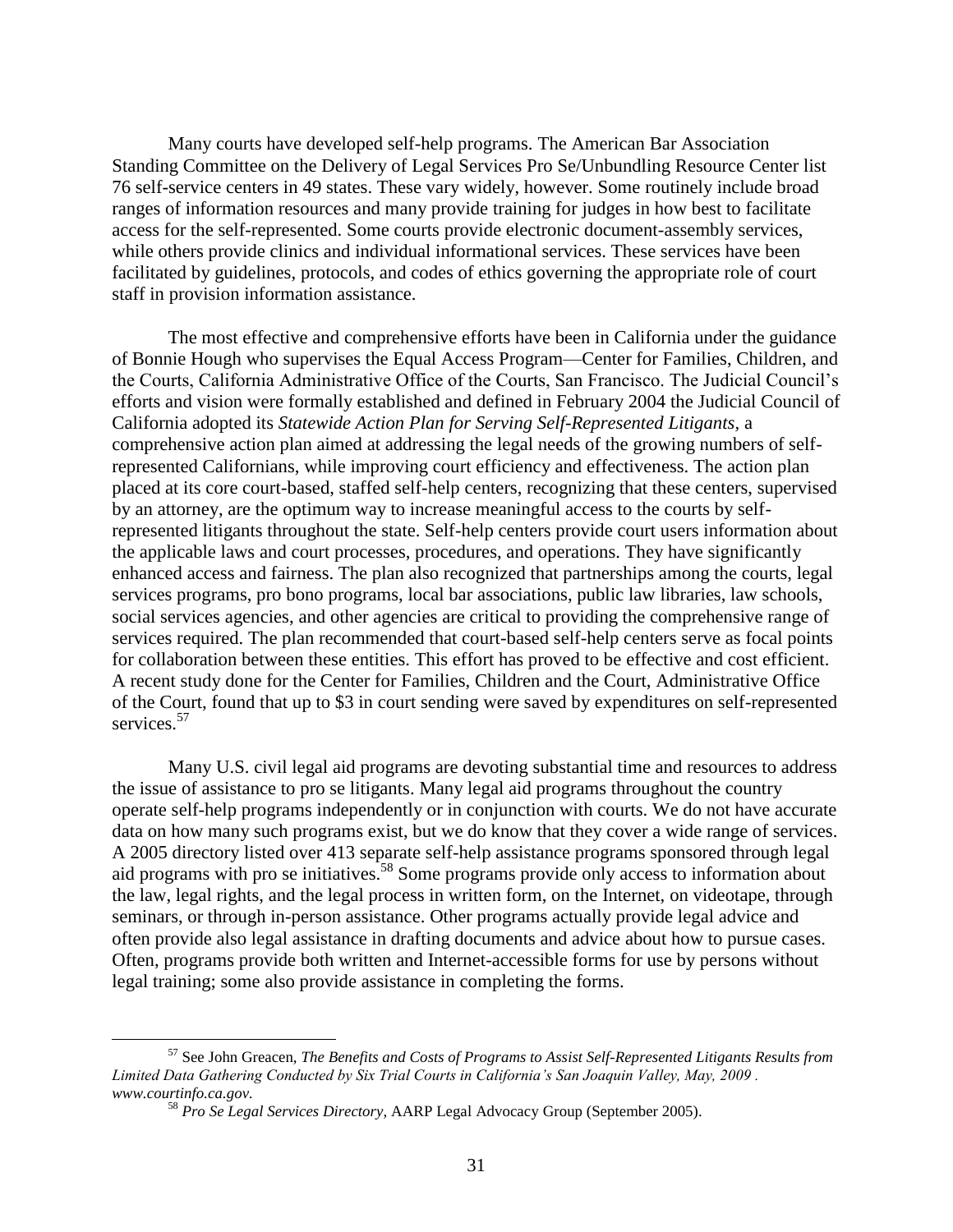Many courts have developed self-help programs. The American Bar Association Standing Committee on the Delivery of Legal Services Pro Se/Unbundling Resource Center list 76 self-service centers in 49 states. These vary widely, however. Some routinely include broad ranges of information resources and many provide training for judges in how best to facilitate access for the self-represented. Some courts provide electronic document-assembly services, while others provide clinics and individual informational services. These services have been facilitated by guidelines, protocols, and codes of ethics governing the appropriate role of court staff in provision information assistance.

The most effective and comprehensive efforts have been in California under the guidance of Bonnie Hough who supervises the Equal Access Program—Center for Families, Children, and the Courts, California Administrative Office of the Courts, San Francisco. The Judicial Council's efforts and vision were formally established and defined in February 2004 the Judicial Council of California adopted its *Statewide Action Plan for Serving Self-Represented Litigants*, a comprehensive action plan aimed at addressing the legal needs of the growing numbers of self-represented Californians, while improving court efficiency and effectiveness. The action plan placed at its core court-based, staffed self-help centers, recognizing that these centers, supervised by an attorney, are the optimum way to increase meaningful access to the courts by self-represented litigants throughout the state. Self-help centers provide court users information about the applicable laws and court processes, procedures, and operations. They have significantly enhanced access and fairness. The plan also recognized that partnerships among the courts, legal services programs, pro bono programs, local bar associations, public law libraries, law schools, social services agencies, and other agencies are critical to providing the comprehensive range of services required. The plan recommended that court-based self-help centers serve as focal points for collaboration between these entities. This effort has proved to be effective and cost efficient. A recent study done for the Center for Families, Children and the Court, Administrative Office of the Court, found that up to $3 in court sending were saved by expenditures on self-represented services.[57]

Many U.S. civil legal aid programs are devoting substantial time and resources to address the issue of assistance to pro se litigants. Many legal aid programs throughout the country operate self-help programs independently or in conjunction with courts. We do not have accurate data on how many such programs exist, but we do know that they cover a wide range of services. A 2005 directory listed over 413 separate self-help assistance programs sponsored through legal aid programs with pro se initiatives.[58] Some programs provide only access to information about the law, legal rights, and the legal process in written form, on the Internet, on videotape, through seminars, or through in-person assistance. Other programs actually provide legal advice and often provide also legal assistance in drafting documents and advice about how to pursue cases. Often, programs provide both written and Internet-accessible forms for use by persons without legal training; some also provide assistance in completing the forms.

---

[57] See John Greacen, *The Benefits and Costs of Programs to Assist Self-Represented Litigants Results from Limited Data Gathering Conducted by Six Trial Courts in California's San Joaquin Valley, May, 2009 . www.courtinfo.ca.gov.*

[58] *Pro Se Legal Services Directory*, AARP Legal Advocacy Group (September 2005).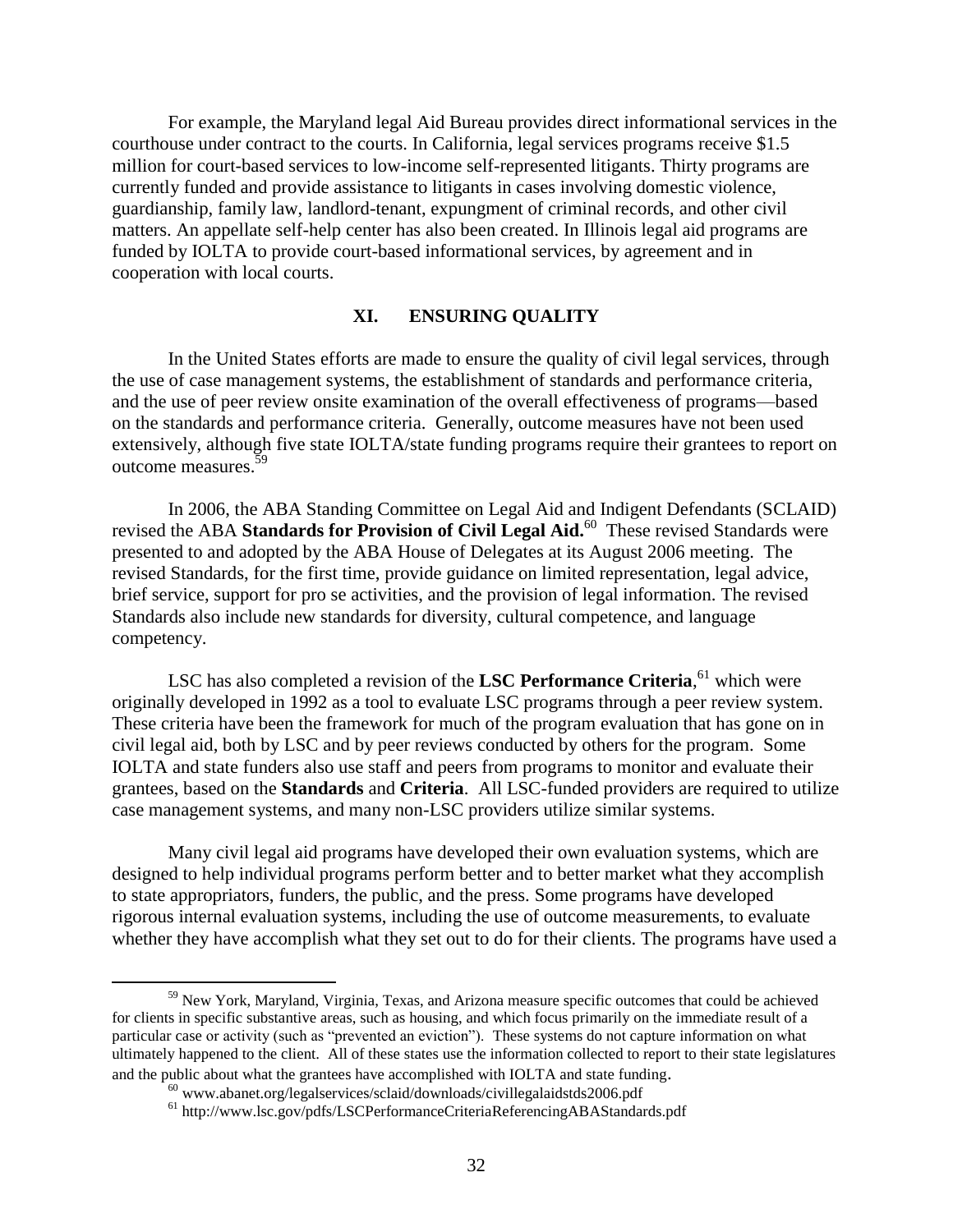For example, the Maryland legal Aid Bureau provides direct informational services in the courthouse under contract to the courts. In California, legal services programs receive $1.5 million for court-based services to low-income self-represented litigants. Thirty programs are currently funded and provide assistance to litigants in cases involving domestic violence, guardianship, family law, landlord-tenant, expungment of criminal records, and other civil matters. An appellate self-help center has also been created. In Illinois legal aid programs are funded by IOLTA to provide court-based informational services, by agreement and in cooperation with local courts.

## XI. ENSURING QUALITY

In the United States efforts are made to ensure the quality of civil legal services, through the use of case management systems, the establishment of standards and performance criteria, and the use of peer review onsite examination of the overall effectiveness of programs—based on the standards and performance criteria. Generally, outcome measures have not been used extensively, although five state IOLTA/state funding programs require their grantees to report on outcome measures.[59]

In 2006, the ABA Standing Committee on Legal Aid and Indigent Defendants (SCLAID) revised the ABA **Standards for Provision of Civil Legal Aid.**[60] These revised Standards were presented to and adopted by the ABA House of Delegates at its August 2006 meeting. The revised Standards, for the first time, provide guidance on limited representation, legal advice, brief service, support for pro se activities, and the provision of legal information. The revised Standards also include new standards for diversity, cultural competence, and language competency.

LSC has also completed a revision of the **LSC Performance Criteria**,[61] which were originally developed in 1992 as a tool to evaluate LSC programs through a peer review system. These criteria have been the framework for much of the program evaluation that has gone on in civil legal aid, both by LSC and by peer reviews conducted by others for the program. Some IOLTA and state funders also use staff and peers from programs to monitor and evaluate their grantees, based on the **Standards** and **Criteria**. All LSC-funded providers are required to utilize case management systems, and many non-LSC providers utilize similar systems.

Many civil legal aid programs have developed their own evaluation systems, which are designed to help individual programs perform better and to better market what they accomplish to state appropriators, funders, the public, and the press. Some programs have developed rigorous internal evaluation systems, including the use of outcome measurements, to evaluate whether they have accomplish what they set out to do for their clients. The programs have used a

---

[59] New York, Maryland, Virginia, Texas, and Arizona measure specific outcomes that could be achieved for clients in specific substantive areas, such as housing, and which focus primarily on the immediate result of a particular case or activity (such as "prevented an eviction"). These systems do not capture information on what ultimately happened to the client. All of these states use the information collected to report to their state legislatures and the public about what the grantees have accomplished with IOLTA and state funding.

[60] www.abanet.org/legalservices/sclaid/downloads/civillegalaidstds2006.pdf

[61] http://www.lsc.gov/pdfs/LSCPerformanceCriteriaReferencingABAStandards.pdf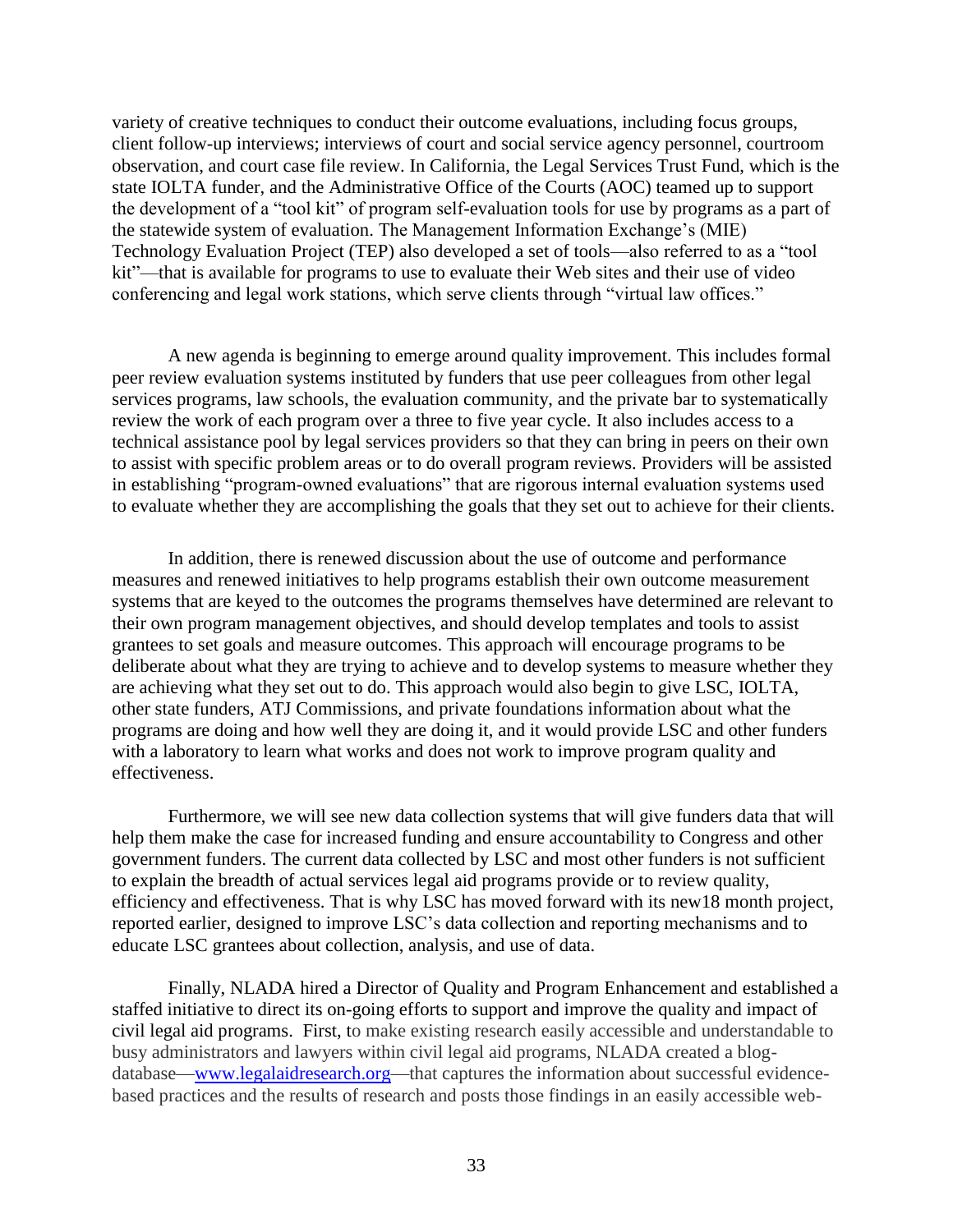variety of creative techniques to conduct their outcome evaluations, including focus groups, client follow-up interviews; interviews of court and social service agency personnel, courtroom observation, and court case file review. In California, the Legal Services Trust Fund, which is the state IOLTA funder, and the Administrative Office of the Courts (AOC) teamed up to support the development of a "tool kit" of program self-evaluation tools for use by programs as a part of the statewide system of evaluation. The Management Information Exchange's (MIE) Technology Evaluation Project (TEP) also developed a set of tools—also referred to as a "tool kit"—that is available for programs to use to evaluate their Web sites and their use of video conferencing and legal work stations, which serve clients through "virtual law offices."

A new agenda is beginning to emerge around quality improvement. This includes formal peer review evaluation systems instituted by funders that use peer colleagues from other legal services programs, law schools, the evaluation community, and the private bar to systematically review the work of each program over a three to five year cycle. It also includes access to a technical assistance pool by legal services providers so that they can bring in peers on their own to assist with specific problem areas or to do overall program reviews. Providers will be assisted in establishing "program-owned evaluations" that are rigorous internal evaluation systems used to evaluate whether they are accomplishing the goals that they set out to achieve for their clients.

In addition, there is renewed discussion about the use of outcome and performance measures and renewed initiatives to help programs establish their own outcome measurement systems that are keyed to the outcomes the programs themselves have determined are relevant to their own program management objectives, and should develop templates and tools to assist grantees to set goals and measure outcomes. This approach will encourage programs to be deliberate about what they are trying to achieve and to develop systems to measure whether they are achieving what they set out to do. This approach would also begin to give LSC, IOLTA, other state funders, ATJ Commissions, and private foundations information about what the programs are doing and how well they are doing it, and it would provide LSC and other funders with a laboratory to learn what works and does not work to improve program quality and effectiveness.

Furthermore, we will see new data collection systems that will give funders data that will help them make the case for increased funding and ensure accountability to Congress and other government funders. The current data collected by LSC and most other funders is not sufficient to explain the breadth of actual services legal aid programs provide or to review quality, efficiency and effectiveness. That is why LSC has moved forward with its new18 month project, reported earlier, designed to improve LSC's data collection and reporting mechanisms and to educate LSC grantees about collection, analysis, and use of data.

Finally, NLADA hired a Director of Quality and Program Enhancement and established a staffed initiative to direct its on-going efforts to support and improve the quality and impact of civil legal aid programs. First, to make existing research easily accessible and understandable to busy administrators and lawyers within civil legal aid programs, NLADA created a blog-database—[www.legalaidresearch.org](http://www.legalaidresearch.org)—that captures the information about successful evidence-based practices and the results of research and posts those findings in an easily accessible web-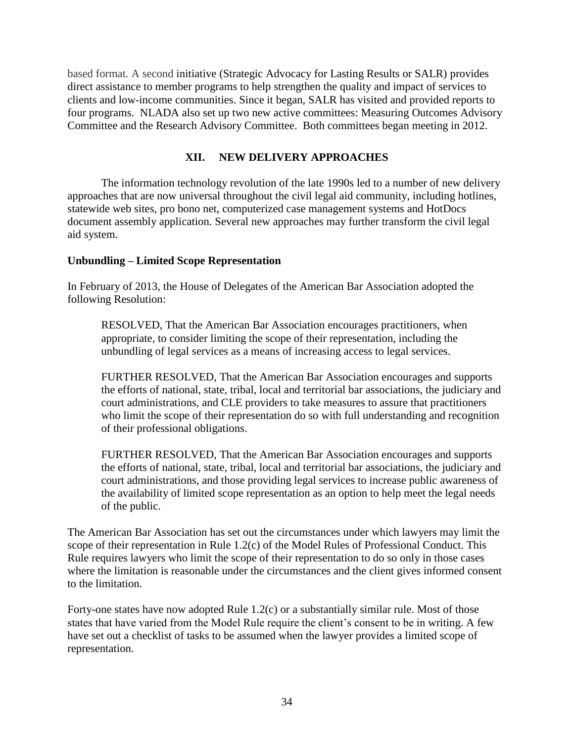based format. A second initiative (Strategic Advocacy for Lasting Results or SALR) provides direct assistance to member programs to help strengthen the quality and impact of services to clients and low-income communities. Since it began, SALR has visited and provided reports to four programs. NLADA also set up two new active committees: Measuring Outcomes Advisory Committee and the Research Advisory Committee. Both committees began meeting in 2012.

## XII. NEW DELIVERY APPROACHES

The information technology revolution of the late 1990s led to a number of new delivery approaches that are now universal throughout the civil legal aid community, including hotlines, statewide web sites, pro bono net, computerized case management systems and HotDocs document assembly application. Several new approaches may further transform the civil legal aid system.

### Unbundling – Limited Scope Representation

In February of 2013, the House of Delegates of the American Bar Association adopted the following Resolution:

> RESOLVED, That the American Bar Association encourages practitioners, when appropriate, to consider limiting the scope of their representation, including the unbundling of legal services as a means of increasing access to legal services.
>
> FURTHER RESOLVED, That the American Bar Association encourages and supports the efforts of national, state, tribal, local and territorial bar associations, the judiciary and court administrations, and CLE providers to take measures to assure that practitioners who limit the scope of their representation do so with full understanding and recognition of their professional obligations.
>
> FURTHER RESOLVED, That the American Bar Association encourages and supports the efforts of national, state, tribal, local and territorial bar associations, the judiciary and court administrations, and those providing legal services to increase public awareness of the availability of limited scope representation as an option to help meet the legal needs of the public.

The American Bar Association has set out the circumstances under which lawyers may limit the scope of their representation in Rule 1.2(c) of the Model Rules of Professional Conduct. This Rule requires lawyers who limit the scope of their representation to do so only in those cases where the limitation is reasonable under the circumstances and the client gives informed consent to the limitation.

Forty-one states have now adopted Rule 1.2(c) or a substantially similar rule. Most of those states that have varied from the Model Rule require the client's consent to be in writing. A few have set out a checklist of tasks to be assumed when the lawyer provides a limited scope of representation.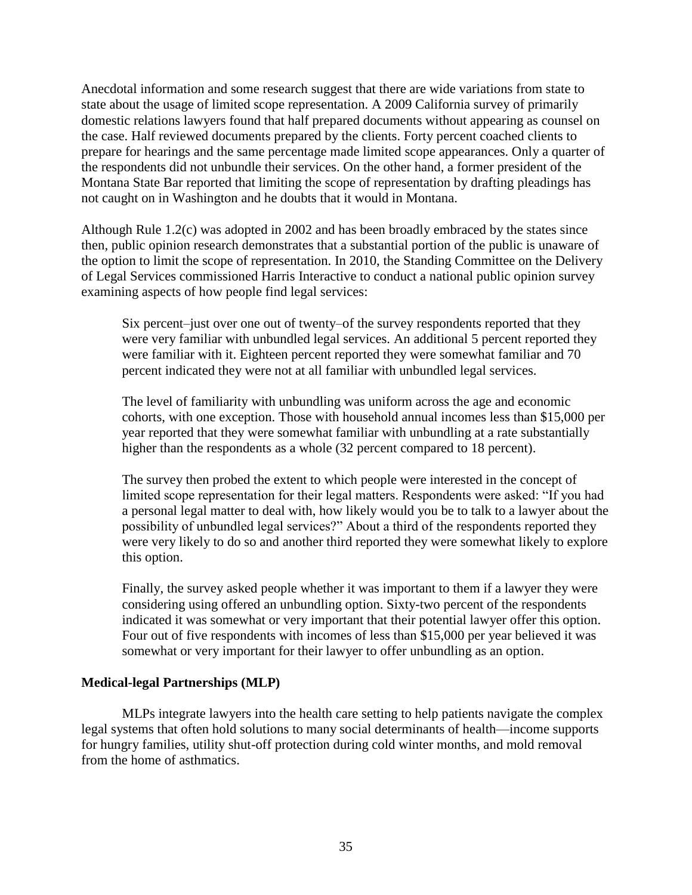Anecdotal information and some research suggest that there are wide variations from state to state about the usage of limited scope representation. A 2009 California survey of primarily domestic relations lawyers found that half prepared documents without appearing as counsel on the case. Half reviewed documents prepared by the clients. Forty percent coached clients to prepare for hearings and the same percentage made limited scope appearances. Only a quarter of the respondents did not unbundle their services. On the other hand, a former president of the Montana State Bar reported that limiting the scope of representation by drafting pleadings has not caught on in Washington and he doubts that it would in Montana.

Although Rule 1.2(c) was adopted in 2002 and has been broadly embraced by the states since then, public opinion research demonstrates that a substantial portion of the public is unaware of the option to limit the scope of representation. In 2010, the Standing Committee on the Delivery of Legal Services commissioned Harris Interactive to conduct a national public opinion survey examining aspects of how people find legal services:

> Six percent–just over one out of twenty–of the survey respondents reported that they were very familiar with unbundled legal services. An additional 5 percent reported they were familiar with it. Eighteen percent reported they were somewhat familiar and 70 percent indicated they were not at all familiar with unbundled legal services.
>
> The level of familiarity with unbundling was uniform across the age and economic cohorts, with one exception. Those with household annual incomes less than $15,000 per year reported that they were somewhat familiar with unbundling at a rate substantially higher than the respondents as a whole (32 percent compared to 18 percent).
>
> The survey then probed the extent to which people were interested in the concept of limited scope representation for their legal matters. Respondents were asked: "If you had a personal legal matter to deal with, how likely would you be to talk to a lawyer about the possibility of unbundled legal services?" About a third of the respondents reported they were very likely to do so and another third reported they were somewhat likely to explore this option.
>
> Finally, the survey asked people whether it was important to them if a lawyer they were considering using offered an unbundling option. Sixty-two percent of the respondents indicated it was somewhat or very important that their potential lawyer offer this option. Four out of five respondents with incomes of less than $15,000 per year believed it was somewhat or very important for their lawyer to offer unbundling as an option.

**Medical-legal Partnerships (MLP)**

MLPs integrate lawyers into the health care setting to help patients navigate the complex legal systems that often hold solutions to many social determinants of health—income supports for hungry families, utility shut-off protection during cold winter months, and mold removal from the home of asthmatics.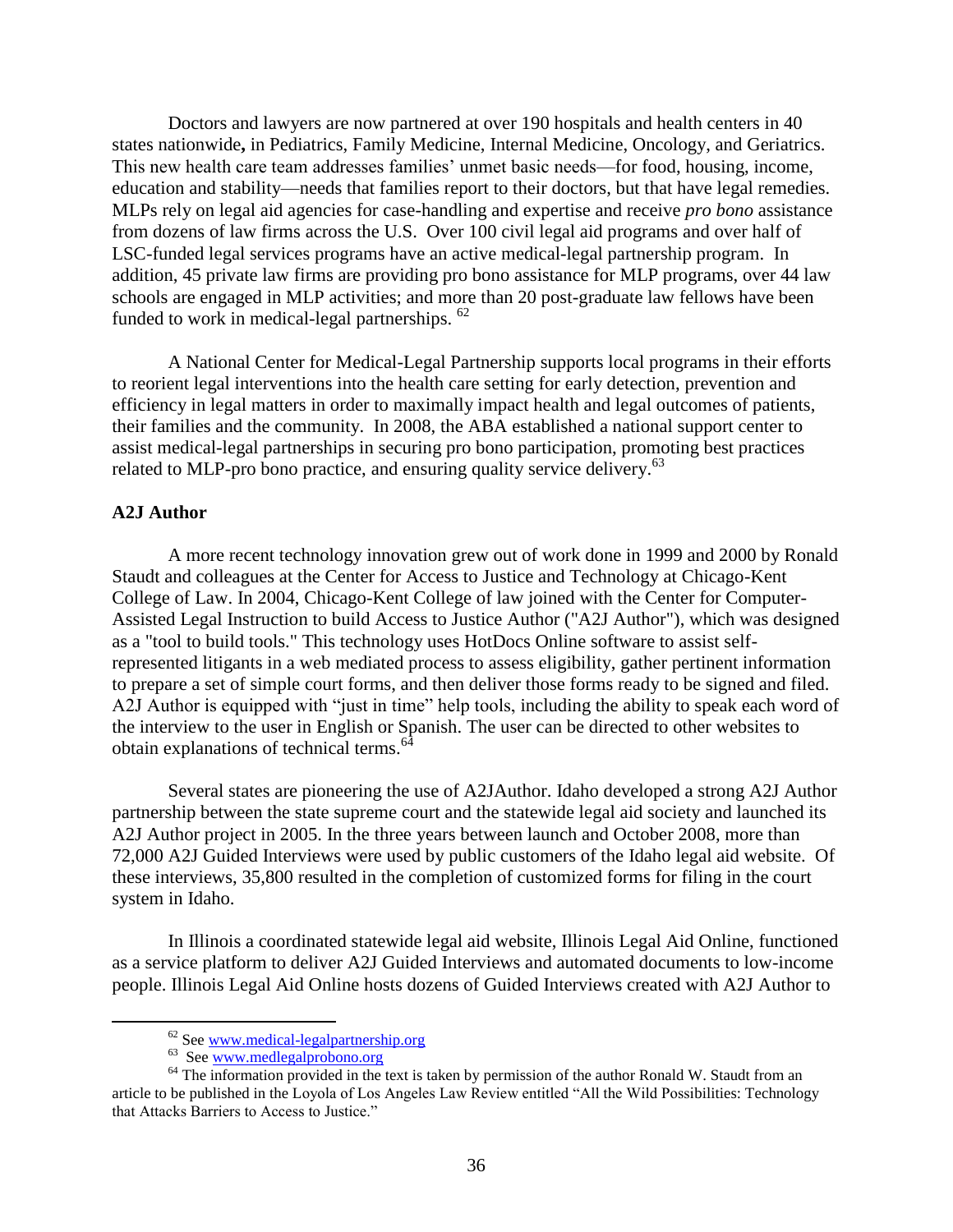Doctors and lawyers are now partnered at over 190 hospitals and health centers in 40 states nationwide**,** in Pediatrics, Family Medicine, Internal Medicine, Oncology, and Geriatrics. This new health care team addresses families' unmet basic needs—for food, housing, income, education and stability—needs that families report to their doctors, but that have legal remedies. MLPs rely on legal aid agencies for case-handling and expertise and receive *pro bono* assistance from dozens of law firms across the U.S. Over 100 civil legal aid programs and over half of LSC-funded legal services programs have an active medical-legal partnership program. In addition, 45 private law firms are providing pro bono assistance for MLP programs, over 44 law schools are engaged in MLP activities; and more than 20 post-graduate law fellows have been funded to work in medical-legal partnerships. [62]

A National Center for Medical-Legal Partnership supports local programs in their efforts to reorient legal interventions into the health care setting for early detection, prevention and efficiency in legal matters in order to maximally impact health and legal outcomes of patients, their families and the community. In 2008, the ABA established a national support center to assist medical-legal partnerships in securing pro bono participation, promoting best practices related to MLP-pro bono practice, and ensuring quality service delivery.[63]

**A2J Author**

A more recent technology innovation grew out of work done in 1999 and 2000 by Ronald Staudt and colleagues at the Center for Access to Justice and Technology at Chicago-Kent College of Law. In 2004, Chicago-Kent College of law joined with the Center for Computer-Assisted Legal Instruction to build Access to Justice Author ("A2J Author"), which was designed as a "tool to build tools." This technology uses HotDocs Online software to assist self-represented litigants in a web mediated process to assess eligibility, gather pertinent information to prepare a set of simple court forms, and then deliver those forms ready to be signed and filed. A2J Author is equipped with "just in time" help tools, including the ability to speak each word of the interview to the user in English or Spanish. The user can be directed to other websites to obtain explanations of technical terms.[64]

Several states are pioneering the use of A2JAuthor. Idaho developed a strong A2J Author partnership between the state supreme court and the statewide legal aid society and launched its A2J Author project in 2005. In the three years between launch and October 2008, more than 72,000 A2J Guided Interviews were used by public customers of the Idaho legal aid website. Of these interviews, 35,800 resulted in the completion of customized forms for filing in the court system in Idaho.

In Illinois a coordinated statewide legal aid website, Illinois Legal Aid Online, functioned as a service platform to deliver A2J Guided Interviews and automated documents to low-income people. Illinois Legal Aid Online hosts dozens of Guided Interviews created with A2J Author to

---

[62] See www.medical-legalpartnership.org

[63] See www.medlegalprobono.org

[64] The information provided in the text is taken by permission of the author Ronald W. Staudt from an article to be published in the Loyola of Los Angeles Law Review entitled "All the Wild Possibilities: Technology that Attacks Barriers to Access to Justice."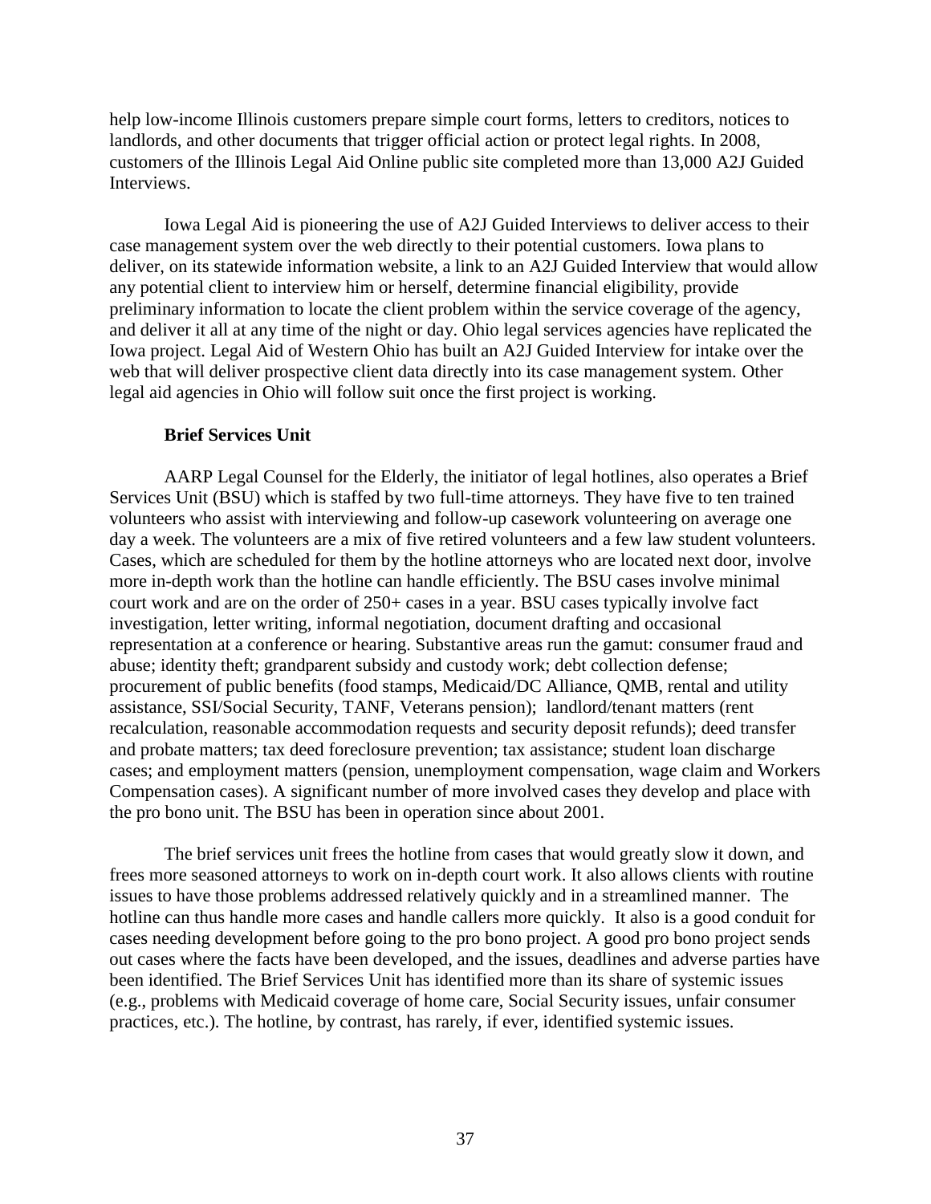help low-income Illinois customers prepare simple court forms, letters to creditors, notices to landlords, and other documents that trigger official action or protect legal rights. In 2008, customers of the Illinois Legal Aid Online public site completed more than 13,000 A2J Guided Interviews.

Iowa Legal Aid is pioneering the use of A2J Guided Interviews to deliver access to their case management system over the web directly to their potential customers. Iowa plans to deliver, on its statewide information website, a link to an A2J Guided Interview that would allow any potential client to interview him or herself, determine financial eligibility, provide preliminary information to locate the client problem within the service coverage of the agency, and deliver it all at any time of the night or day. Ohio legal services agencies have replicated the Iowa project. Legal Aid of Western Ohio has built an A2J Guided Interview for intake over the web that will deliver prospective client data directly into its case management system. Other legal aid agencies in Ohio will follow suit once the first project is working.

**Brief Services Unit**

AARP Legal Counsel for the Elderly, the initiator of legal hotlines, also operates a Brief Services Unit (BSU) which is staffed by two full-time attorneys. They have five to ten trained volunteers who assist with interviewing and follow-up casework volunteering on average one day a week. The volunteers are a mix of five retired volunteers and a few law student volunteers. Cases, which are scheduled for them by the hotline attorneys who are located next door, involve more in-depth work than the hotline can handle efficiently. The BSU cases involve minimal court work and are on the order of 250+ cases in a year. BSU cases typically involve fact investigation, letter writing, informal negotiation, document drafting and occasional representation at a conference or hearing. Substantive areas run the gamut: consumer fraud and abuse; identity theft; grandparent subsidy and custody work; debt collection defense; procurement of public benefits (food stamps, Medicaid/DC Alliance, QMB, rental and utility assistance, SSI/Social Security, TANF, Veterans pension); landlord/tenant matters (rent recalculation, reasonable accommodation requests and security deposit refunds); deed transfer and probate matters; tax deed foreclosure prevention; tax assistance; student loan discharge cases; and employment matters (pension, unemployment compensation, wage claim and Workers Compensation cases). A significant number of more involved cases they develop and place with the pro bono unit. The BSU has been in operation since about 2001.

The brief services unit frees the hotline from cases that would greatly slow it down, and frees more seasoned attorneys to work on in-depth court work. It also allows clients with routine issues to have those problems addressed relatively quickly and in a streamlined manner. The hotline can thus handle more cases and handle callers more quickly. It also is a good conduit for cases needing development before going to the pro bono project. A good pro bono project sends out cases where the facts have been developed, and the issues, deadlines and adverse parties have been identified. The Brief Services Unit has identified more than its share of systemic issues (e.g., problems with Medicaid coverage of home care, Social Security issues, unfair consumer practices, etc.). The hotline, by contrast, has rarely, if ever, identified systemic issues.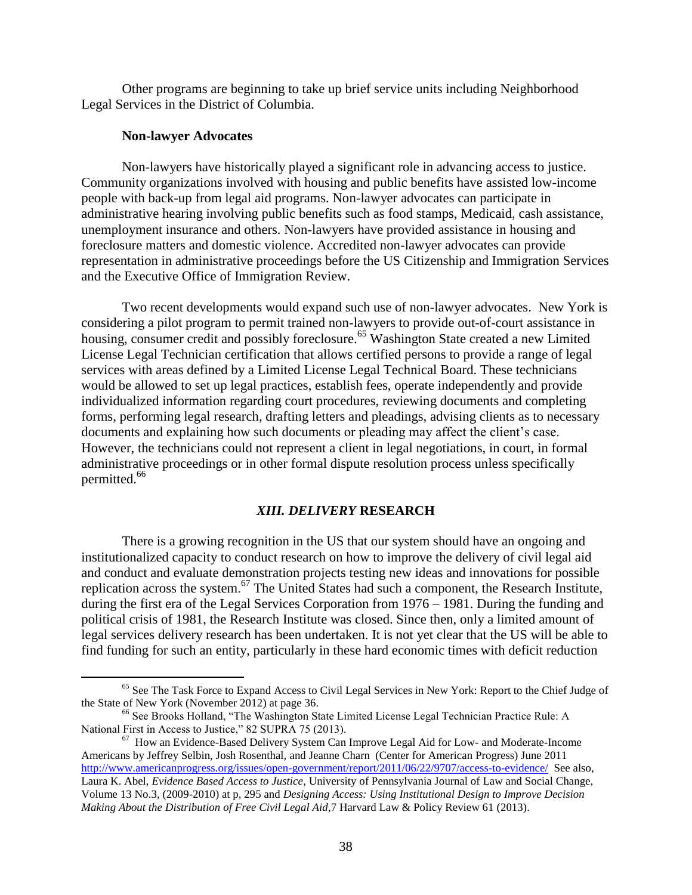Other programs are beginning to take up brief service units including Neighborhood Legal Services in the District of Columbia.

**Non-lawyer Advocates**

Non-lawyers have historically played a significant role in advancing access to justice. Community organizations involved with housing and public benefits have assisted low-income people with back-up from legal aid programs. Non-lawyer advocates can participate in administrative hearing involving public benefits such as food stamps, Medicaid, cash assistance, unemployment insurance and others. Non-lawyers have provided assistance in housing and foreclosure matters and domestic violence. Accredited non-lawyer advocates can provide representation in administrative proceedings before the US Citizenship and Immigration Services and the Executive Office of Immigration Review.

Two recent developments would expand such use of non-lawyer advocates. New York is considering a pilot program to permit trained non-lawyers to provide out-of-court assistance in housing, consumer credit and possibly foreclosure.[65] Washington State created a new Limited License Legal Technician certification that allows certified persons to provide a range of legal services with areas defined by a Limited License Legal Technical Board. These technicians would be allowed to set up legal practices, establish fees, operate independently and provide individualized information regarding court procedures, reviewing documents and completing forms, performing legal research, drafting letters and pleadings, advising clients as to necessary documents and explaining how such documents or pleading may affect the client's case. However, the technicians could not represent a client in legal negotiations, in court, in formal administrative proceedings or in other formal dispute resolution process unless specifically permitted.[66]

## *XIII. DELIVERY* RESEARCH

There is a growing recognition in the US that our system should have an ongoing and institutionalized capacity to conduct research on how to improve the delivery of civil legal aid and conduct and evaluate demonstration projects testing new ideas and innovations for possible replication across the system.[67] The United States had such a component, the Research Institute, during the first era of the Legal Services Corporation from 1976 – 1981. During the funding and political crisis of 1981, the Research Institute was closed. Since then, only a limited amount of legal services delivery research has been undertaken. It is not yet clear that the US will be able to find funding for such an entity, particularly in these hard economic times with deficit reduction

---

[65] See The Task Force to Expand Access to Civil Legal Services in New York: Report to the Chief Judge of the State of New York (November 2012) at page 36.

[66] See Brooks Holland, "The Washington State Limited License Legal Technician Practice Rule: A National First in Access to Justice," 82 SUPRA 75 (2013).

[67] How an Evidence-Based Delivery System Can Improve Legal Aid for Low- and Moderate-Income Americans by Jeffrey Selbin, Josh Rosenthal, and Jeanne Charn (Center for American Progress) June 2011 http://www.americanprogress.org/issues/open-government/report/2011/06/22/9707/access-to-evidence/ See also, Laura K. Abel, *Evidence Based Access to Justice*, University of Pennsylvania Journal of Law and Social Change, Volume 13 No.3, (2009-2010) at p, 295 and *Designing Access: Using Institutional Design to Improve Decision Making About the Distribution of Free Civil Legal Aid*,7 Harvard Law & Policy Review 61 (2013).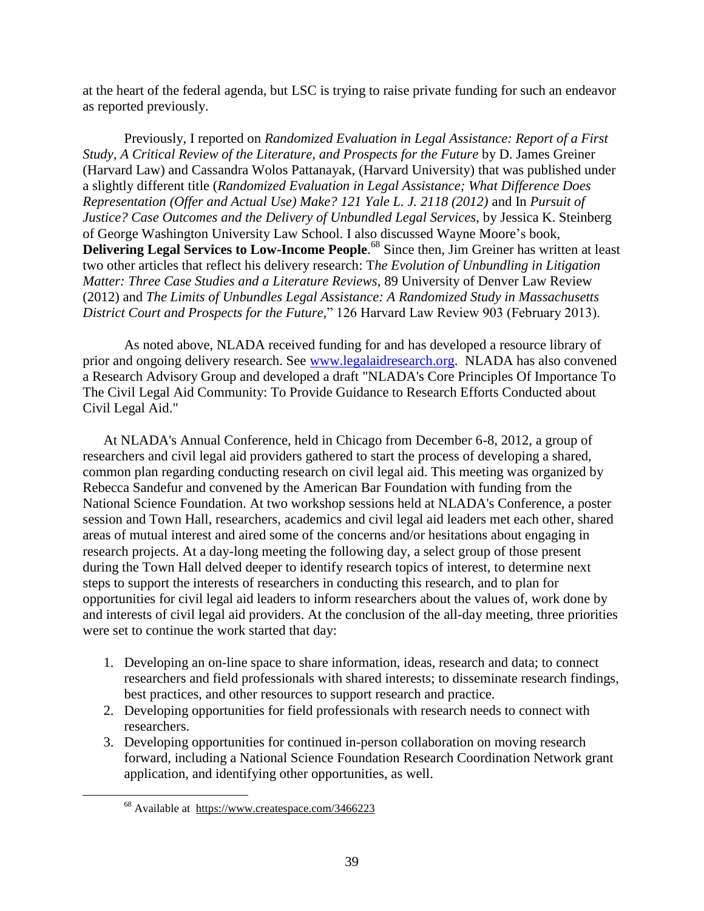at the heart of the federal agenda, but LSC is trying to raise private funding for such an endeavor as reported previously.

Previously, I reported on *Randomized Evaluation in Legal Assistance: Report of a First Study, A Critical Review of the Literature, and Prospects for the Future* by D. James Greiner (Harvard Law) and Cassandra Wolos Pattanayak, (Harvard University) that was published under a slightly different title (*Randomized Evaluation in Legal Assistance; What Difference Does Representation (Offer and Actual Use) Make? 121 Yale L. J. 2118 (2012)* and In *Pursuit of Justice? Case Outcomes and the Delivery of Unbundled Legal Services*, by Jessica K. Steinberg of George Washington University Law School. I also discussed Wayne Moore's book, **Delivering Legal Services to Low-Income People**.[68] Since then, Jim Greiner has written at least two other articles that reflect his delivery research: T*he Evolution of Unbundling in Litigation Matter: Three Case Studies and a Literature Reviews*, 89 University of Denver Law Review (2012) and *The Limits of Unbundles Legal Assistance: A Randomized Study in Massachusetts District Court and Prospects for the Future*," 126 Harvard Law Review 903 (February 2013).

As noted above, NLADA received funding for and has developed a resource library of prior and ongoing delivery research. See www.legalaidresearch.org. NLADA has also convened a Research Advisory Group and developed a draft "NLADA's Core Principles Of Importance To The Civil Legal Aid Community: To Provide Guidance to Research Efforts Conducted about Civil Legal Aid."

At NLADA's Annual Conference, held in Chicago from December 6-8, 2012, a group of researchers and civil legal aid providers gathered to start the process of developing a shared, common plan regarding conducting research on civil legal aid. This meeting was organized by Rebecca Sandefur and convened by the American Bar Foundation with funding from the National Science Foundation. At two workshop sessions held at NLADA's Conference, a poster session and Town Hall, researchers, academics and civil legal aid leaders met each other, shared areas of mutual interest and aired some of the concerns and/or hesitations about engaging in research projects. At a day-long meeting the following day, a select group of those present during the Town Hall delved deeper to identify research topics of interest, to determine next steps to support the interests of researchers in conducting this research, and to plan for opportunities for civil legal aid leaders to inform researchers about the values of, work done by and interests of civil legal aid providers. At the conclusion of the all-day meeting, three priorities were set to continue the work started that day:

1. Developing an on-line space to share information, ideas, research and data; to connect researchers and field professionals with shared interests; to disseminate research findings, best practices, and other resources to support research and practice.
2. Developing opportunities for field professionals with research needs to connect with researchers.
3. Developing opportunities for continued in-person collaboration on moving research forward, including a National Science Foundation Research Coordination Network grant application, and identifying other opportunities, as well.

---

[68] Available at https://www.createspace.com/3466223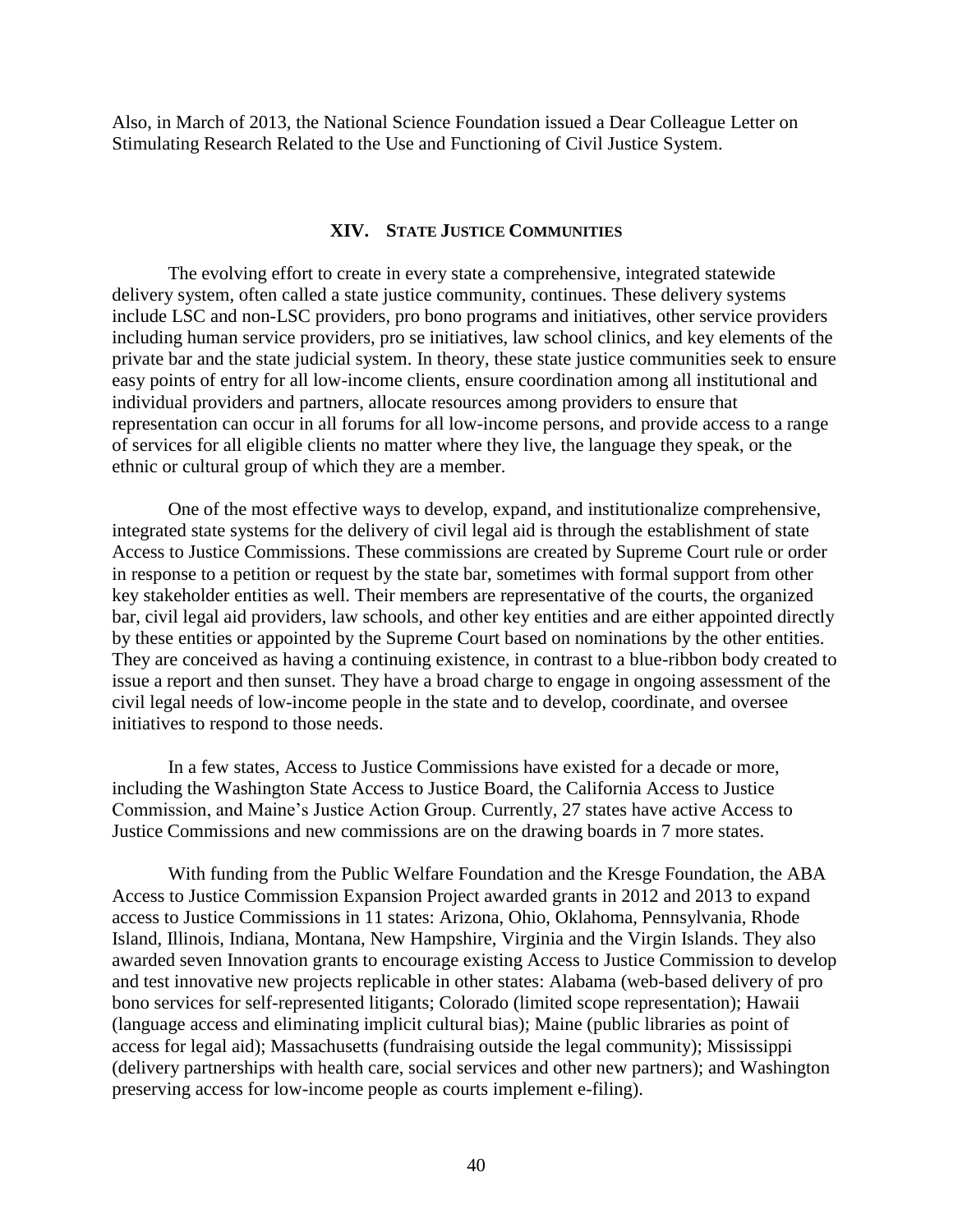Also, in March of 2013, the National Science Foundation issued a Dear Colleague Letter on Stimulating Research Related to the Use and Functioning of Civil Justice System.

## XIV. STATE JUSTICE COMMUNITIES

The evolving effort to create in every state a comprehensive, integrated statewide delivery system, often called a state justice community, continues. These delivery systems include LSC and non-LSC providers, pro bono programs and initiatives, other service providers including human service providers, pro se initiatives, law school clinics, and key elements of the private bar and the state judicial system. In theory, these state justice communities seek to ensure easy points of entry for all low-income clients, ensure coordination among all institutional and individual providers and partners, allocate resources among providers to ensure that representation can occur in all forums for all low-income persons, and provide access to a range of services for all eligible clients no matter where they live, the language they speak, or the ethnic or cultural group of which they are a member.

One of the most effective ways to develop, expand, and institutionalize comprehensive, integrated state systems for the delivery of civil legal aid is through the establishment of state Access to Justice Commissions. These commissions are created by Supreme Court rule or order in response to a petition or request by the state bar, sometimes with formal support from other key stakeholder entities as well. Their members are representative of the courts, the organized bar, civil legal aid providers, law schools, and other key entities and are either appointed directly by these entities or appointed by the Supreme Court based on nominations by the other entities. They are conceived as having a continuing existence, in contrast to a blue-ribbon body created to issue a report and then sunset. They have a broad charge to engage in ongoing assessment of the civil legal needs of low-income people in the state and to develop, coordinate, and oversee initiatives to respond to those needs.

In a few states, Access to Justice Commissions have existed for a decade or more, including the Washington State Access to Justice Board, the California Access to Justice Commission, and Maine's Justice Action Group. Currently, 27 states have active Access to Justice Commissions and new commissions are on the drawing boards in 7 more states.

With funding from the Public Welfare Foundation and the Kresge Foundation, the ABA Access to Justice Commission Expansion Project awarded grants in 2012 and 2013 to expand access to Justice Commissions in 11 states: Arizona, Ohio, Oklahoma, Pennsylvania, Rhode Island, Illinois, Indiana, Montana, New Hampshire, Virginia and the Virgin Islands. They also awarded seven Innovation grants to encourage existing Access to Justice Commission to develop and test innovative new projects replicable in other states: Alabama (web-based delivery of pro bono services for self-represented litigants; Colorado (limited scope representation); Hawaii (language access and eliminating implicit cultural bias); Maine (public libraries as point of access for legal aid); Massachusetts (fundraising outside the legal community); Mississippi (delivery partnerships with health care, social services and other new partners); and Washington preserving access for low-income people as courts implement e-filing).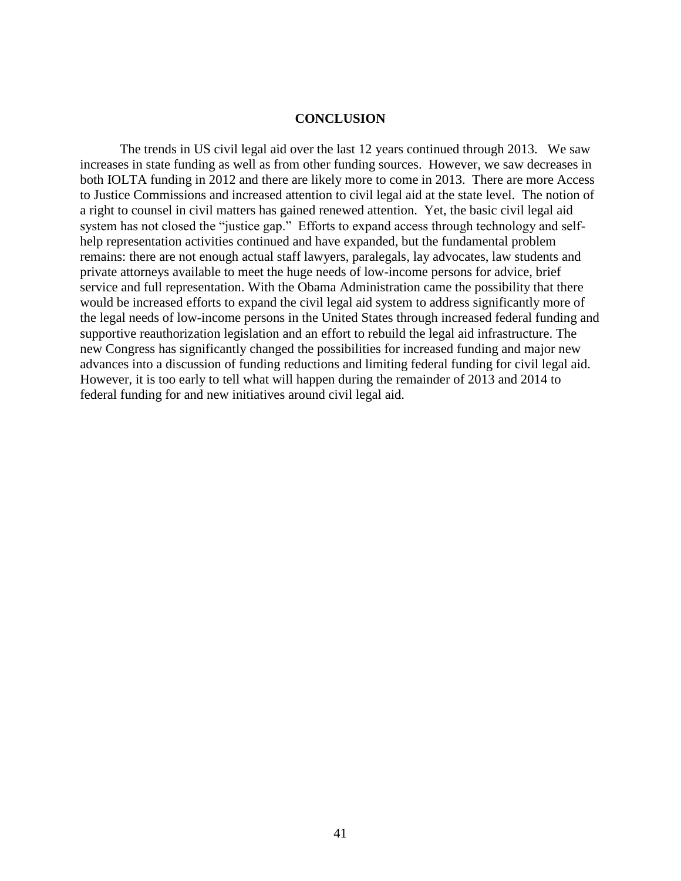# CONCLUSION

The trends in US civil legal aid over the last 12 years continued through 2013. We saw increases in state funding as well as from other funding sources. However, we saw decreases in both IOLTA funding in 2012 and there are likely more to come in 2013. There are more Access to Justice Commissions and increased attention to civil legal aid at the state level. The notion of a right to counsel in civil matters has gained renewed attention. Yet, the basic civil legal aid system has not closed the "justice gap." Efforts to expand access through technology and self-help representation activities continued and have expanded, but the fundamental problem remains: there are not enough actual staff lawyers, paralegals, lay advocates, law students and private attorneys available to meet the huge needs of low-income persons for advice, brief service and full representation. With the Obama Administration came the possibility that there would be increased efforts to expand the civil legal aid system to address significantly more of the legal needs of low-income persons in the United States through increased federal funding and supportive reauthorization legislation and an effort to rebuild the legal aid infrastructure. The new Congress has significantly changed the possibilities for increased funding and major new advances into a discussion of funding reductions and limiting federal funding for civil legal aid. However, it is too early to tell what will happen during the remainder of 2013 and 2014 to federal funding for and new initiatives around civil legal aid.